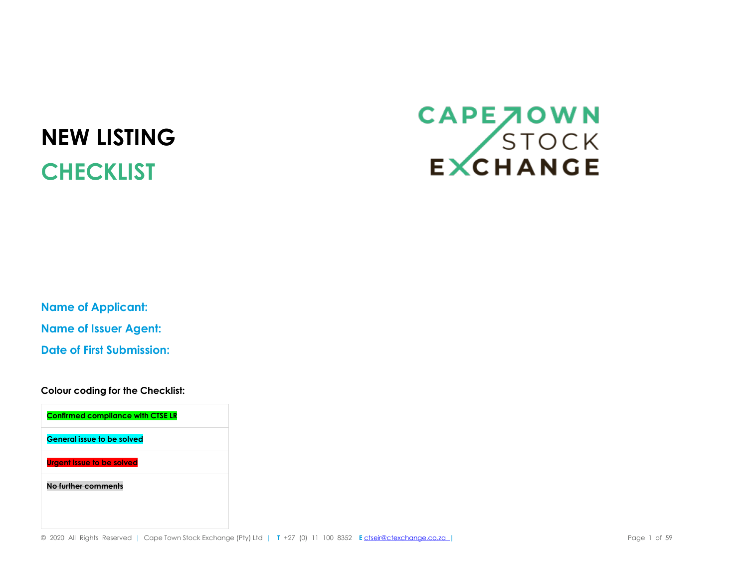# NEW LISTING CHECKLIST

CAPE TOWN STOCK EXCHANGE

**Name of Applicant:**

**Name of Issuer Agent:**

**Date of First Submission:**

**Colour coding for the Checklist:**

| |
|---|
| **Confirmed compliance with CTSE LR** |
| **General issue to be solved** |
| **Urgent issue to be solved** |
| **~~No further comments~~** |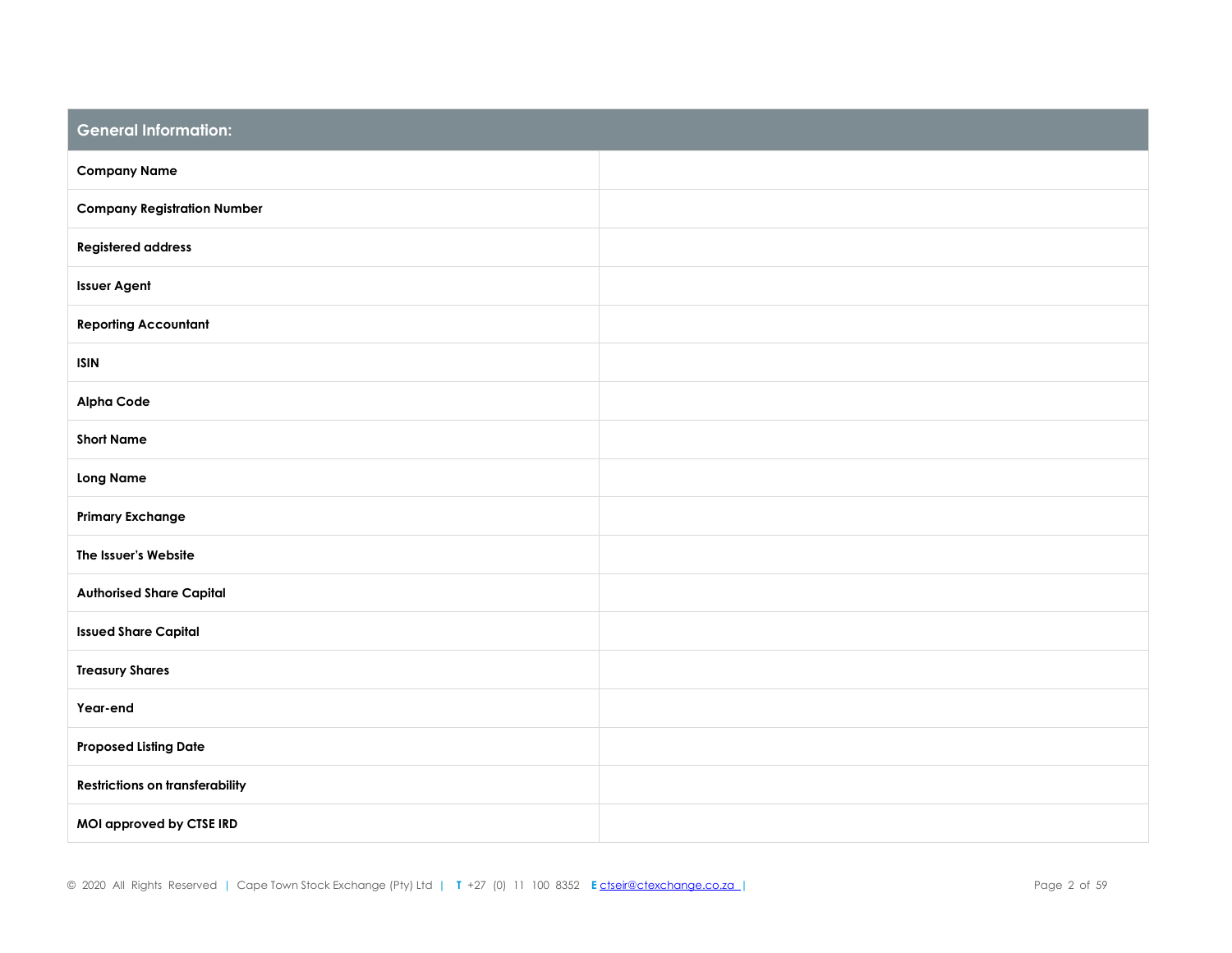| General Information: | |
|---|---|
| **Company Name** | |
| **Company Registration Number** | |
| **Registered address** | |
| **Issuer Agent** | |
| **Reporting Accountant** | |
| **ISIN** | |
| **Alpha Code** | |
| **Short Name** | |
| **Long Name** | |
| **Primary Exchange** | |
| **The Issuer's Website** | |
| **Authorised Share Capital** | |
| **Issued Share Capital** | |
| **Treasury Shares** | |
| **Year-end** | |
| **Proposed Listing Date** | |
| **Restrictions on transferability** | |
| **MOI approved by CTSE IRD** | |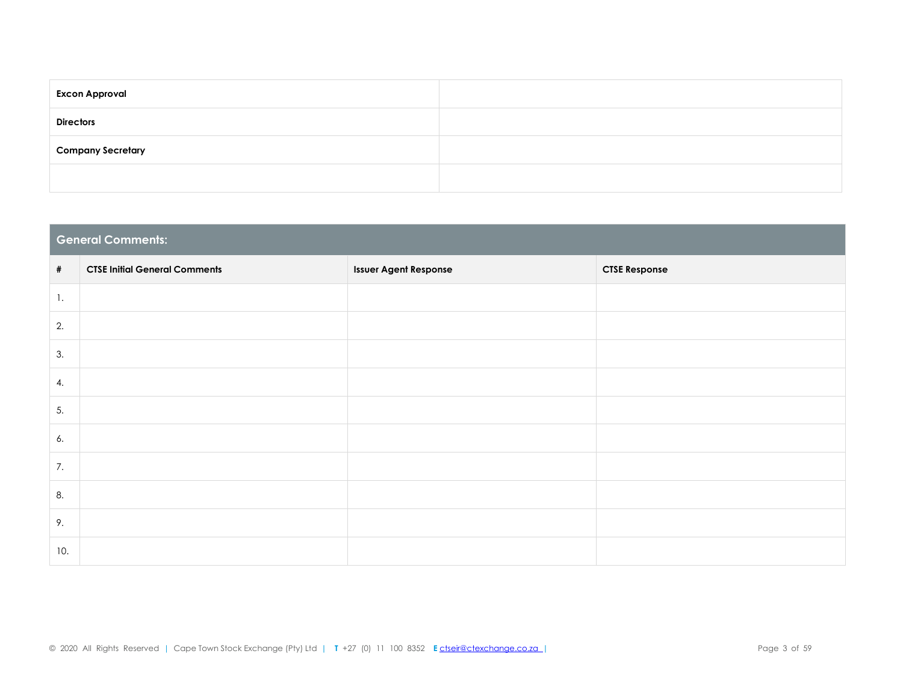| Excon Approval | |
|---|---|
| Directors | |
| Company Secretary | |
| | |

| General Comments: | | | |
|---|---|---|---|
| # | CTSE Initial General Comments | Issuer Agent Response | CTSE Response |
| 1. | | | |
| 2. | | | |
| 3. | | | |
| 4. | | | |
| 5. | | | |
| 6. | | | |
| 7. | | | |
| 8. | | | |
| 9. | | | |
| 10. | | | |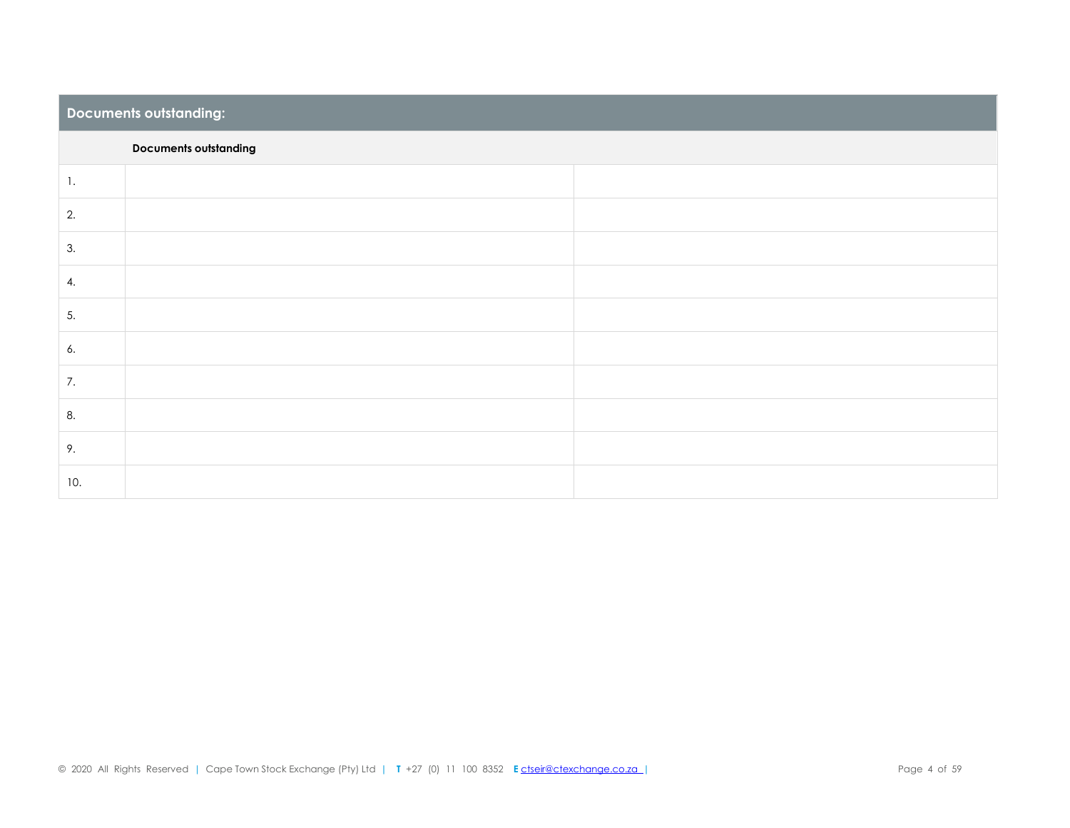## Documents outstanding:

| | Documents outstanding | |
|---|---|---|
| 1. | | |
| 2. | | |
| 3. | | |
| 4. | | |
| 5. | | |
| 6. | | |
| 7. | | |
| 8. | | |
| 9. | | |
| 10. | | |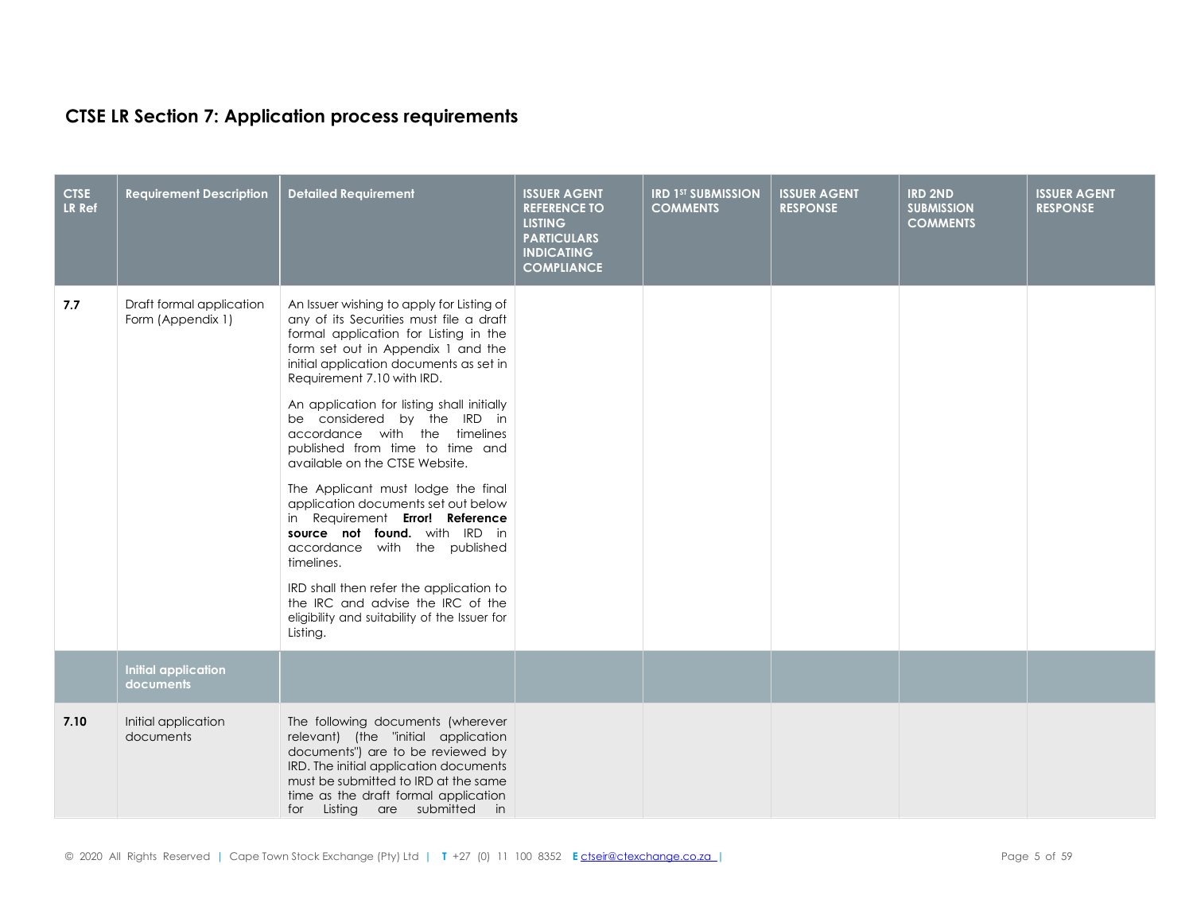## CTSE LR Section 7: Application process requirements

| CTSE LR Ref | Requirement Description | Detailed Requirement | ISSUER AGENT REFERENCE TO LISTING PARTICULARS INDICATING COMPLIANCE | IRD 1ST SUBMISSION COMMENTS | ISSUER AGENT RESPONSE | IRD 2ND SUBMISSION COMMENTS | ISSUER AGENT RESPONSE |
|---|---|---|---|---|---|---|---|
| **7.7** | Draft formal application Form (Appendix 1) | An Issuer wishing to apply for Listing of any of its Securities must file a draft formal application for Listing in the form set out in Appendix 1 and the initial application documents as set in Requirement 7.10 with IRD.<br><br>An application for listing shall initially be considered by the IRD in accordance with the timelines published from time to time and available on the CTSE Website.<br><br>The Applicant must lodge the final application documents set out below in Requirement **Error! Reference source not found.** with IRD in accordance with the published timelines.<br><br>IRD shall then refer the application to the IRC and advise the IRC of the eligibility and suitability of the Issuer for Listing. | | | | | |
| | **Initial application documents** | | | | | | |
| **7.10** | Initial application documents | The following documents (wherever relevant) (the "initial application documents") are to be reviewed by IRD. The initial application documents must be submitted to IRD at the same time as the draft formal application for Listing are submitted in | | | | | |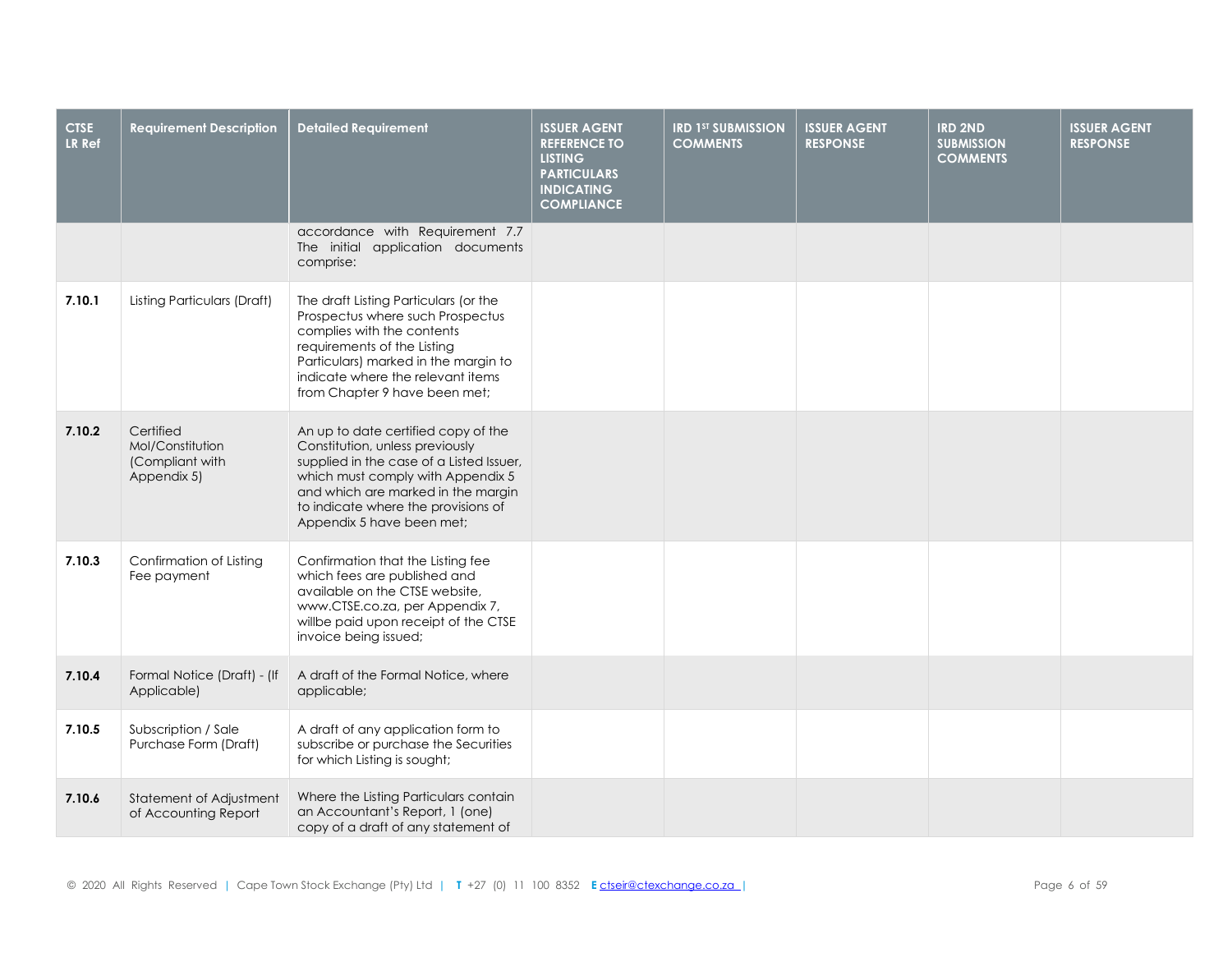| CTSE LR Ref | Requirement Description | Detailed Requirement | ISSUER AGENT REFERENCE TO LISTING PARTICULARS INDICATING COMPLIANCE | IRD 1ST SUBMISSION COMMENTS | ISSUER AGENT RESPONSE | IRD 2ND SUBMISSION COMMENTS | ISSUER AGENT RESPONSE |
|---|---|---|---|---|---|---|---|
| | | accordance with Requirement 7.7 The initial application documents comprise: | | | | | |
| **7.10.1** | Listing Particulars (Draft) | The draft Listing Particulars (or the Prospectus where such Prospectus complies with the contents requirements of the Listing Particulars) marked in the margin to indicate where the relevant items from Chapter 9 have been met; | | | | | |
| **7.10.2** | Certified MoI/Constitution (Compliant with Appendix 5) | An up to date certified copy of the Constitution, unless previously supplied in the case of a Listed Issuer, which must comply with Appendix 5 and which are marked in the margin to indicate where the provisions of Appendix 5 have been met; | | | | | |
| **7.10.3** | Confirmation of Listing Fee payment | Confirmation that the Listing fee which fees are published and available on the CTSE website, www.CTSE.co.za, per Appendix 7, willbe paid upon receipt of the CTSE invoice being issued; | | | | | |
| **7.10.4** | Formal Notice (Draft) - (If Applicable) | A draft of the Formal Notice, where applicable; | | | | | |
| **7.10.5** | Subscription / Sale Purchase Form (Draft) | A draft of any application form to subscribe or purchase the Securities for which Listing is sought; | | | | | |
| **7.10.6** | Statement of Adjustment of Accounting Report | Where the Listing Particulars contain an Accountant's Report, 1 (one) copy of a draft of any statement of | | | | | |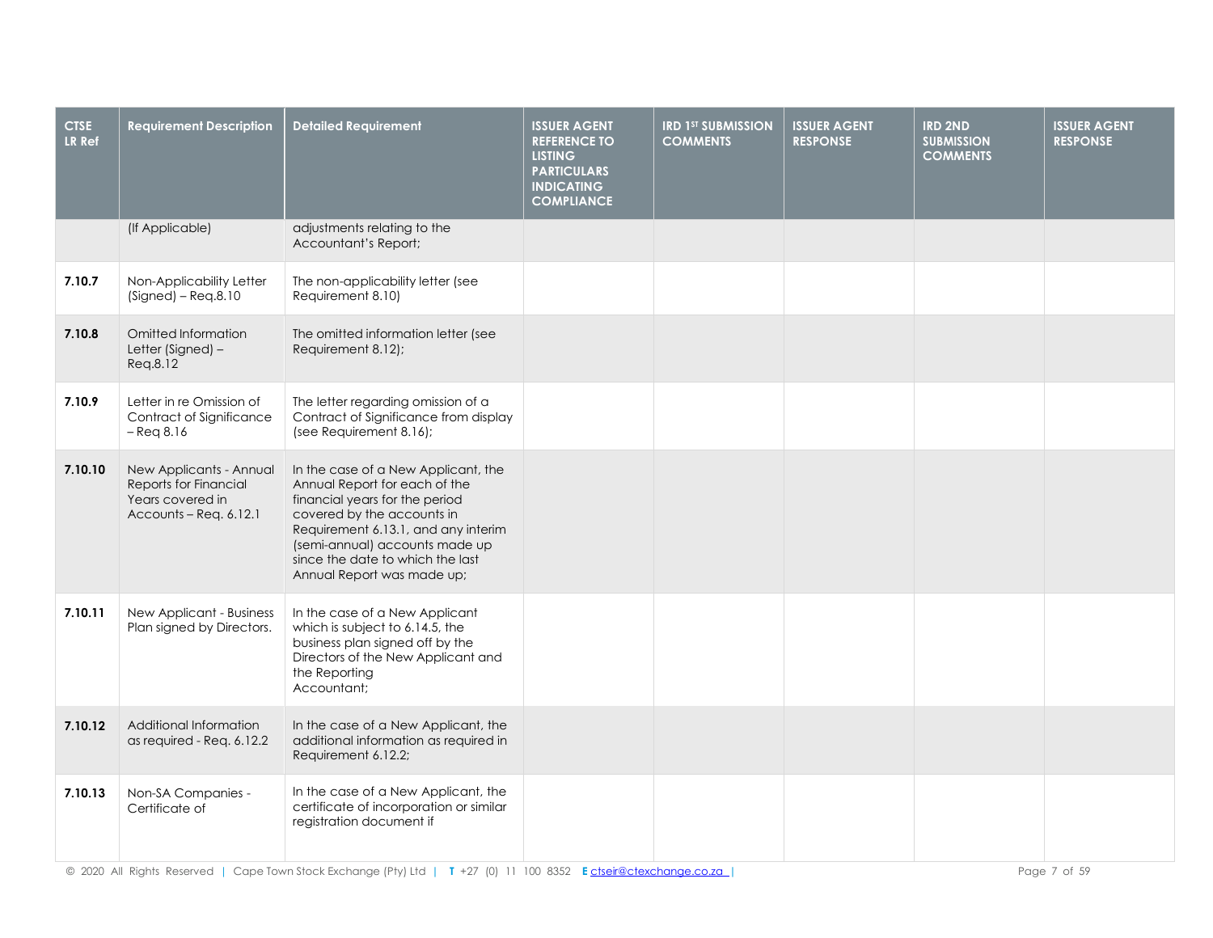| CTSE LR Ref | Requirement Description | Detailed Requirement | ISSUER AGENT REFERENCE TO LISTING PARTICULARS INDICATING COMPLIANCE | IRD 1ST SUBMISSION COMMENTS | ISSUER AGENT RESPONSE | IRD 2ND SUBMISSION COMMENTS | ISSUER AGENT RESPONSE |
|---|---|---|---|---|---|---|---|
| | (If Applicable) | adjustments relating to the Accountant's Report; | | | | | |
| **7.10.7** | Non-Applicability Letter (Signed) – Req.8.10 | The non-applicability letter (see Requirement 8.10) | | | | | |
| **7.10.8** | Omitted Information Letter (Signed) – Req.8.12 | The omitted information letter (see Requirement 8.12); | | | | | |
| **7.10.9** | Letter in re Omission of Contract of Significance – Req 8.16 | The letter regarding omission of a Contract of Significance from display (see Requirement 8.16); | | | | | |
| **7.10.10** | New Applicants - Annual Reports for Financial Years covered in Accounts – Req. 6.12.1 | In the case of a New Applicant, the Annual Report for each of the financial years for the period covered by the accounts in Requirement 6.13.1, and any interim (semi-annual) accounts made up since the date to which the last Annual Report was made up; | | | | | |
| **7.10.11** | New Applicant - Business Plan signed by Directors. | In the case of a New Applicant which is subject to 6.14.5, the business plan signed off by the Directors of the New Applicant and the Reporting Accountant; | | | | | |
| **7.10.12** | Additional Information as required - Req. 6.12.2 | In the case of a New Applicant, the additional information as required in Requirement 6.12.2; | | | | | |
| **7.10.13** | Non-SA Companies - Certificate of | In the case of a New Applicant, the certificate of incorporation or similar registration document if | | | | | |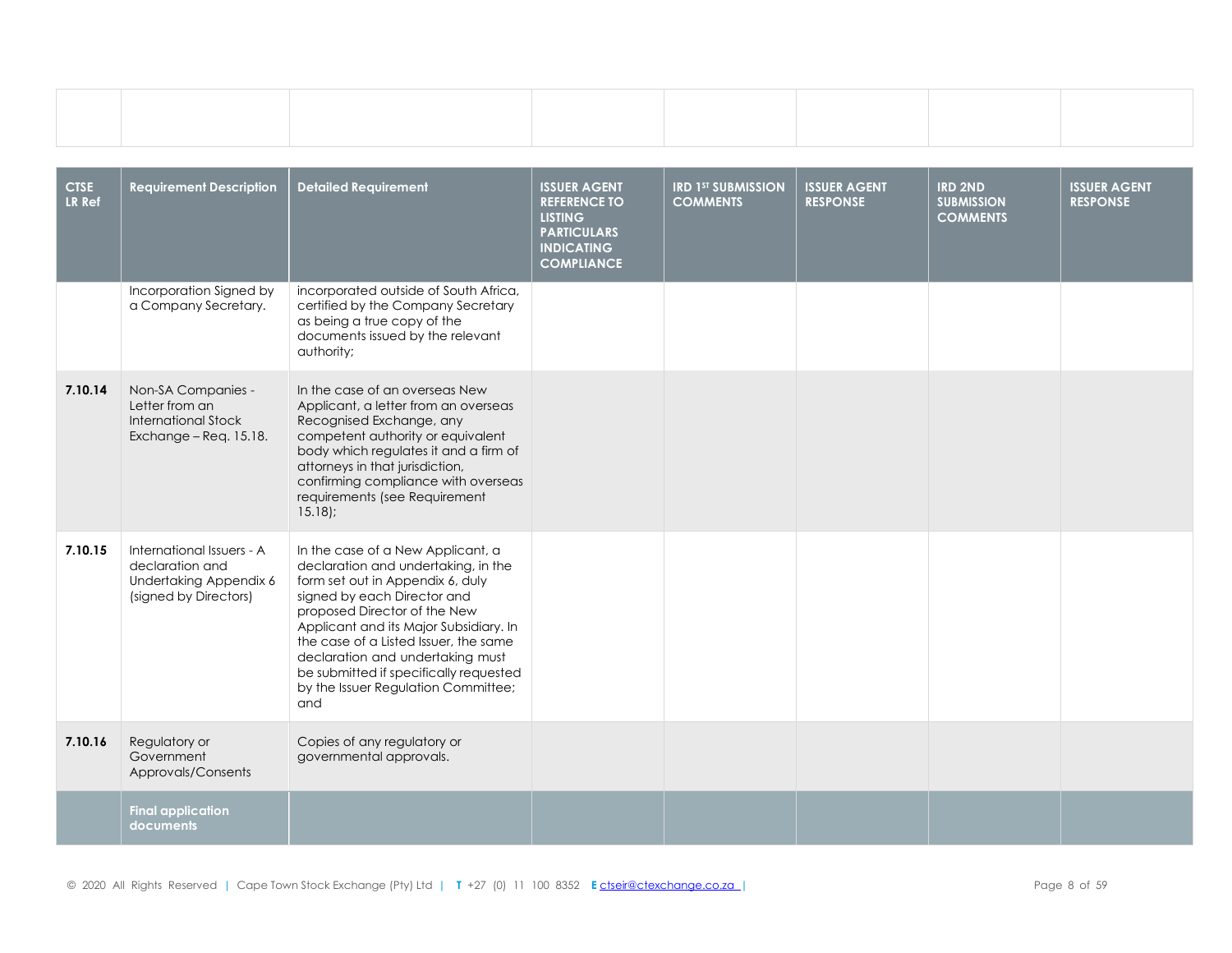| CTSE LR Ref | Requirement Description | Detailed Requirement | ISSUER AGENT REFERENCE TO LISTING PARTICULARS INDICATING COMPLIANCE | IRD 1ST SUBMISSION COMMENTS | ISSUER AGENT RESPONSE | IRD 2ND SUBMISSION COMMENTS | ISSUER AGENT RESPONSE |
|---|---|---|---|---|---|---|---|
| | Incorporation Signed by a Company Secretary. | incorporated outside of South Africa, certified by the Company Secretary as being a true copy of the documents issued by the relevant authority; | | | | | |
| **7.10.14** | Non-SA Companies - Letter from an International Stock Exchange – Req. 15.18. | In the case of an overseas New Applicant, a letter from an overseas Recognised Exchange, any competent authority or equivalent body which regulates it and a firm of attorneys in that jurisdiction, confirming compliance with overseas requirements (see Requirement 15.18); | | | | | |
| **7.10.15** | International Issuers - A declaration and Undertaking Appendix 6 (signed by Directors) | In the case of a New Applicant, a declaration and undertaking, in the form set out in Appendix 6, duly signed by each Director and proposed Director of the New Applicant and its Major Subsidiary. In the case of a Listed Issuer, the same declaration and undertaking must be submitted if specifically requested by the Issuer Regulation Committee; and | | | | | |
| **7.10.16** | Regulatory or Government Approvals/Consents | Copies of any regulatory or governmental approvals. | | | | | |
| | **Final application documents** | | | | | | |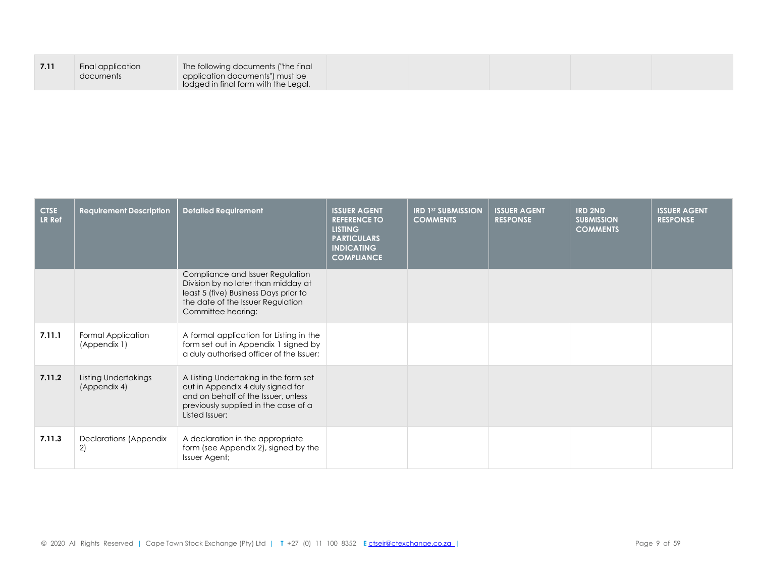| CTSE LR Ref | Requirement Description | Detailed Requirement | ISSUER AGENT REFERENCE TO LISTING PARTICULARS INDICATING COMPLIANCE | IRD 1ST SUBMISSION COMMENTS | ISSUER AGENT RESPONSE | IRD 2ND SUBMISSION COMMENTS | ISSUER AGENT RESPONSE |
|---|---|---|---|---|---|---|---|
| **7.11** | Final application documents | The following documents ("the final application documents") must be lodged in final form with the Legal, Compliance and Issuer Regulation Division by no later than midday at least 5 (five) Business Days prior to the date of the Issuer Regulation Committee hearing: | | | | | |
| **7.11.1** | Formal Application (Appendix 1) | A formal application for Listing in the form set out in Appendix 1 signed by a duly authorised officer of the Issuer; | | | | | |
| **7.11.2** | Listing Undertakings (Appendix 4) | A Listing Undertaking in the form set out in Appendix 4 duly signed for and on behalf of the Issuer, unless previously supplied in the case of a Listed Issuer; | | | | | |
| **7.11.3** | Declarations (Appendix 2) | A declaration in the appropriate form (see Appendix 2), signed by the Issuer Agent; | | | | | |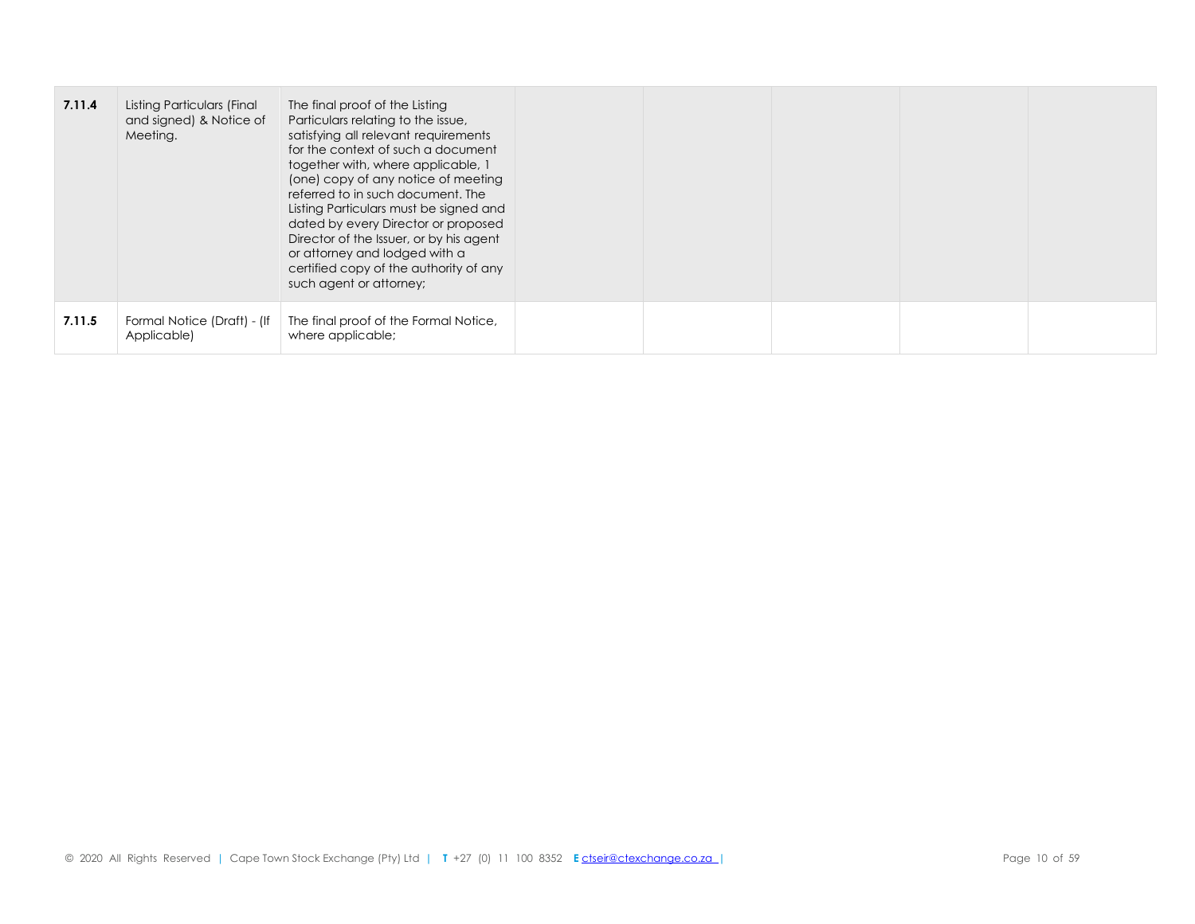| | | | | | | | |
|---|---|---|---|---|---|---|---|
| **7.11.4** | Listing Particulars (Final and signed) & Notice of Meeting. | The final proof of the Listing Particulars relating to the issue, satisfying all relevant requirements for the context of such a document together with, where applicable, 1 (one) copy of any notice of meeting referred to in such document. The Listing Particulars must be signed and dated by every Director or proposed Director of the Issuer, or by his agent or attorney and lodged with a certified copy of the authority of any such agent or attorney; | | | | | |
| **7.11.5** | Formal Notice (Draft) - (If Applicable) | The final proof of the Formal Notice, where applicable; | | | | | |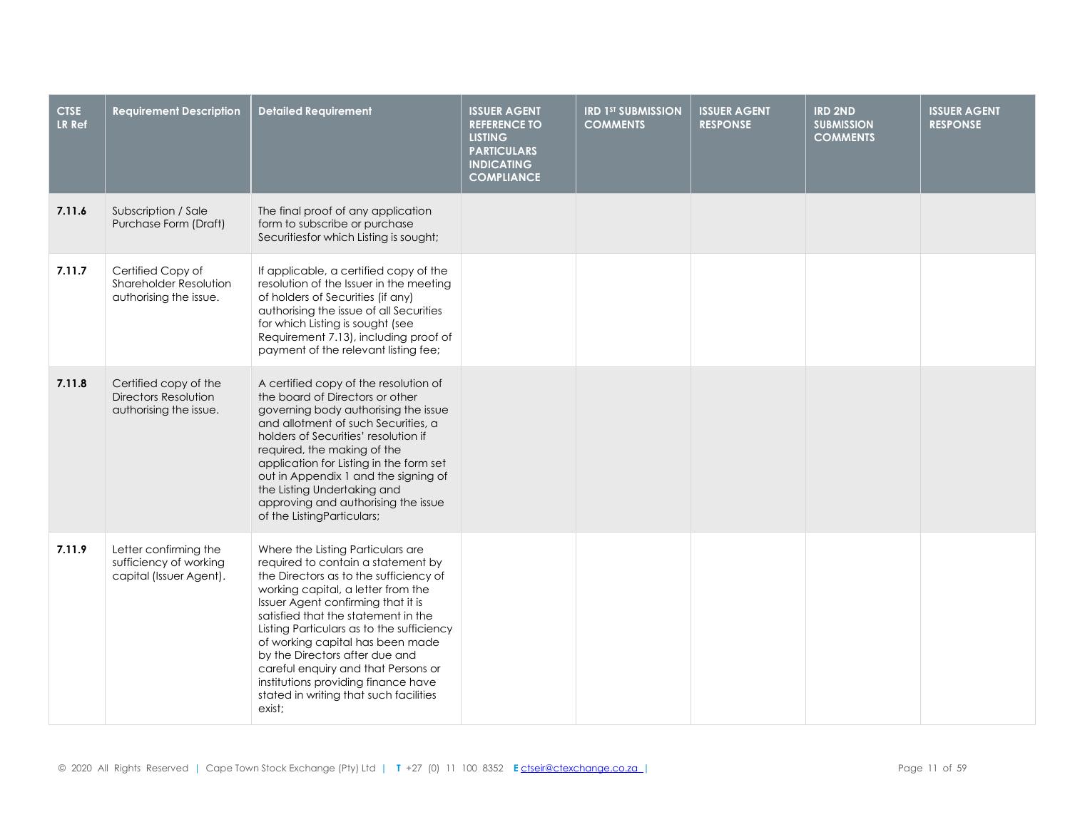| CTSE LR Ref | Requirement Description | Detailed Requirement | ISSUER AGENT REFERENCE TO LISTING PARTICULARS INDICATING COMPLIANCE | IRD 1ST SUBMISSION COMMENTS | ISSUER AGENT RESPONSE | IRD 2ND SUBMISSION COMMENTS | ISSUER AGENT RESPONSE |
|---|---|---|---|---|---|---|---|
| **7.11.6** | Subscription / Sale Purchase Form (Draft) | The final proof of any application form to subscribe or purchase Securitiesfor which Listing is sought; | | | | | |
| **7.11.7** | Certified Copy of Shareholder Resolution authorising the issue. | If applicable, a certified copy of the resolution of the Issuer in the meeting of holders of Securities (if any) authorising the issue of all Securities for which Listing is sought (see Requirement 7.13), including proof of payment of the relevant listing fee; | | | | | |
| **7.11.8** | Certified copy of the Directors Resolution authorising the issue. | A certified copy of the resolution of the board of Directors or other governing body authorising the issue and allotment of such Securities, a holders of Securities' resolution if required, the making of the application for Listing in the form set out in Appendix 1 and the signing of the Listing Undertaking and approving and authorising the issue of the ListingParticulars; | | | | | |
| **7.11.9** | Letter confirming the sufficiency of working capital (Issuer Agent). | Where the Listing Particulars are required to contain a statement by the Directors as to the sufficiency of working capital, a letter from the Issuer Agent confirming that it is satisfied that the statement in the Listing Particulars as to the sufficiency of working capital has been made by the Directors after due and careful enquiry and that Persons or institutions providing finance have stated in writing that such facilities exist; | | | | | |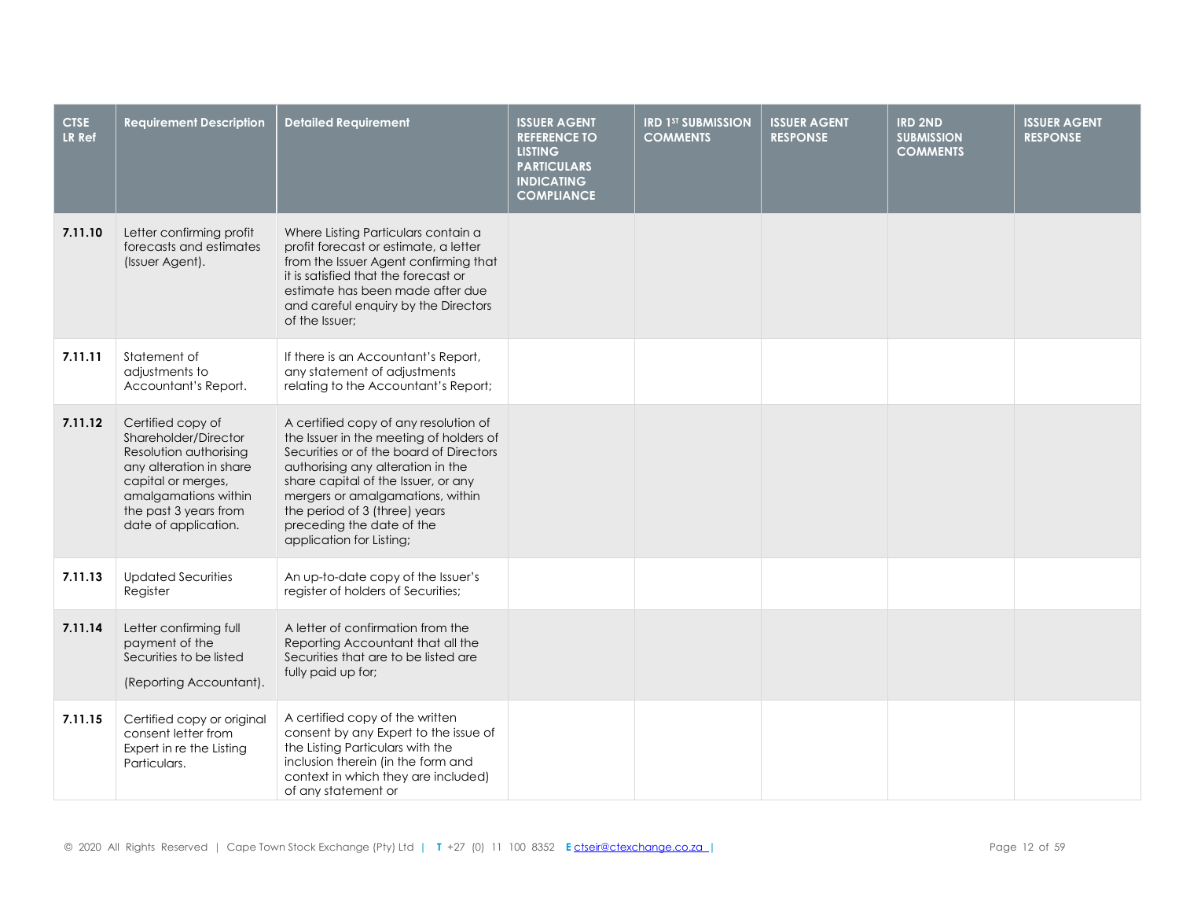| CTSE LR Ref | Requirement Description | Detailed Requirement | ISSUER AGENT REFERENCE TO LISTING PARTICULARS INDICATING COMPLIANCE | IRD 1ST SUBMISSION COMMENTS | ISSUER AGENT RESPONSE | IRD 2ND SUBMISSION COMMENTS | ISSUER AGENT RESPONSE |
|---|---|---|---|---|---|---|---|
| **7.11.10** | Letter confirming profit forecasts and estimates (Issuer Agent). | Where Listing Particulars contain a profit forecast or estimate, a letter from the Issuer Agent confirming that it is satisfied that the forecast or estimate has been made after due and careful enquiry by the Directors of the Issuer; | | | | | |
| **7.11.11** | Statement of adjustments to Accountant's Report. | If there is an Accountant's Report, any statement of adjustments relating to the Accountant's Report; | | | | | |
| **7.11.12** | Certified copy of Shareholder/Director Resolution authorising any alteration in share capital or merges, amalgamations within the past 3 years from date of application. | A certified copy of any resolution of the Issuer in the meeting of holders of Securities or of the board of Directors authorising any alteration in the share capital of the Issuer, or any mergers or amalgamations, within the period of 3 (three) years preceding the date of the application for Listing; | | | | | |
| **7.11.13** | Updated Securities Register | An up-to-date copy of the Issuer's register of holders of Securities; | | | | | |
| **7.11.14** | Letter confirming full payment of the Securities to be listed (Reporting Accountant). | A letter of confirmation from the Reporting Accountant that all the Securities that are to be listed are fully paid up for; | | | | | |
| **7.11.15** | Certified copy or original consent letter from Expert in re the Listing Particulars. | A certified copy of the written consent by any Expert to the issue of the Listing Particulars with the inclusion therein (in the form and context in which they are included) of any statement or | | | | | |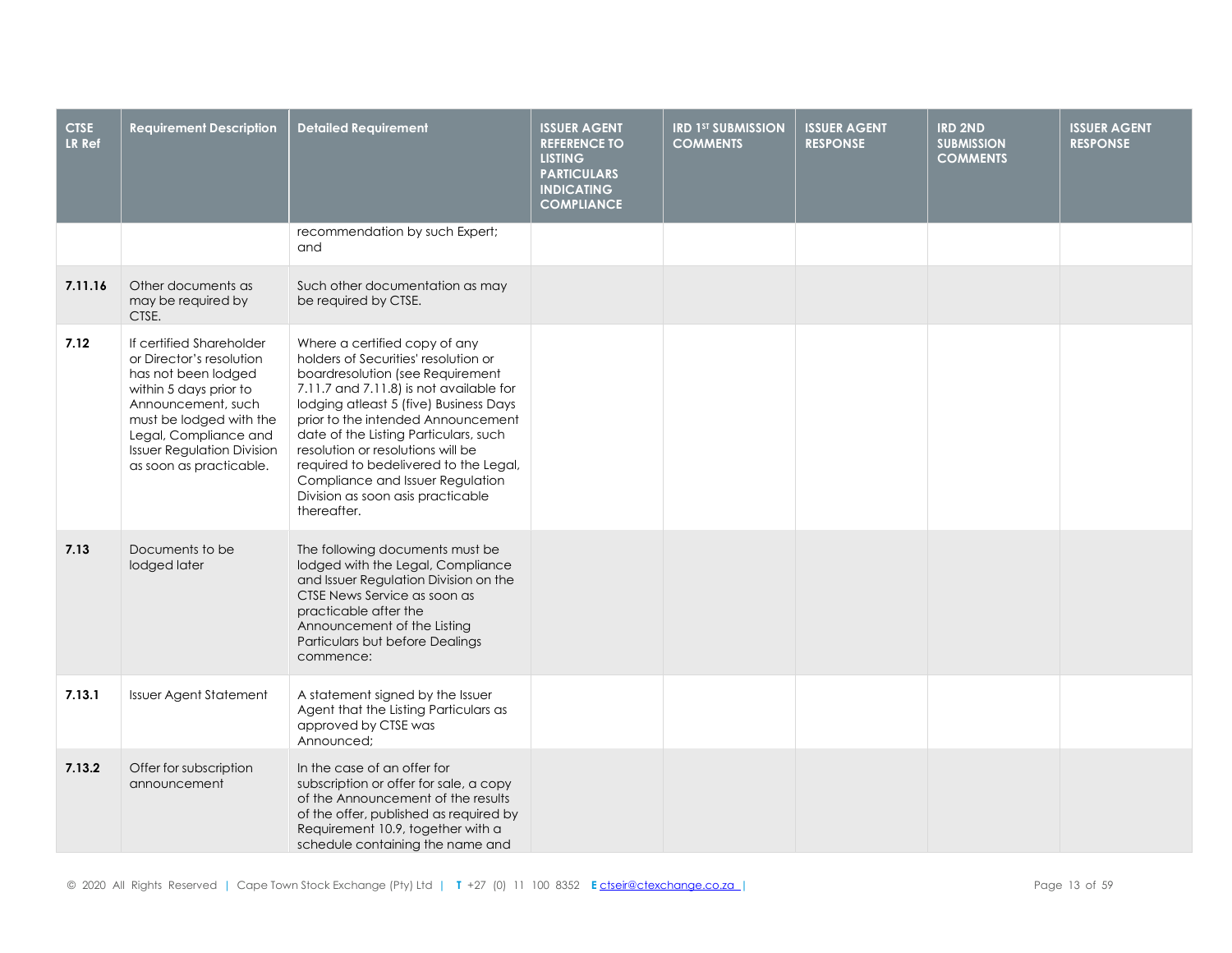| CTSE LR Ref | Requirement Description | Detailed Requirement | ISSUER AGENT REFERENCE TO LISTING PARTICULARS INDICATING COMPLIANCE | IRD 1ST SUBMISSION COMMENTS | ISSUER AGENT RESPONSE | IRD 2ND SUBMISSION COMMENTS | ISSUER AGENT RESPONSE |
|---|---|---|---|---|---|---|---|
| | | recommendation by such Expert; and | | | | | |
| **7.11.16** | Other documents as may be required by CTSE. | Such other documentation as may be required by CTSE. | | | | | |
| **7.12** | If certified Shareholder or Director's resolution has not been lodged within 5 days prior to Announcement, such must be lodged with the Legal, Compliance and Issuer Regulation Division as soon as practicable. | Where a certified copy of any holders of Securities' resolution or boardresolution (see Requirement 7.11.7 and 7.11.8) is not available for lodging atleast 5 (five) Business Days prior to the intended Announcement date of the Listing Particulars, such resolution or resolutions will be required to bedelivered to the Legal, Compliance and Issuer Regulation Division as soon asis practicable thereafter. | | | | | |
| **7.13** | Documents to be lodged later | The following documents must be lodged with the Legal, Compliance and Issuer Regulation Division on the CTSE News Service as soon as practicable after the Announcement of the Listing Particulars but before Dealings commence: | | | | | |
| **7.13.1** | Issuer Agent Statement | A statement signed by the Issuer Agent that the Listing Particulars as approved by CTSE was Announced; | | | | | |
| **7.13.2** | Offer for subscription announcement | In the case of an offer for subscription or offer for sale, a copy of the Announcement of the results of the offer, published as required by Requirement 10.9, together with a schedule containing the name and | | | | | |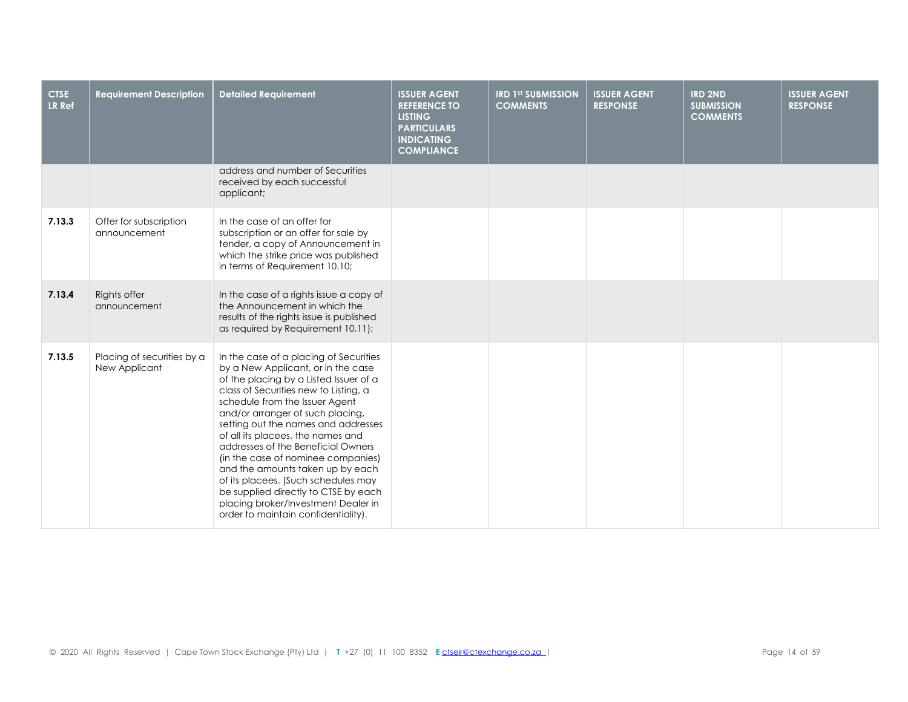| CTSE LR Ref | Requirement Description | Detailed Requirement | ISSUER AGENT REFERENCE TO LISTING PARTICULARS INDICATING COMPLIANCE | IRD 1ST SUBMISSION COMMENTS | ISSUER AGENT RESPONSE | IRD 2ND SUBMISSION COMMENTS | ISSUER AGENT RESPONSE |
|---|---|---|---|---|---|---|---|
| | | address and number of Securities received by each successful applicant; | | | | | |
| **7.13.3** | Offer for subscription announcement | In the case of an offer for subscription or an offer for sale by tender, a copy of Announcement in which the strike price was published in terms of Requirement 10.10; | | | | | |
| **7.13.4** | Rights offer announcement | In the case of a rights issue a copy of the Announcement in which the results of the rights issue is published as required by Requirement 10.11); | | | | | |
| **7.13.5** | Placing of securities by a New Applicant | In the case of a placing of Securities by a New Applicant, or in the case of the placing by a Listed Issuer of a class of Securities new to Listing, a schedule from the Issuer Agent and/or arranger of such placing, setting out the names and addresses of all its placees, the names and addresses of the Beneficial Owners (in the case of nominee companies) and the amounts taken up by each of its placees. (Such schedules may be supplied directly to CTSE by each placing broker/Investment Dealer in order to maintain confidentiality). | | | | | |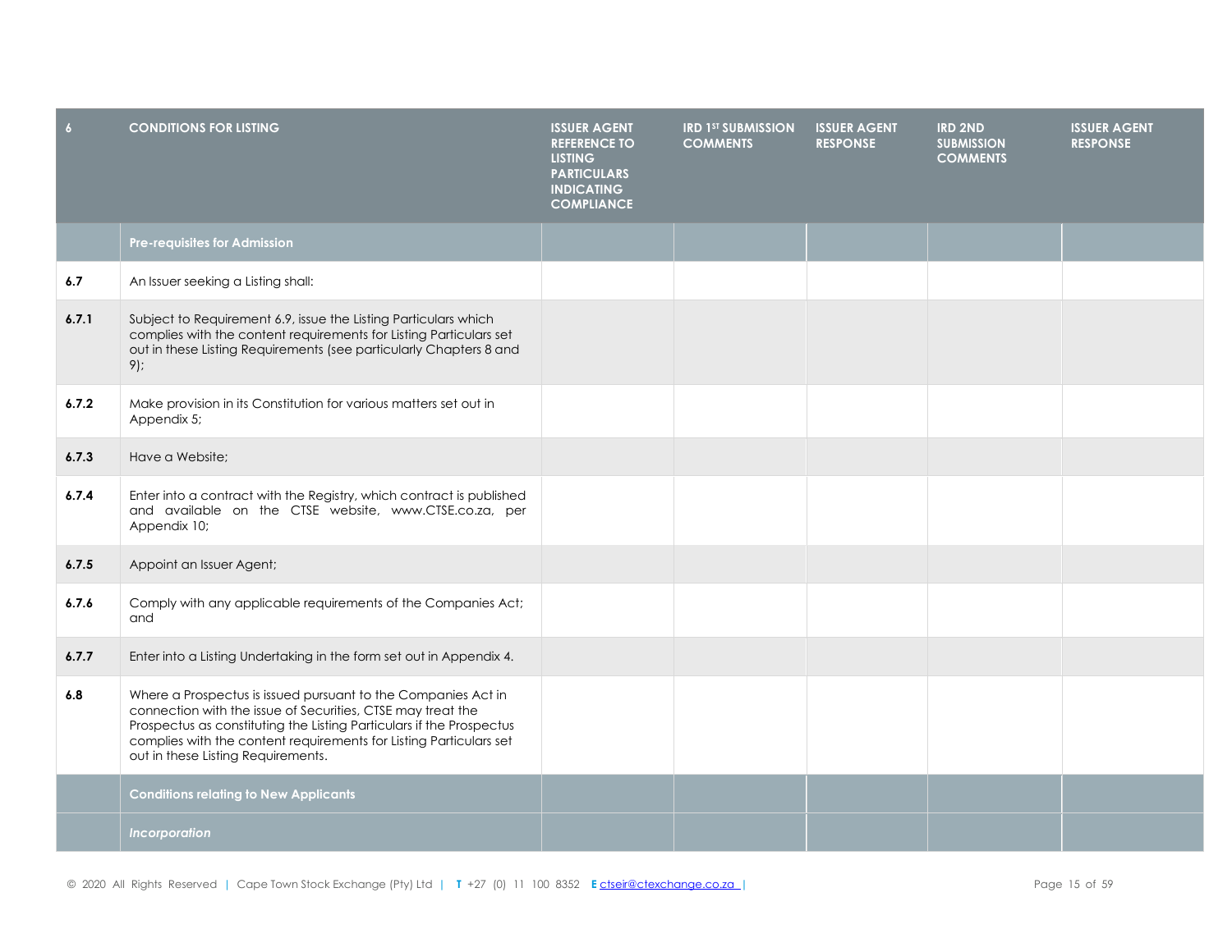| 6 | CONDITIONS FOR LISTING | ISSUER AGENT REFERENCE TO LISTING PARTICULARS INDICATING COMPLIANCE | IRD 1ST SUBMISSION COMMENTS | ISSUER AGENT RESPONSE | IRD 2ND SUBMISSION COMMENTS | ISSUER AGENT RESPONSE |
|---|---|---|---|---|---|---|
| | **Pre-requisites for Admission** | | | | | |
| **6.7** | An Issuer seeking a Listing shall: | | | | | |
| **6.7.1** | Subject to Requirement 6.9, issue the Listing Particulars which complies with the content requirements for Listing Particulars set out in these Listing Requirements (see particularly Chapters 8 and 9); | | | | | |
| **6.7.2** | Make provision in its Constitution for various matters set out in Appendix 5; | | | | | |
| **6.7.3** | Have a Website; | | | | | |
| **6.7.4** | Enter into a contract with the Registry, which contract is published and available on the CTSE website, www.CTSE.co.za, per Appendix 10; | | | | | |
| **6.7.5** | Appoint an Issuer Agent; | | | | | |
| **6.7.6** | Comply with any applicable requirements of the Companies Act; and | | | | | |
| **6.7.7** | Enter into a Listing Undertaking in the form set out in Appendix 4. | | | | | |
| **6.8** | Where a Prospectus is issued pursuant to the Companies Act in connection with the issue of Securities, CTSE may treat the Prospectus as constituting the Listing Particulars if the Prospectus complies with the content requirements for Listing Particulars set out in these Listing Requirements. | | | | | |
| | **Conditions relating to New Applicants** | | | | | |
| | ***Incorporation*** | | | | | |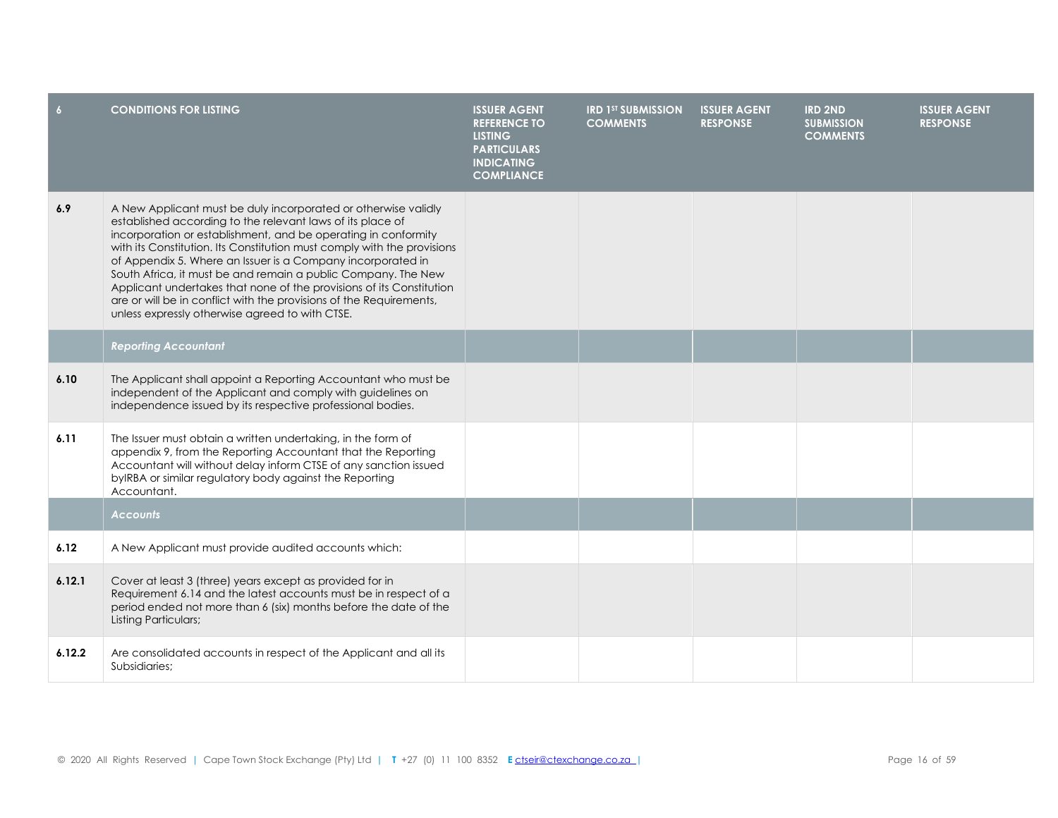| 6 | CONDITIONS FOR LISTING | ISSUER AGENT REFERENCE TO LISTING PARTICULARS INDICATING COMPLIANCE | IRD 1ST SUBMISSION COMMENTS | ISSUER AGENT RESPONSE | IRD 2ND SUBMISSION COMMENTS | ISSUER AGENT RESPONSE |
|---|---|---|---|---|---|---|
| **6.9** | A New Applicant must be duly incorporated or otherwise validly established according to the relevant laws of its place of incorporation or establishment, and be operating in conformity with its Constitution. Its Constitution must comply with the provisions of Appendix 5. Where an Issuer is a Company incorporated in South Africa, it must be and remain a public Company. The New Applicant undertakes that none of the provisions of its Constitution are or will be in conflict with the provisions of the Requirements, unless expressly otherwise agreed to with CTSE. | | | | | |
| | ***Reporting Accountant*** | | | | | |
| **6.10** | The Applicant shall appoint a Reporting Accountant who must be independent of the Applicant and comply with guidelines on independence issued by its respective professional bodies. | | | | | |
| **6.11** | The Issuer must obtain a written undertaking, in the form of appendix 9, from the Reporting Accountant that the Reporting Accountant will without delay inform CTSE of any sanction issued byIRBA or similar regulatory body against the Reporting Accountant. | | | | | |
| | ***Accounts*** | | | | | |
| **6.12** | A New Applicant must provide audited accounts which: | | | | | |
| **6.12.1** | Cover at least 3 (three) years except as provided for in Requirement 6.14 and the latest accounts must be in respect of a period ended not more than 6 (six) months before the date of the Listing Particulars; | | | | | |
| **6.12.2** | Are consolidated accounts in respect of the Applicant and all its Subsidiaries; | | | | | |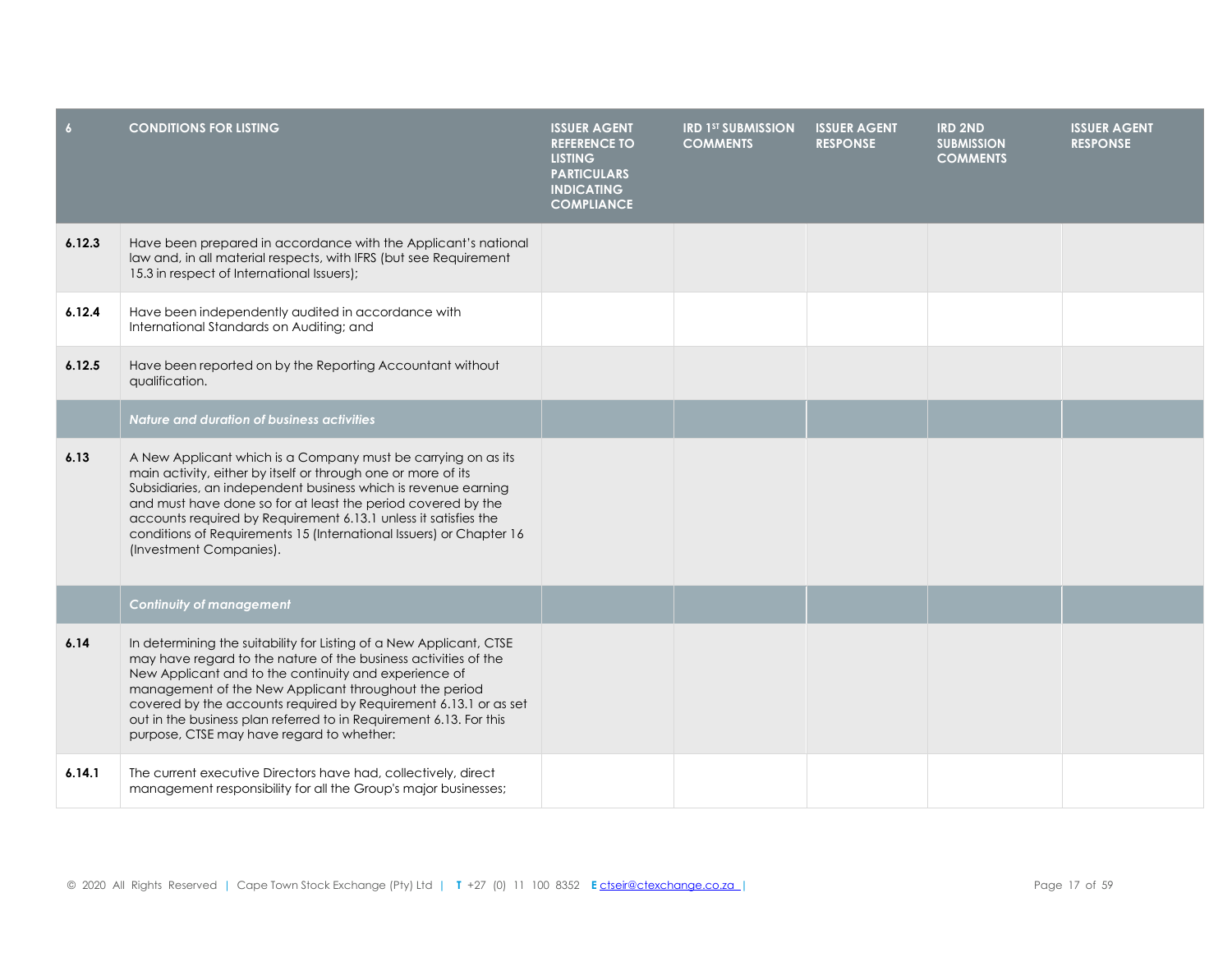| 6 | CONDITIONS FOR LISTING | ISSUER AGENT REFERENCE TO LISTING PARTICULARS INDICATING COMPLIANCE | IRD 1ST SUBMISSION COMMENTS | ISSUER AGENT RESPONSE | IRD 2ND SUBMISSION COMMENTS | ISSUER AGENT RESPONSE |
|---|---|---|---|---|---|---|
| **6.12.3** | Have been prepared in accordance with the Applicant's national law and, in all material respects, with IFRS (but see Requirement 15.3 in respect of International Issuers); | | | | | |
| **6.12.4** | Have been independently audited in accordance with International Standards on Auditing; and | | | | | |
| **6.12.5** | Have been reported on by the Reporting Accountant without qualification. | | | | | |
| | ***Nature and duration of business activities*** | | | | | |
| **6.13** | A New Applicant which is a Company must be carrying on as its main activity, either by itself or through one or more of its Subsidiaries, an independent business which is revenue earning and must have done so for at least the period covered by the accounts required by Requirement 6.13.1 unless it satisfies the conditions of Requirements 15 (International Issuers) or Chapter 16 (Investment Companies). | | | | | |
| | ***Continuity of management*** | | | | | |
| **6.14** | In determining the suitability for Listing of a New Applicant, CTSE may have regard to the nature of the business activities of the New Applicant and to the continuity and experience of management of the New Applicant throughout the period covered by the accounts required by Requirement 6.13.1 or as set out in the business plan referred to in Requirement 6.13. For this purpose, CTSE may have regard to whether: | | | | | |
| **6.14.1** | The current executive Directors have had, collectively, direct management responsibility for all the Group's major businesses; | | | | | |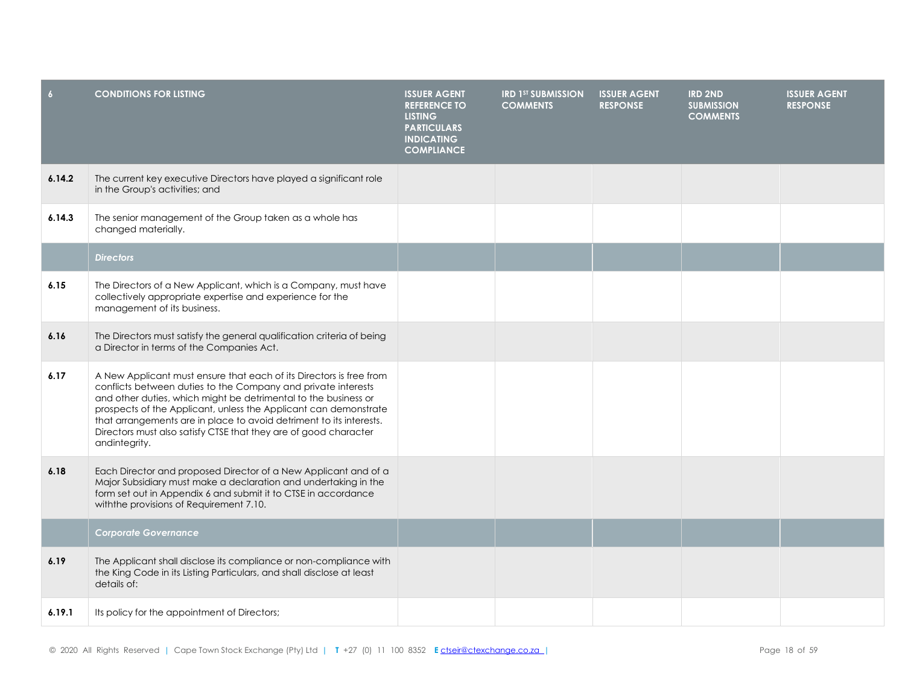| 6 | CONDITIONS FOR LISTING | ISSUER AGENT REFERENCE TO LISTING PARTICULARS INDICATING COMPLIANCE | IRD 1ST SUBMISSION COMMENTS | ISSUER AGENT RESPONSE | IRD 2ND SUBMISSION COMMENTS | ISSUER AGENT RESPONSE |
|---|---|---|---|---|---|---|
| **6.14.2** | The current key executive Directors have played a significant role in the Group's activities; and | | | | | |
| **6.14.3** | The senior management of the Group taken as a whole has changed materially. | | | | | |
| | ***Directors*** | | | | | |
| **6.15** | The Directors of a New Applicant, which is a Company, must have collectively appropriate expertise and experience for the management of its business. | | | | | |
| **6.16** | The Directors must satisfy the general qualification criteria of being a Director in terms of the Companies Act. | | | | | |
| **6.17** | A New Applicant must ensure that each of its Directors is free from conflicts between duties to the Company and private interests and other duties, which might be detrimental to the business or prospects of the Applicant, unless the Applicant can demonstrate that arrangements are in place to avoid detriment to its interests. Directors must also satisfy CTSE that they are of good character andintegrity. | | | | | |
| **6.18** | Each Director and proposed Director of a New Applicant and of a Major Subsidiary must make a declaration and undertaking in the form set out in Appendix 6 and submit it to CTSE in accordance withthe provisions of Requirement 7.10. | | | | | |
| | ***Corporate Governance*** | | | | | |
| **6.19** | The Applicant shall disclose its compliance or non-compliance with the King Code in its Listing Particulars, and shall disclose at least details of: | | | | | |
| **6.19.1** | Its policy for the appointment of Directors; | | | | | |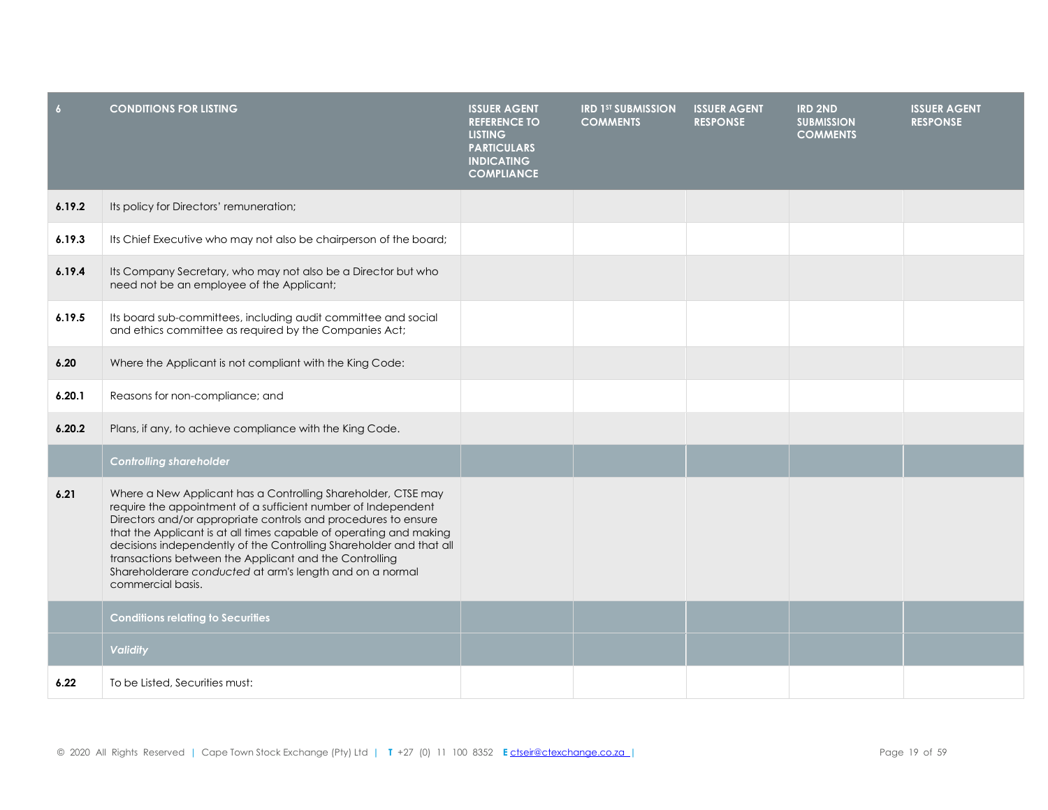| 6 | CONDITIONS FOR LISTING | ISSUER AGENT REFERENCE TO LISTING PARTICULARS INDICATING COMPLIANCE | IRD 1ST SUBMISSION COMMENTS | ISSUER AGENT RESPONSE | IRD 2ND SUBMISSION COMMENTS | ISSUER AGENT RESPONSE |
|---|---|---|---|---|---|---|
| **6.19.2** | Its policy for Directors' remuneration; | | | | | |
| **6.19.3** | Its Chief Executive who may not also be chairperson of the board; | | | | | |
| **6.19.4** | Its Company Secretary, who may not also be a Director but who need not be an employee of the Applicant; | | | | | |
| **6.19.5** | Its board sub-committees, including audit committee and social and ethics committee as required by the Companies Act; | | | | | |
| **6.20** | Where the Applicant is not compliant with the King Code: | | | | | |
| **6.20.1** | Reasons for non-compliance; and | | | | | |
| **6.20.2** | Plans, if any, to achieve compliance with the King Code. | | | | | |
| | ***Controlling shareholder*** | | | | | |
| **6.21** | Where a New Applicant has a Controlling Shareholder, CTSE may require the appointment of a sufficient number of Independent Directors and/or appropriate controls and procedures to ensure that the Applicant is at all times capable of operating and making decisions independently of the Controlling Shareholder and that all transactions between the Applicant and the Controlling Shareholderare *conducted* at arm's length and on a normal commercial basis. | | | | | |
| | **Conditions relating to Securities** | | | | | |
| | ***Validity*** | | | | | |
| **6.22** | To be Listed, Securities must: | | | | | |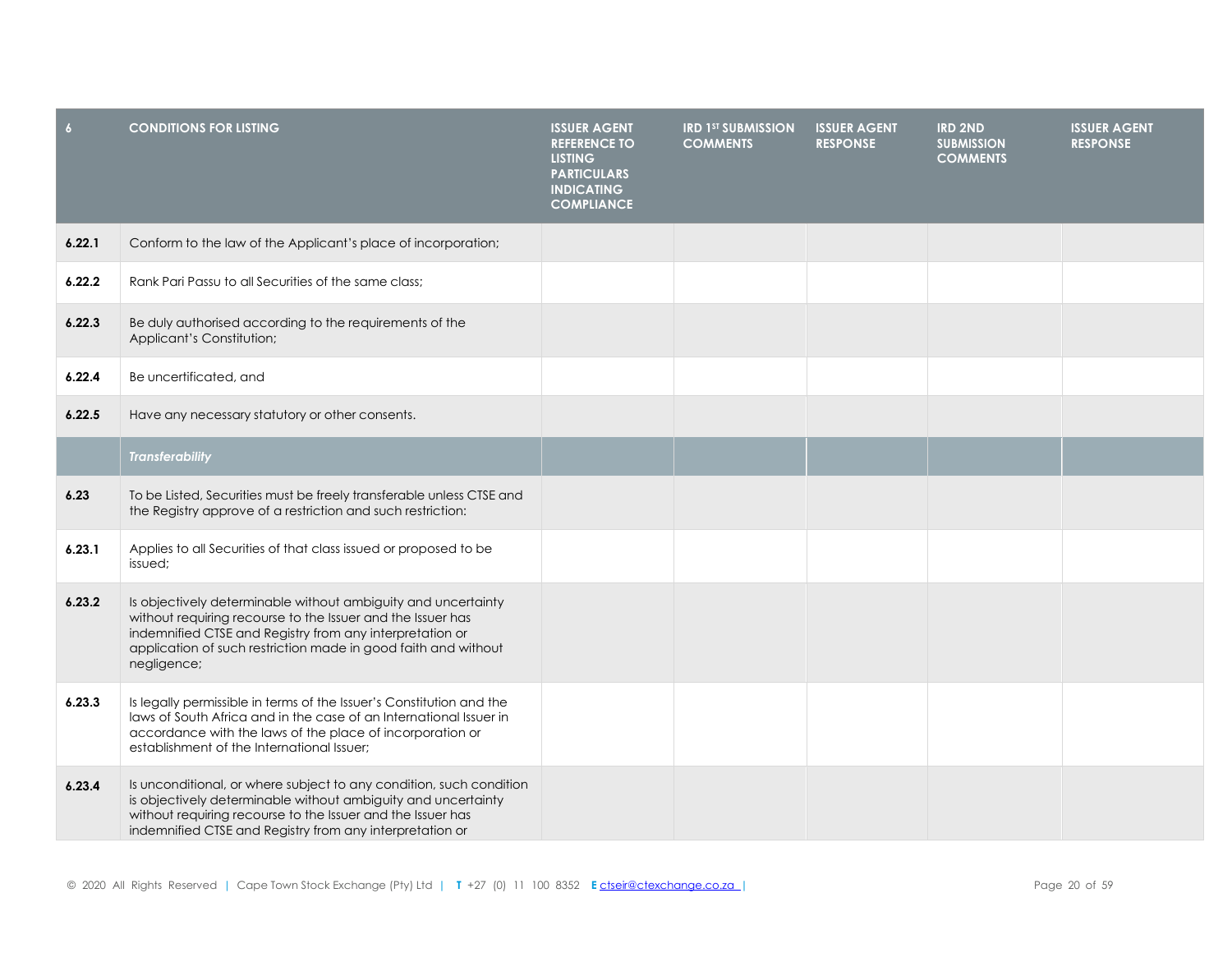| 6 | CONDITIONS FOR LISTING | ISSUER AGENT REFERENCE TO LISTING PARTICULARS INDICATING COMPLIANCE | IRD 1ST SUBMISSION COMMENTS | ISSUER AGENT RESPONSE | IRD 2ND SUBMISSION COMMENTS | ISSUER AGENT RESPONSE |
|---|---|---|---|---|---|---|
| **6.22.1** | Conform to the law of the Applicant's place of incorporation; | | | | | |
| **6.22.2** | Rank Pari Passu to all Securities of the same class; | | | | | |
| **6.22.3** | Be duly authorised according to the requirements of the Applicant's Constitution; | | | | | |
| **6.22.4** | Be uncertificated, and | | | | | |
| **6.22.5** | Have any necessary statutory or other consents. | | | | | |
| | ***Transferability*** | | | | | |
| **6.23** | To be Listed, Securities must be freely transferable unless CTSE and the Registry approve of a restriction and such restriction: | | | | | |
| **6.23.1** | Applies to all Securities of that class issued or proposed to be issued; | | | | | |
| **6.23.2** | Is objectively determinable without ambiguity and uncertainty without requiring recourse to the Issuer and the Issuer has indemnified CTSE and Registry from any interpretation or application of such restriction made in good faith and without negligence; | | | | | |
| **6.23.3** | Is legally permissible in terms of the Issuer's Constitution and the laws of South Africa and in the case of an International Issuer in accordance with the laws of the place of incorporation or establishment of the International Issuer; | | | | | |
| **6.23.4** | Is unconditional, or where subject to any condition, such condition is objectively determinable without ambiguity and uncertainty without requiring recourse to the Issuer and the Issuer has indemnified CTSE and Registry from any interpretation or | | | | | |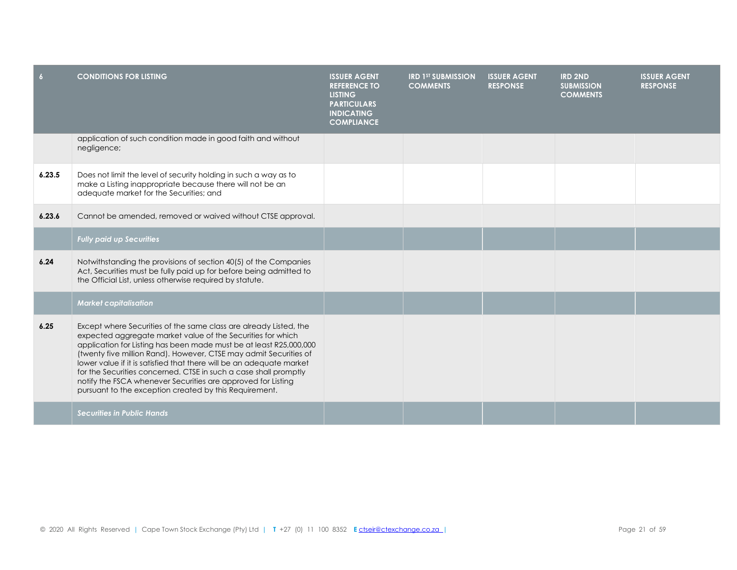| 6 | CONDITIONS FOR LISTING | ISSUER AGENT REFERENCE TO LISTING PARTICULARS INDICATING COMPLIANCE | IRD 1ST SUBMISSION COMMENTS | ISSUER AGENT RESPONSE | IRD 2ND SUBMISSION COMMENTS | ISSUER AGENT RESPONSE |
|---|---|---|---|---|---|---|
| | application of such condition made in good faith and without negligence; | | | | | |
| **6.23.5** | Does not limit the level of security holding in such a way as to make a Listing inappropriate because there will not be an adequate market for the Securities; and | | | | | |
| **6.23.6** | Cannot be amended, removed or waived without CTSE approval. | | | | | |
| | ***Fully paid up Securities*** | | | | | |
| **6.24** | Notwithstanding the provisions of section 40(5) of the Companies Act, Securities must be fully paid up for before being admitted to the Official List, unless otherwise required by statute. | | | | | |
| | ***Market capitalisation*** | | | | | |
| **6.25** | Except where Securities of the same class are already Listed, the expected aggregate market value of the Securities for which application for Listing has been made must be at least R25,000,000 (twenty five million Rand). However, CTSE may admit Securities of lower value if it is satisfied that there will be an adequate market for the Securities concerned. CTSE in such a case shall promptly notify the FSCA whenever Securities are approved for Listing pursuant to the exception created by this Requirement. | | | | | |
| | ***Securities in Public Hands*** | | | | | |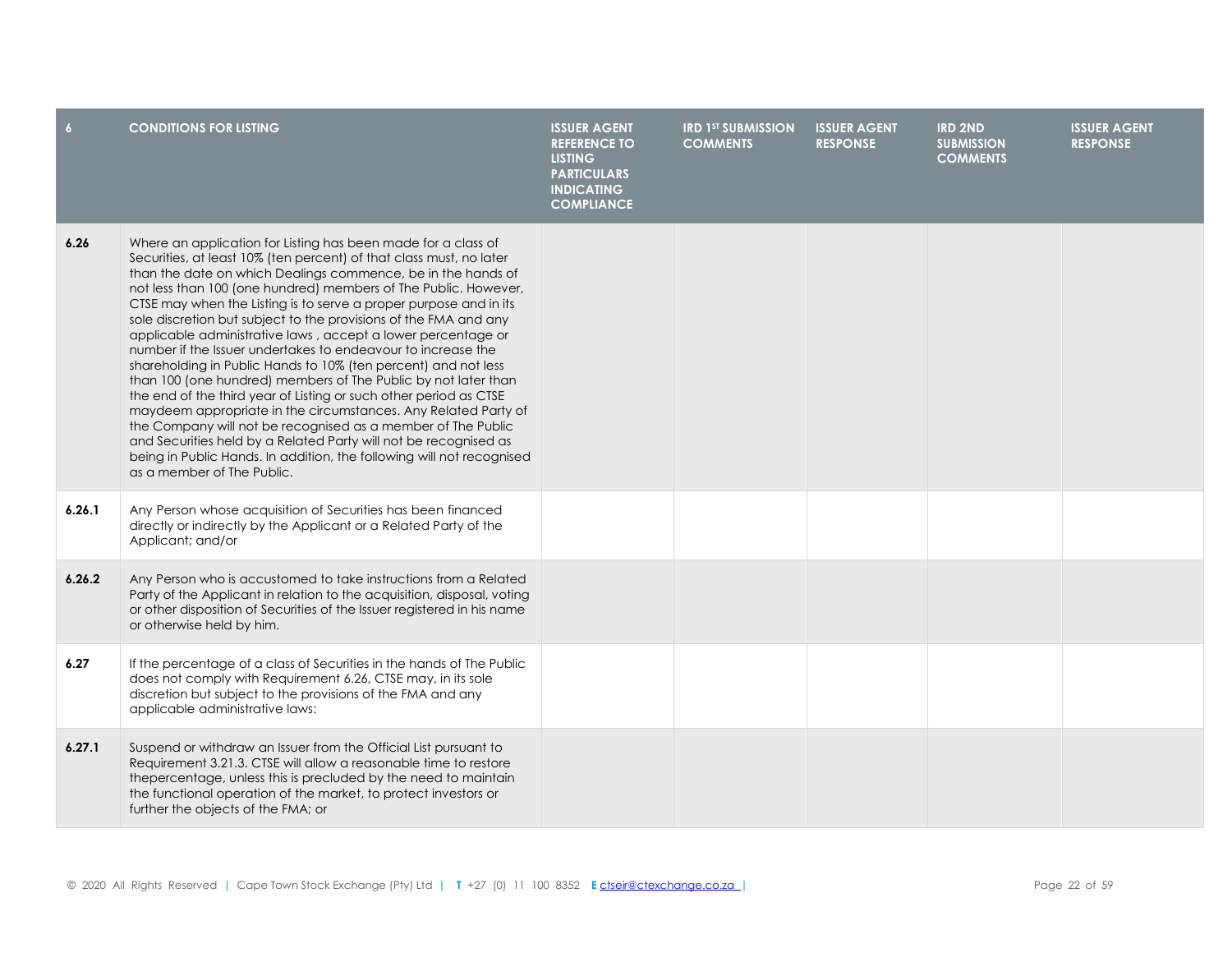| 6 | CONDITIONS FOR LISTING | ISSUER AGENT REFERENCE TO LISTING PARTICULARS INDICATING COMPLIANCE | IRD 1ST SUBMISSION COMMENTS | ISSUER AGENT RESPONSE | IRD 2ND SUBMISSION COMMENTS | ISSUER AGENT RESPONSE |
|---|---|---|---|---|---|---|
| **6.26** | Where an application for Listing has been made for a class of Securities, at least 10% (ten percent) of that class must, no later than the date on which Dealings commence, be in the hands of not less than 100 (one hundred) members of The Public. However, CTSE may when the Listing is to serve a proper purpose and in its sole discretion but subject to the provisions of the FMA and any applicable administrative laws , accept a lower percentage or number if the Issuer undertakes to endeavour to increase the shareholding in Public Hands to 10% (ten percent) and not less than 100 (one hundred) members of The Public by not later than the end of the third year of Listing or such other period as CTSE maydeem appropriate in the circumstances. Any Related Party of the Company will not be recognised as a member of The Public and Securities held by a Related Party will not be recognised as being in Public Hands. In addition, the following will not recognised as a member of The Public. | | | | | |
| **6.26.1** | Any Person whose acquisition of Securities has been financed directly or indirectly by the Applicant or a Related Party of the Applicant; and/or | | | | | |
| **6.26.2** | Any Person who is accustomed to take instructions from a Related Party of the Applicant in relation to the acquisition, disposal, voting or other disposition of Securities of the Issuer registered in his name or otherwise held by him. | | | | | |
| **6.27** | If the percentage of a class of Securities in the hands of The Public does not comply with Requirement 6.26, CTSE may, in its sole discretion but subject to the provisions of the FMA and any applicable administrative laws: | | | | | |
| **6.27.1** | Suspend or withdraw an Issuer from the Official List pursuant to Requirement 3.21.3. CTSE will allow a reasonable time to restore thepercentage, unless this is precluded by the need to maintain the functional operation of the market, to protect investors or further the objects of the FMA; or | | | | | |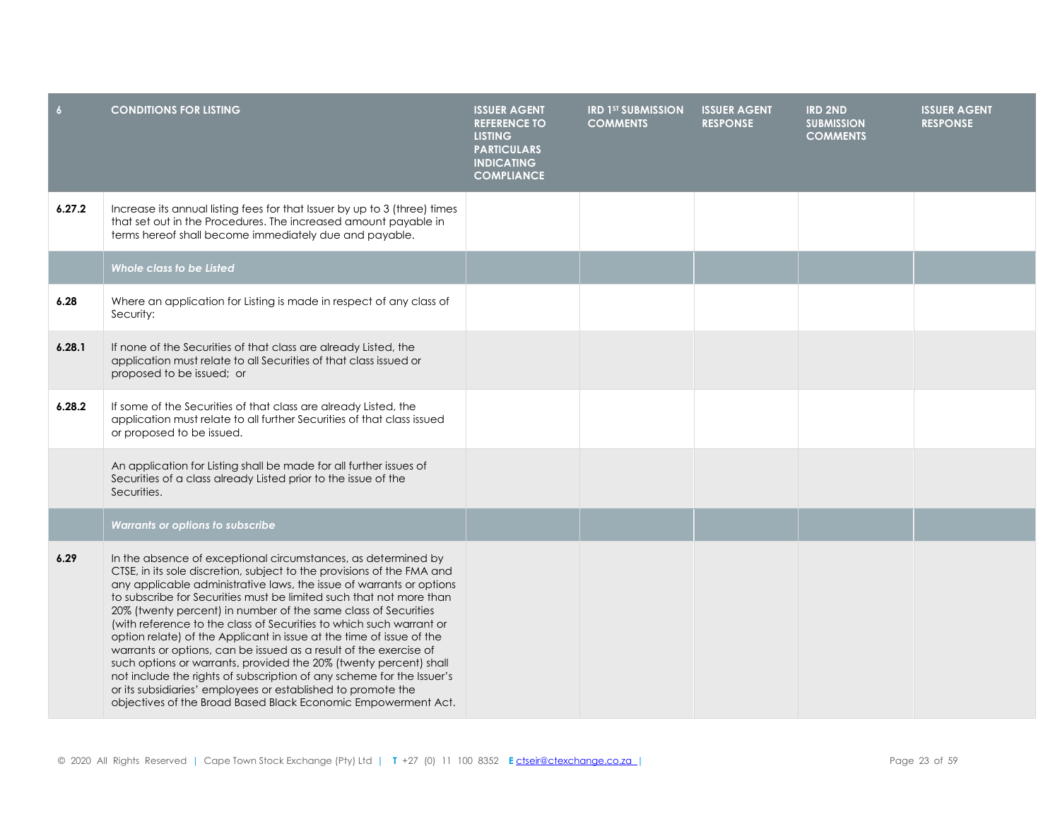| 6 | CONDITIONS FOR LISTING | ISSUER AGENT REFERENCE TO LISTING PARTICULARS INDICATING COMPLIANCE | IRD 1ST SUBMISSION COMMENTS | ISSUER AGENT RESPONSE | IRD 2ND SUBMISSION COMMENTS | ISSUER AGENT RESPONSE |
|---|---|---|---|---|---|---|
| 6.27.2 | Increase its annual listing fees for that Issuer by up to 3 (three) times that set out in the Procedures. The increased amount payable in terms hereof shall become immediately due and payable. | | | | | |
| | ***Whole class to be Listed*** | | | | | |
| 6.28 | Where an application for Listing is made in respect of any class of Security: | | | | | |
| 6.28.1 | If none of the Securities of that class are already Listed, the application must relate to all Securities of that class issued or proposed to be issued; or | | | | | |
| 6.28.2 | If some of the Securities of that class are already Listed, the application must relate to all further Securities of that class issued or proposed to be issued. | | | | | |
| | An application for Listing shall be made for all further issues of Securities of a class already Listed prior to the issue of the Securities. | | | | | |
| | ***Warrants or options to subscribe*** | | | | | |
| 6.29 | In the absence of exceptional circumstances, as determined by CTSE, in its sole discretion, subject to the provisions of the FMA and any applicable administrative laws, the issue of warrants or options to subscribe for Securities must be limited such that not more than 20% (twenty percent) in number of the same class of Securities (with reference to the class of Securities to which such warrant or option relate) of the Applicant in issue at the time of issue of the warrants or options, can be issued as a result of the exercise of such options or warrants, provided the 20% (twenty percent) shall not include the rights of subscription of any scheme for the Issuer's or its subsidiaries' employees or established to promote the objectives of the Broad Based Black Economic Empowerment Act. | | | | | |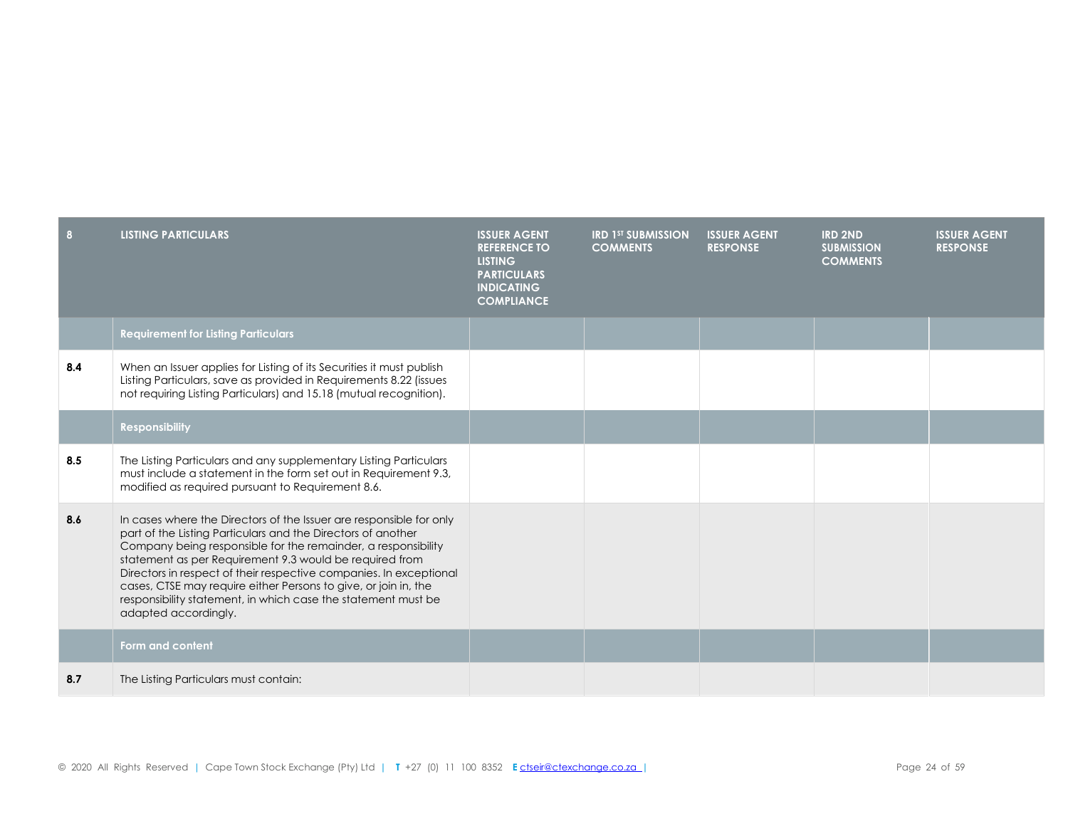| 8 | LISTING PARTICULARS | ISSUER AGENT REFERENCE TO LISTING PARTICULARS INDICATING COMPLIANCE | IRD 1ST SUBMISSION COMMENTS | ISSUER AGENT RESPONSE | IRD 2ND SUBMISSION COMMENTS | ISSUER AGENT RESPONSE |
|---|---|---|---|---|---|---|
| | **Requirement for Listing Particulars** | | | | | |
| **8.4** | When an Issuer applies for Listing of its Securities it must publish Listing Particulars, save as provided in Requirements 8.22 (issues not requiring Listing Particulars) and 15.18 (mutual recognition). | | | | | |
| | **Responsibility** | | | | | |
| **8.5** | The Listing Particulars and any supplementary Listing Particulars must include a statement in the form set out in Requirement 9.3, modified as required pursuant to Requirement 8.6. | | | | | |
| **8.6** | In cases where the Directors of the Issuer are responsible for only part of the Listing Particulars and the Directors of another Company being responsible for the remainder, a responsibility statement as per Requirement 9.3 would be required from Directors in respect of their respective companies. In exceptional cases, CTSE may require either Persons to give, or join in, the responsibility statement, in which case the statement must be adapted accordingly. | | | | | |
| | **Form and content** | | | | | |
| **8.7** | The Listing Particulars must contain: | | | | | |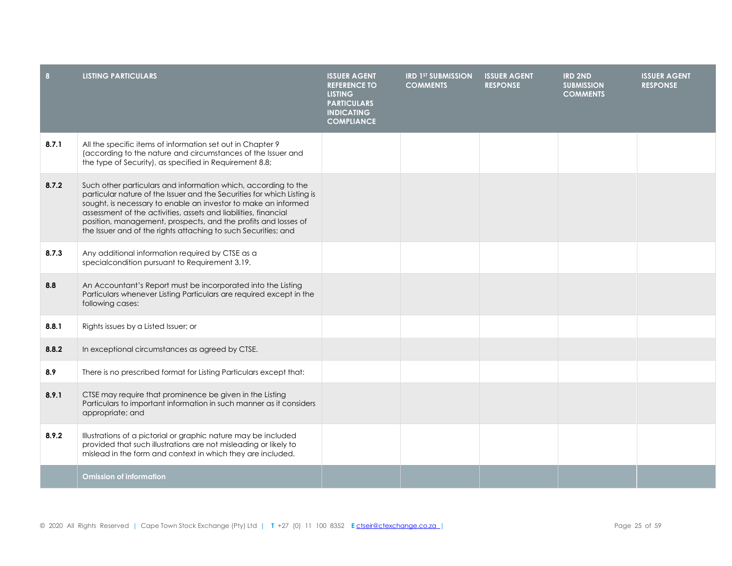| 8 | LISTING PARTICULARS | ISSUER AGENT REFERENCE TO LISTING PARTICULARS INDICATING COMPLIANCE | IRD 1ST SUBMISSION COMMENTS | ISSUER AGENT RESPONSE | IRD 2ND SUBMISSION COMMENTS | ISSUER AGENT RESPONSE |
|---|---|---|---|---|---|---|
| **8.7.1** | All the specific items of information set out in Chapter 9 (according to the nature and circumstances of the Issuer and the type of Security), as specified in Requirement 8.8; | | | | | |
| **8.7.2** | Such other particulars and information which, according to the particular nature of the Issuer and the Securities for which Listing is sought, is necessary to enable an investor to make an informed assessment of the activities, assets and liabilities, financial position, management, prospects, and the profits and losses of the Issuer and of the rights attaching to such Securities; and | | | | | |
| **8.7.3** | Any additional information required by CTSE as a specialcondition pursuant to Requirement 3.19. | | | | | |
| **8.8** | An Accountant's Report must be incorporated into the Listing Particulars whenever Listing Particulars are required except in the following cases: | | | | | |
| **8.8.1** | Rights issues by a Listed Issuer; or | | | | | |
| **8.8.2** | In exceptional circumstances as agreed by CTSE. | | | | | |
| **8.9** | There is no prescribed format for Listing Particulars except that: | | | | | |
| **8.9.1** | CTSE may require that prominence be given in the Listing Particulars to important information in such manner as it considers appropriate; and | | | | | |
| **8.9.2** | Illustrations of a pictorial or graphic nature may be included provided that such illustrations are not misleading or likely to mislead in the form and context in which they are included. | | | | | |
| | **Omission of information** | | | | | |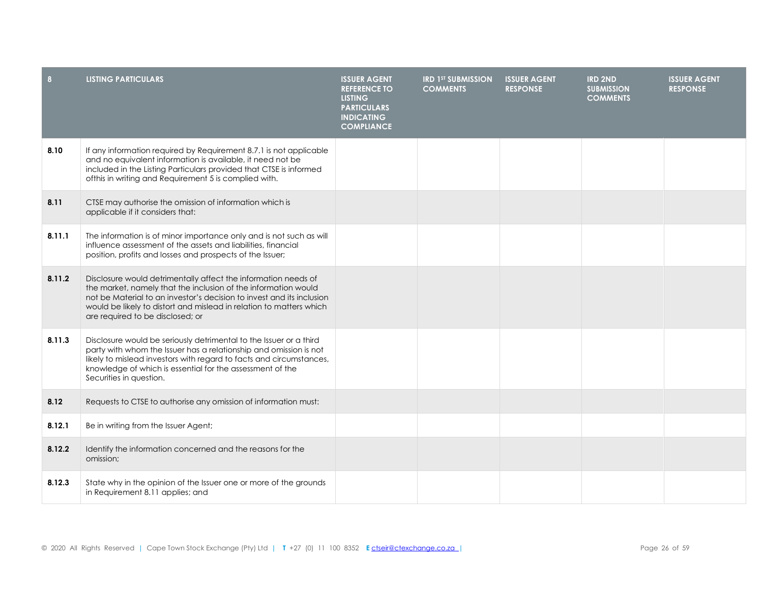| 8 | LISTING PARTICULARS | ISSUER AGENT REFERENCE TO LISTING PARTICULARS INDICATING COMPLIANCE | IRD 1ST SUBMISSION COMMENTS | ISSUER AGENT RESPONSE | IRD 2ND SUBMISSION COMMENTS | ISSUER AGENT RESPONSE |
|---|---|---|---|---|---|---|
| **8.10** | If any information required by Requirement 8.7.1 is not applicable and no equivalent information is available, it need not be included in the Listing Particulars provided that CTSE is informed ofthis in writing and Requirement 5 is complied with. | | | | | |
| **8.11** | CTSE may authorise the omission of information which is applicable if it considers that: | | | | | |
| **8.11.1** | The information is of minor importance only and is not such as will influence assessment of the assets and liabilities, financial position, profits and losses and prospects of the Issuer; | | | | | |
| **8.11.2** | Disclosure would detrimentally affect the information needs of the market, namely that the inclusion of the information would not be Material to an investor's decision to invest and its inclusion would be likely to distort and mislead in relation to matters which are required to be disclosed; or | | | | | |
| **8.11.3** | Disclosure would be seriously detrimental to the Issuer or a third party with whom the Issuer has a relationship and omission is not likely to mislead investors with regard to facts and circumstances, knowledge of which is essential for the assessment of the Securities in question. | | | | | |
| **8.12** | Requests to CTSE to authorise any omission of information must: | | | | | |
| **8.12.1** | Be in writing from the Issuer Agent; | | | | | |
| **8.12.2** | Identify the information concerned and the reasons for the omission; | | | | | |
| **8.12.3** | State why in the opinion of the Issuer one or more of the grounds in Requirement 8.11 applies; and | | | | | |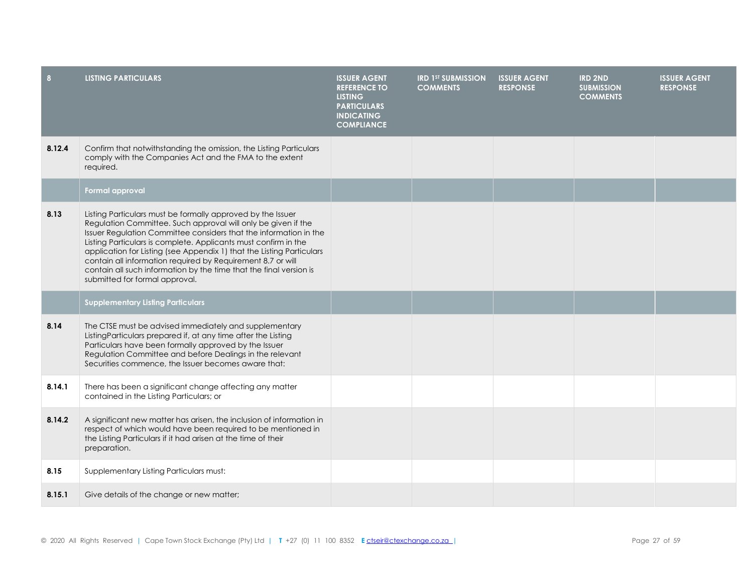| 8 | LISTING PARTICULARS | ISSUER AGENT REFERENCE TO LISTING PARTICULARS INDICATING COMPLIANCE | IRD 1ST SUBMISSION COMMENTS | ISSUER AGENT RESPONSE | IRD 2ND SUBMISSION COMMENTS | ISSUER AGENT RESPONSE |
|---|---|---|---|---|---|---|
| **8.12.4** | Confirm that notwithstanding the omission, the Listing Particulars comply with the Companies Act and the FMA to the extent required. | | | | | |
| | **Formal approval** | | | | | |
| **8.13** | Listing Particulars must be formally approved by the Issuer Regulation Committee. Such approval will only be given if the Issuer Regulation Committee considers that the information in the Listing Particulars is complete. Applicants must confirm in the application for Listing (see Appendix 1) that the Listing Particulars contain all information required by Requirement 8.7 or will contain all such information by the time that the final version is submitted for formal approval. | | | | | |
| | **Supplementary Listing Particulars** | | | | | |
| **8.14** | The CTSE must be advised immediately and supplementary ListingParticulars prepared if, at any time after the Listing Particulars have been formally approved by the Issuer Regulation Committee and before Dealings in the relevant Securities commence, the Issuer becomes aware that: | | | | | |
| **8.14.1** | There has been a significant change affecting any matter contained in the Listing Particulars; or | | | | | |
| **8.14.2** | A significant new matter has arisen, the inclusion of information in respect of which would have been required to be mentioned in the Listing Particulars if it had arisen at the time of their preparation. | | | | | |
| **8.15** | Supplementary Listing Particulars must: | | | | | |
| **8.15.1** | Give details of the change or new matter; | | | | | |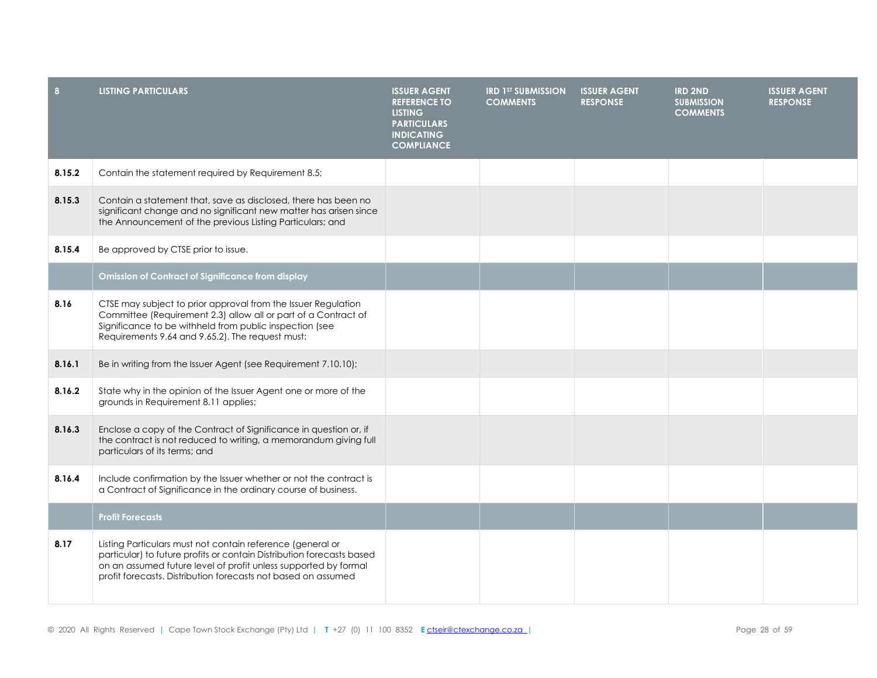| 8 | LISTING PARTICULARS | ISSUER AGENT REFERENCE TO LISTING PARTICULARS INDICATING COMPLIANCE | IRD 1ST SUBMISSION COMMENTS | ISSUER AGENT RESPONSE | IRD 2ND SUBMISSION COMMENTS | ISSUER AGENT RESPONSE |
|---|---|---|---|---|---|---|
| **8.15.2** | Contain the statement required by Requirement 8.5; | | | | | |
| **8.15.3** | Contain a statement that, save as disclosed, there has been no significant change and no significant new matter has arisen since the Announcement of the previous Listing Particulars; and | | | | | |
| **8.15.4** | Be approved by CTSE prior to issue. | | | | | |
| | **Omission of Contract of Significance from display** | | | | | |
| **8.16** | CTSE may subject to prior approval from the Issuer Regulation Committee (Requirement 2.3) allow all or part of a Contract of Significance to be withheld from public inspection (see Requirements 9.64 and 9.65.2). The request must: | | | | | |
| **8.16.1** | Be in writing from the Issuer Agent (see Requirement 7.10.10); | | | | | |
| **8.16.2** | State why in the opinion of the Issuer Agent one or more of the grounds in Requirement 8.11 applies; | | | | | |
| **8.16.3** | Enclose a copy of the Contract of Significance in question or, if the contract is not reduced to writing, a memorandum giving full particulars of its terms; and | | | | | |
| **8.16.4** | Include confirmation by the Issuer whether or not the contract is a Contract of Significance in the ordinary course of business. | | | | | |
| | **Profit Forecasts** | | | | | |
| **8.17** | Listing Particulars must not contain reference (general or particular) to future profits or contain Distribution forecasts based on an assumed future level of profit unless supported by formal profit forecasts. Distribution forecasts not based on assumed | | | | | |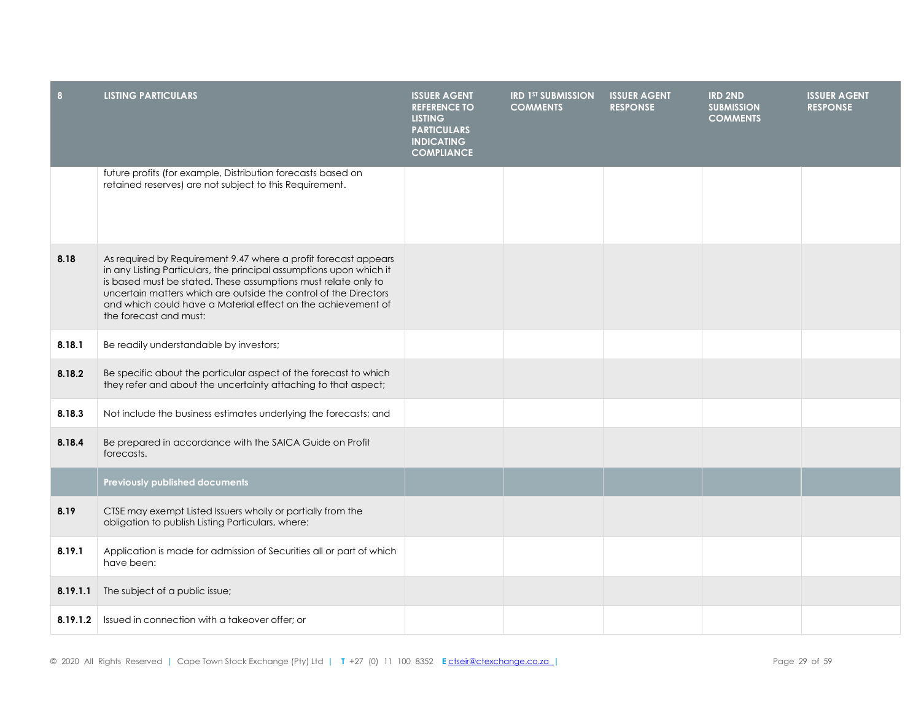| 8 | LISTING PARTICULARS | ISSUER AGENT REFERENCE TO LISTING PARTICULARS INDICATING COMPLIANCE | IRD 1ST SUBMISSION COMMENTS | ISSUER AGENT RESPONSE | IRD 2ND SUBMISSION COMMENTS | ISSUER AGENT RESPONSE |
|---|---|---|---|---|---|---|
| | future profits (for example, Distribution forecasts based on retained reserves) are not subject to this Requirement. | | | | | |
| **8.18** | As required by Requirement 9.47 where a profit forecast appears in any Listing Particulars, the principal assumptions upon which it is based must be stated. These assumptions must relate only to uncertain matters which are outside the control of the Directors and which could have a Material effect on the achievement of the forecast and must: | | | | | |
| **8.18.1** | Be readily understandable by investors; | | | | | |
| **8.18.2** | Be specific about the particular aspect of the forecast to which they refer and about the uncertainty attaching to that aspect; | | | | | |
| **8.18.3** | Not include the business estimates underlying the forecasts; and | | | | | |
| **8.18.4** | Be prepared in accordance with the SAICA Guide on Profit forecasts. | | | | | |
| | **Previously published documents** | | | | | |
| **8.19** | CTSE may exempt Listed Issuers wholly or partially from the obligation to publish Listing Particulars, where: | | | | | |
| **8.19.1** | Application is made for admission of Securities all or part of which have been: | | | | | |
| **8.19.1.1** | The subject of a public issue; | | | | | |
| **8.19.1.2** | Issued in connection with a takeover offer; or | | | | | |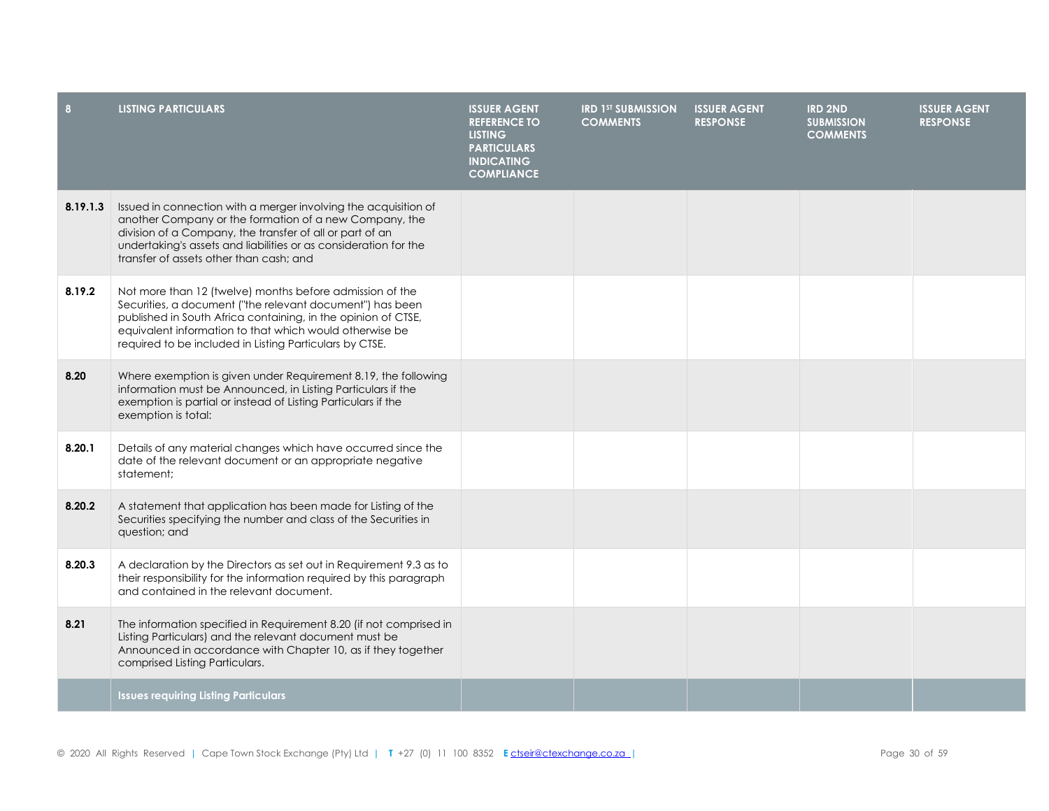| 8 | LISTING PARTICULARS | ISSUER AGENT REFERENCE TO LISTING PARTICULARS INDICATING COMPLIANCE | IRD 1ST SUBMISSION COMMENTS | ISSUER AGENT RESPONSE | IRD 2ND SUBMISSION COMMENTS | ISSUER AGENT RESPONSE |
|---|---|---|---|---|---|---|
| 8.19.1.3 | Issued in connection with a merger involving the acquisition of another Company or the formation of a new Company, the division of a Company, the transfer of all or part of an undertaking's assets and liabilities or as consideration for the transfer of assets other than cash; and | | | | | |
| 8.19.2 | Not more than 12 (twelve) months before admission of the Securities, a document ("the relevant document") has been published in South Africa containing, in the opinion of CTSE, equivalent information to that which would otherwise be required to be included in Listing Particulars by CTSE. | | | | | |
| 8.20 | Where exemption is given under Requirement 8.19, the following information must be Announced, in Listing Particulars if the exemption is partial or instead of Listing Particulars if the exemption is total: | | | | | |
| 8.20.1 | Details of any material changes which have occurred since the date of the relevant document or an appropriate negative statement; | | | | | |
| 8.20.2 | A statement that application has been made for Listing of the Securities specifying the number and class of the Securities in question; and | | | | | |
| 8.20.3 | A declaration by the Directors as set out in Requirement 9.3 as to their responsibility for the information required by this paragraph and contained in the relevant document. | | | | | |
| 8.21 | The information specified in Requirement 8.20 (if not comprised in Listing Particulars) and the relevant document must be Announced in accordance with Chapter 10, as if they together comprised Listing Particulars. | | | | | |
| | **Issues requiring Listing Particulars** | | | | | |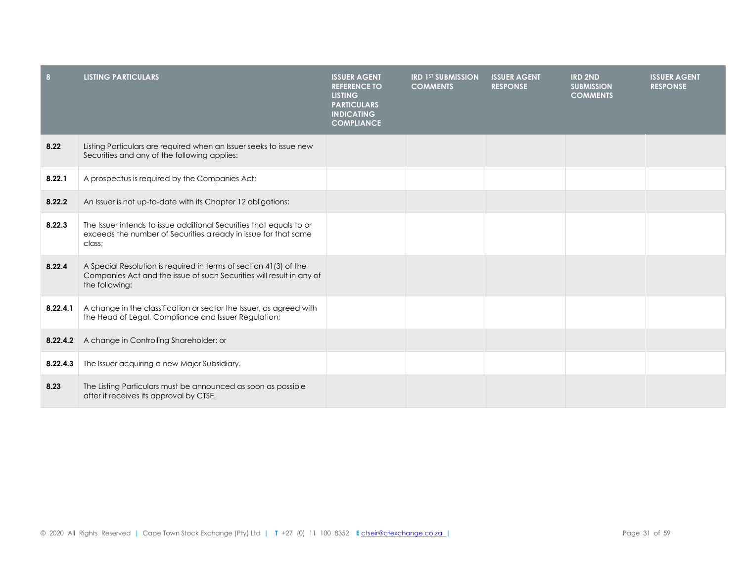| 8 | LISTING PARTICULARS | ISSUER AGENT REFERENCE TO LISTING PARTICULARS INDICATING COMPLIANCE | IRD 1ST SUBMISSION COMMENTS | ISSUER AGENT RESPONSE | IRD 2ND SUBMISSION COMMENTS | ISSUER AGENT RESPONSE |
|---|---|---|---|---|---|---|
| **8.22** | Listing Particulars are required when an Issuer seeks to issue new Securities and any of the following applies: | | | | | |
| **8.22.1** | A prospectus is required by the Companies Act; | | | | | |
| **8.22.2** | An Issuer is not up-to-date with its Chapter 12 obligations; | | | | | |
| **8.22.3** | The Issuer intends to issue additional Securities that equals to or exceeds the number of Securities already in issue for that same class; | | | | | |
| **8.22.4** | A Special Resolution is required in terms of section 41(3) of the Companies Act and the issue of such Securities will result in any of the following: | | | | | |
| **8.22.4.1** | A change in the classification or sector the Issuer, as agreed with the Head of Legal, Compliance and Issuer Regulation; | | | | | |
| **8.22.4.2** | A change in Controlling Shareholder; or | | | | | |
| **8.22.4.3** | The Issuer acquiring a new Major Subsidiary. | | | | | |
| **8.23** | The Listing Particulars must be announced as soon as possible after it receives its approval by CTSE. | | | | | |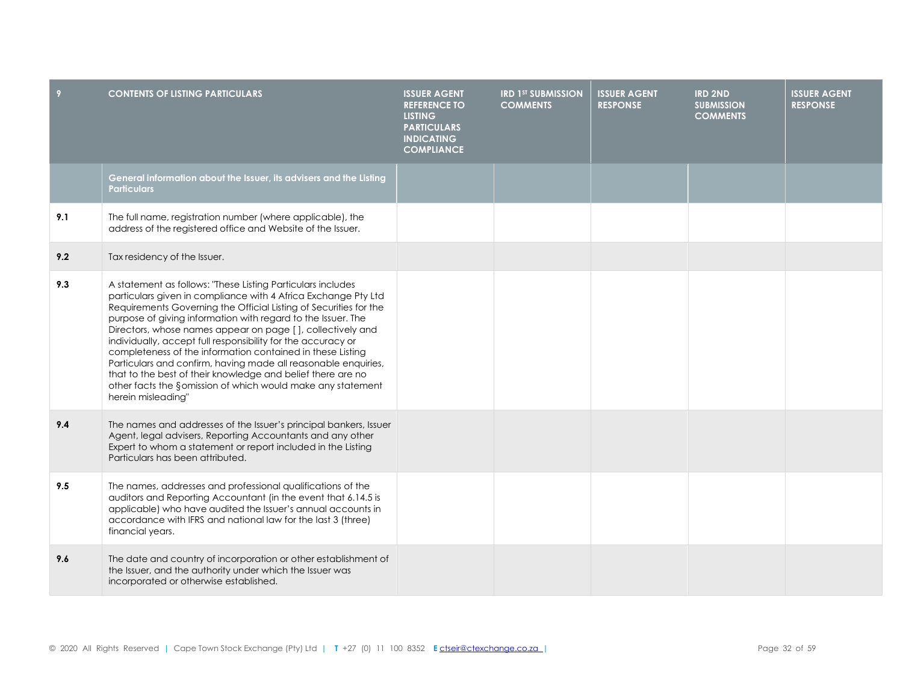| 9 | CONTENTS OF LISTING PARTICULARS | ISSUER AGENT REFERENCE TO LISTING PARTICULARS INDICATING COMPLIANCE | IRD 1ST SUBMISSION COMMENTS | ISSUER AGENT RESPONSE | IRD 2ND SUBMISSION COMMENTS | ISSUER AGENT RESPONSE |
|---|---|---|---|---|---|---|
| | **General information about the Issuer, its advisers and the Listing Particulars** | | | | | |
| **9.1** | The full name, registration number (where applicable), the address of the registered office and Website of the Issuer. | | | | | |
| **9.2** | Tax residency of the Issuer. | | | | | |
| **9.3** | A statement as follows: "These Listing Particulars includes particulars given in compliance with 4 Africa Exchange Pty Ltd Requirements Governing the Official Listing of Securities for the purpose of giving information with regard to the Issuer. The Directors, whose names appear on page [ ], collectively and individually, accept full responsibility for the accuracy or completeness of the information contained in these Listing Particulars and confirm, having made all reasonable enquiries, that to the best of their knowledge and belief there are no other facts the §omission of which would make any statement herein misleading" | | | | | |
| **9.4** | The names and addresses of the Issuer's principal bankers, Issuer Agent, legal advisers, Reporting Accountants and any other Expert to whom a statement or report included in the Listing Particulars has been attributed. | | | | | |
| **9.5** | The names, addresses and professional qualifications of the auditors and Reporting Accountant (in the event that 6.14.5 is applicable) who have audited the Issuer's annual accounts in accordance with IFRS and national law for the last 3 (three) financial years. | | | | | |
| **9.6** | The date and country of incorporation or other establishment of the Issuer, and the authority under which the Issuer was incorporated or otherwise established. | | | | | |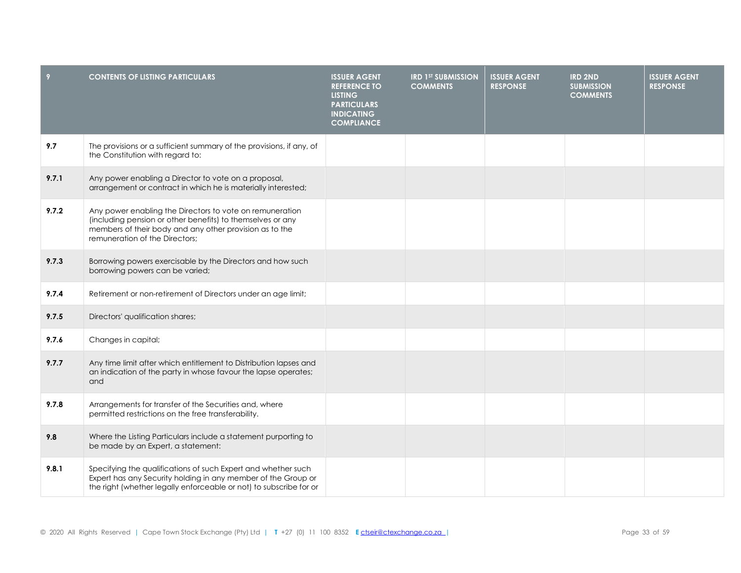| 9 | CONTENTS OF LISTING PARTICULARS | ISSUER AGENT REFERENCE TO LISTING PARTICULARS INDICATING COMPLIANCE | IRD 1ST SUBMISSION COMMENTS | ISSUER AGENT RESPONSE | IRD 2ND SUBMISSION COMMENTS | ISSUER AGENT RESPONSE |
|---|---|---|---|---|---|---|
| **9.7** | The provisions or a sufficient summary of the provisions, if any, of the Constitution with regard to: | | | | | |
| **9.7.1** | Any power enabling a Director to vote on a proposal, arrangement or contract in which he is materially interested; | | | | | |
| **9.7.2** | Any power enabling the Directors to vote on remuneration (including pension or other benefits) to themselves or any members of their body and any other provision as to the remuneration of the Directors; | | | | | |
| **9.7.3** | Borrowing powers exercisable by the Directors and how such borrowing powers can be varied; | | | | | |
| **9.7.4** | Retirement or non-retirement of Directors under an age limit; | | | | | |
| **9.7.5** | Directors' qualification shares; | | | | | |
| **9.7.6** | Changes in capital; | | | | | |
| **9.7.7** | Any time limit after which entitlement to Distribution lapses and an indication of the party in whose favour the lapse operates; and | | | | | |
| **9.7.8** | Arrangements for transfer of the Securities and, where permitted restrictions on the free transferability. | | | | | |
| **9.8** | Where the Listing Particulars include a statement purporting to be made by an Expert, a statement: | | | | | |
| **9.8.1** | Specifying the qualifications of such Expert and whether such Expert has any Security holding in any member of the Group or the right (whether legally enforceable or not) to subscribe for or | | | | | |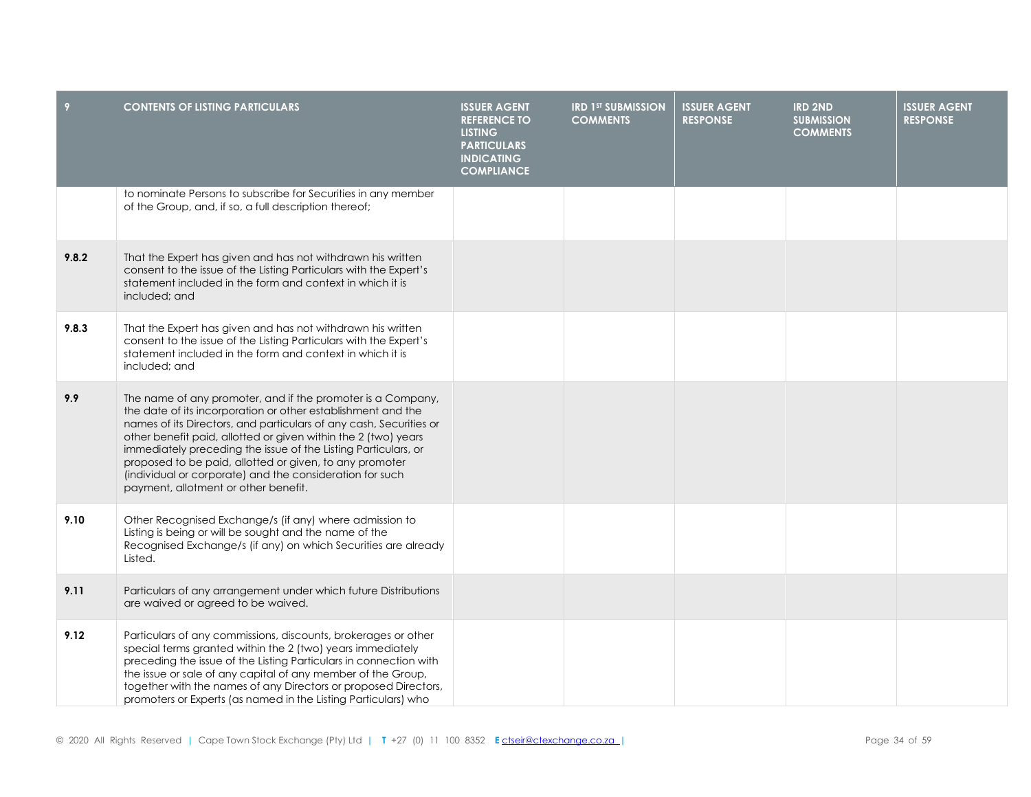| 9 | CONTENTS OF LISTING PARTICULARS | ISSUER AGENT REFERENCE TO LISTING PARTICULARS INDICATING COMPLIANCE | IRD 1ST SUBMISSION COMMENTS | ISSUER AGENT RESPONSE | IRD 2ND SUBMISSION COMMENTS | ISSUER AGENT RESPONSE |
|---|---|---|---|---|---|---|
| | to nominate Persons to subscribe for Securities in any member of the Group, and, if so, a full description thereof; | | | | | |
| **9.8.2** | That the Expert has given and has not withdrawn his written consent to the issue of the Listing Particulars with the Expert's statement included in the form and context in which it is included; and | | | | | |
| **9.8.3** | That the Expert has given and has not withdrawn his written consent to the issue of the Listing Particulars with the Expert's statement included in the form and context in which it is included; and | | | | | |
| **9.9** | The name of any promoter, and if the promoter is a Company, the date of its incorporation or other establishment and the names of its Directors, and particulars of any cash, Securities or other benefit paid, allotted or given within the 2 (two) years immediately preceding the issue of the Listing Particulars, or proposed to be paid, allotted or given, to any promoter (individual or corporate) and the consideration for such payment, allotment or other benefit. | | | | | |
| **9.10** | Other Recognised Exchange/s (if any) where admission to Listing is being or will be sought and the name of the Recognised Exchange/s (if any) on which Securities are already Listed. | | | | | |
| **9.11** | Particulars of any arrangement under which future Distributions are waived or agreed to be waived. | | | | | |
| **9.12** | Particulars of any commissions, discounts, brokerages or other special terms granted within the 2 (two) years immediately preceding the issue of the Listing Particulars in connection with the issue or sale of any capital of any member of the Group, together with the names of any Directors or proposed Directors, promoters or Experts (as named in the Listing Particulars) who | | | | | |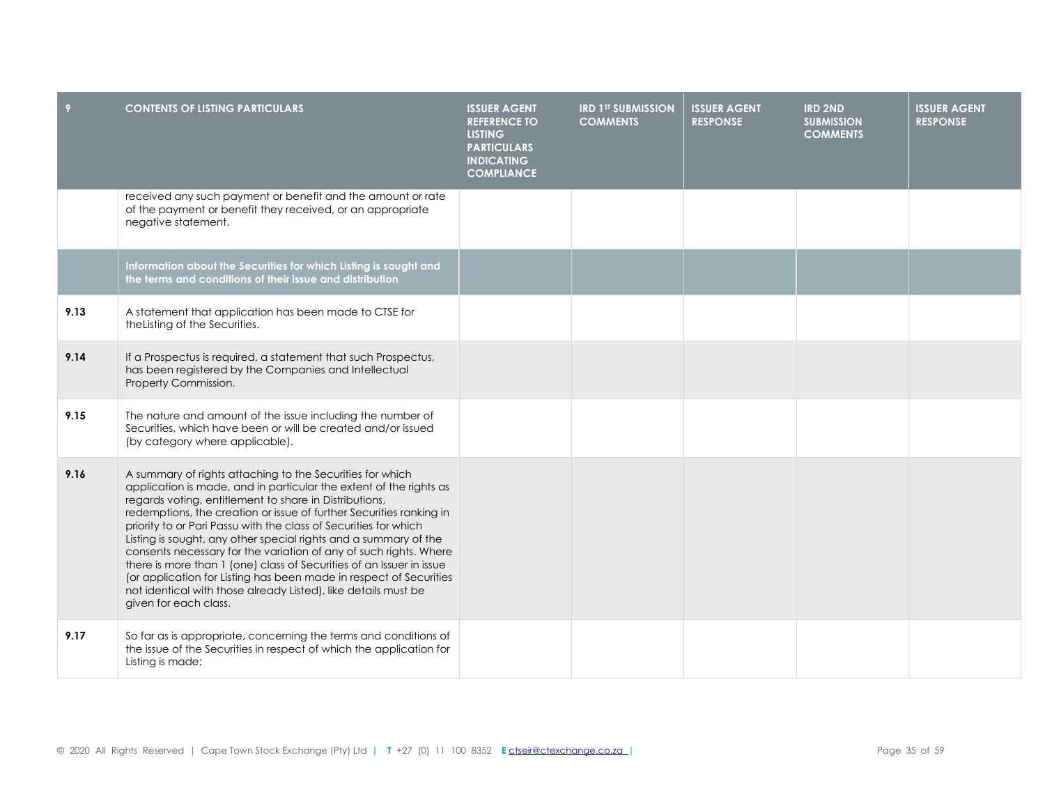| 9 | CONTENTS OF LISTING PARTICULARS | ISSUER AGENT REFERENCE TO LISTING PARTICULARS INDICATING COMPLIANCE | IRD 1ST SUBMISSION COMMENTS | ISSUER AGENT RESPONSE | IRD 2ND SUBMISSION COMMENTS | ISSUER AGENT RESPONSE |
|---|---|---|---|---|---|---|
| | received any such payment or benefit and the amount or rate of the payment or benefit they received, or an appropriate negative statement. | | | | | |
| | **Information about the Securities for which Listing is sought and the terms and conditions of their issue and distribution** | | | | | |
| **9.13** | A statement that application has been made to CTSE for theListing of the Securities. | | | | | |
| **9.14** | If a Prospectus is required, a statement that such Prospectus, has been registered by the Companies and Intellectual Property Commission. | | | | | |
| **9.15** | The nature and amount of the issue including the number of Securities, which have been or will be created and/or issued (by category where applicable). | | | | | |
| **9.16** | A summary of rights attaching to the Securities for which application is made, and in particular the extent of the rights as regards voting, entitlement to share in Distributions, redemptions, the creation or issue of further Securities ranking in priority to or Pari Passu with the class of Securities for which Listing is sought, any other special rights and a summary of the consents necessary for the variation of any of such rights. Where there is more than 1 (one) class of Securities of an Issuer in issue (or application for Listing has been made in respect of Securities not identical with those already Listed), like details must be given for each class. | | | | | |
| **9.17** | So far as is appropriate, concerning the terms and conditions of the issue of the Securities in respect of which the application for Listing is made: | | | | | |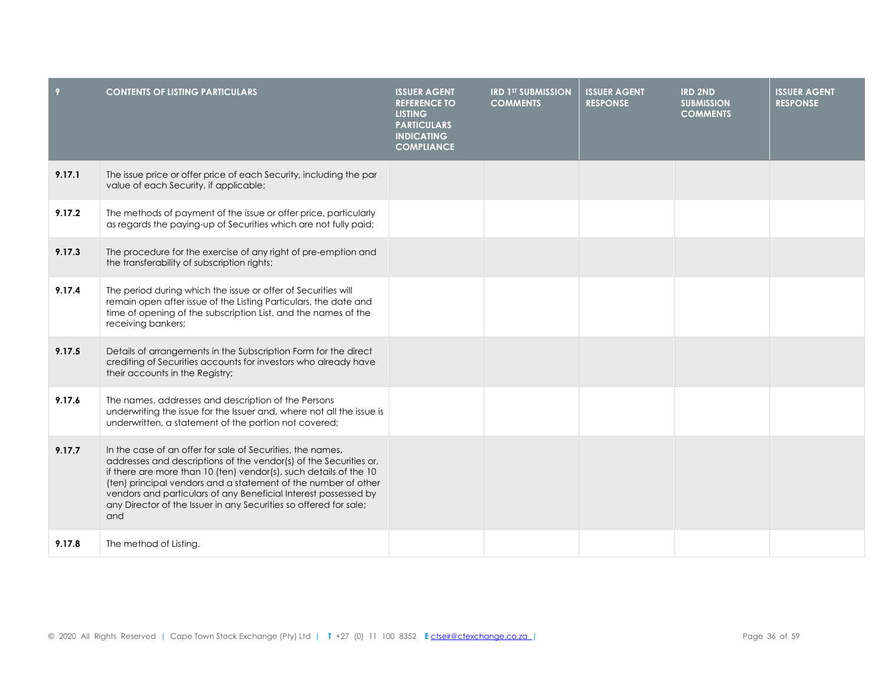| 9 | CONTENTS OF LISTING PARTICULARS | ISSUER AGENT REFERENCE TO LISTING PARTICULARS INDICATING COMPLIANCE | IRD 1ST SUBMISSION COMMENTS | ISSUER AGENT RESPONSE | IRD 2ND SUBMISSION COMMENTS | ISSUER AGENT RESPONSE |
|---|---|---|---|---|---|---|
| **9.17.1** | The issue price or offer price of each Security, including the par value of each Security, if applicable; | | | | | |
| **9.17.2** | The methods of payment of the issue or offer price, particularly as regards the paying-up of Securities which are not fully paid; | | | | | |
| **9.17.3** | The procedure for the exercise of any right of pre-emption and the transferability of subscription rights; | | | | | |
| **9.17.4** | The period during which the issue or offer of Securities will remain open after issue of the Listing Particulars, the date and time of opening of the subscription List, and the names of the receiving bankers; | | | | | |
| **9.17.5** | Details of arrangements in the Subscription Form for the direct crediting of Securities accounts for investors who already have their accounts in the Registry; | | | | | |
| **9.17.6** | The names, addresses and description of the Persons underwriting the issue for the Issuer and, where not all the issue is underwritten, a statement of the portion not covered; | | | | | |
| **9.17.7** | In the case of an offer for sale of Securities, the names, addresses and descriptions of the vendor(s) of the Securities or, if there are more than 10 (ten) vendor(s), such details of the 10 (ten) principal vendors and a statement of the number of other vendors and particulars of any Beneficial Interest possessed by any Director of the Issuer in any Securities so offered for sale; and | | | | | |
| **9.17.8** | The method of Listing. | | | | | |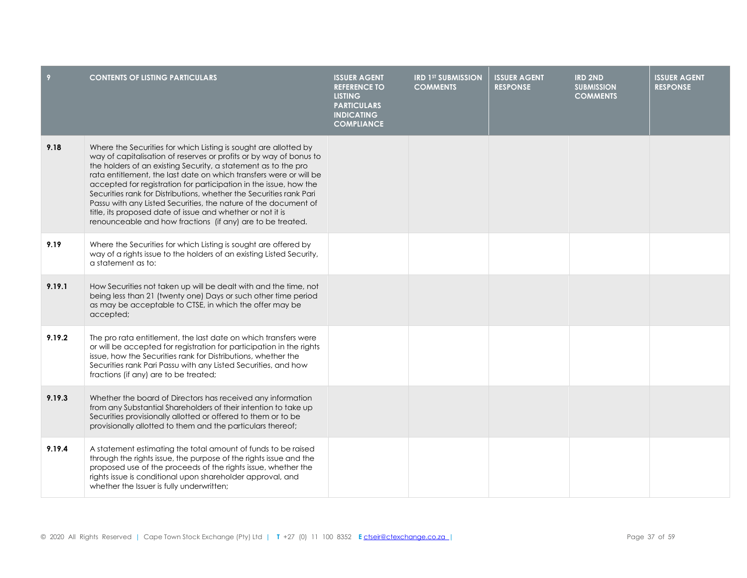| 9 | CONTENTS OF LISTING PARTICULARS | ISSUER AGENT REFERENCE TO LISTING PARTICULARS INDICATING COMPLIANCE | IRD 1ST SUBMISSION COMMENTS | ISSUER AGENT RESPONSE | IRD 2ND SUBMISSION COMMENTS | ISSUER AGENT RESPONSE |
|---|---|---|---|---|---|---|
| 9.18 | Where the Securities for which Listing is sought are allotted by way of capitalisation of reserves or profits or by way of bonus to the holders of an existing Security, a statement as to the pro rata entitlement, the last date on which transfers were or will be accepted for registration for participation in the issue, how the Securities rank for Distributions, whether the Securities rank Pari Passu with any Listed Securities, the nature of the document of title, its proposed date of issue and whether or not it is renounceable and how fractions (if any) are to be treated. | | | | | |
| 9.19 | Where the Securities for which Listing is sought are offered by way of a rights issue to the holders of an existing Listed Security, a statement as to: | | | | | |
| 9.19.1 | How Securities not taken up will be dealt with and the time, not being less than 21 (twenty one) Days or such other time period as may be acceptable to CTSE, in which the offer may be accepted; | | | | | |
| 9.19.2 | The pro rata entitlement, the last date on which transfers were or will be accepted for registration for participation in the rights issue, how the Securities rank for Distributions, whether the Securities rank Pari Passu with any Listed Securities, and how fractions (if any) are to be treated; | | | | | |
| 9.19.3 | Whether the board of Directors has received any information from any Substantial Shareholders of their intention to take up Securities provisionally allotted or offered to them or to be provisionally allotted to them and the particulars thereof; | | | | | |
| 9.19.4 | A statement estimating the total amount of funds to be raised through the rights issue, the purpose of the rights issue and the proposed use of the proceeds of the rights issue, whether the rights issue is conditional upon shareholder approval, and whether the Issuer is fully underwritten; | | | | | |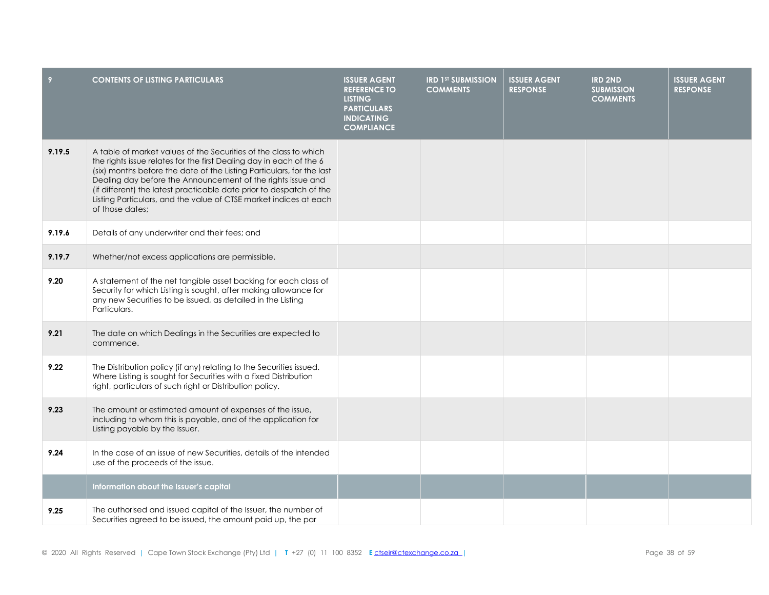| 9 | CONTENTS OF LISTING PARTICULARS | ISSUER AGENT REFERENCE TO LISTING PARTICULARS INDICATING COMPLIANCE | IRD 1ST SUBMISSION COMMENTS | ISSUER AGENT RESPONSE | IRD 2ND SUBMISSION COMMENTS | ISSUER AGENT RESPONSE |
|---|---|---|---|---|---|---|
| **9.19.5** | A table of market values of the Securities of the class to which the rights issue relates for the first Dealing day in each of the 6 (six) months before the date of the Listing Particulars, for the last Dealing day before the Announcement of the rights issue and (if different) the latest practicable date prior to despatch of the Listing Particulars, and the value of CTSE market indices at each of those dates; | | | | | |
| **9.19.6** | Details of any underwriter and their fees; and | | | | | |
| **9.19.7** | Whether/not excess applications are permissible. | | | | | |
| **9.20** | A statement of the net tangible asset backing for each class of Security for which Listing is sought, after making allowance for any new Securities to be issued, as detailed in the Listing Particulars. | | | | | |
| **9.21** | The date on which Dealings in the Securities are expected to commence. | | | | | |
| **9.22** | The Distribution policy (if any) relating to the Securities issued. Where Listing is sought for Securities with a fixed Distribution right, particulars of such right or Distribution policy. | | | | | |
| **9.23** | The amount or estimated amount of expenses of the issue, including to whom this is payable, and of the application for Listing payable by the Issuer. | | | | | |
| **9.24** | In the case of an issue of new Securities, details of the intended use of the proceeds of the issue. | | | | | |
| | **Information about the Issuer's capital** | | | | | |
| **9.25** | The authorised and issued capital of the Issuer, the number of Securities agreed to be issued, the amount paid up, the par | | | | | |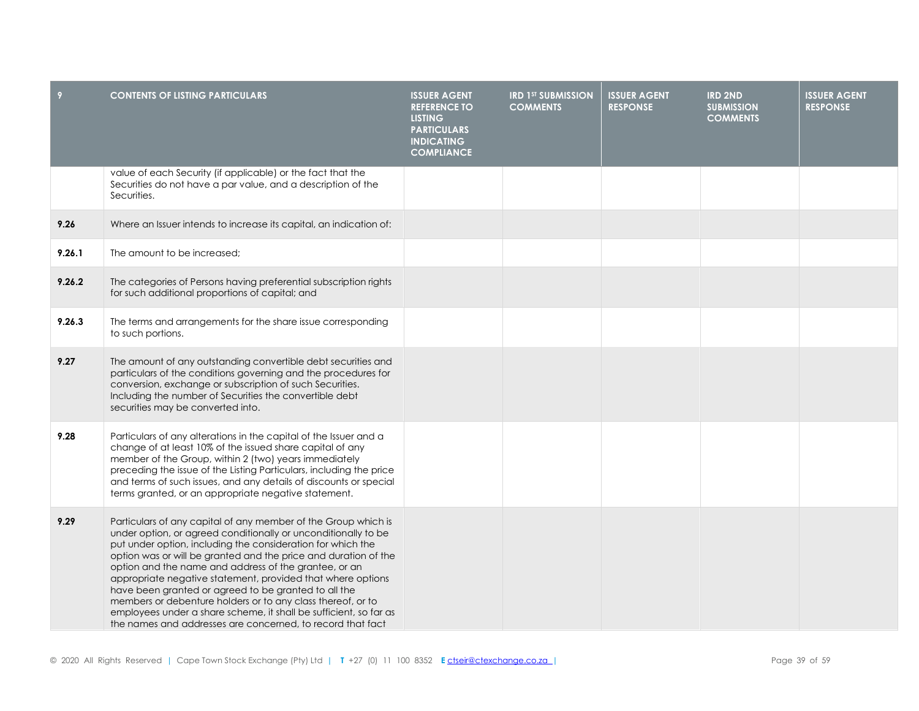| 9 | CONTENTS OF LISTING PARTICULARS | ISSUER AGENT REFERENCE TO LISTING PARTICULARS INDICATING COMPLIANCE | IRD 1ST SUBMISSION COMMENTS | ISSUER AGENT RESPONSE | IRD 2ND SUBMISSION COMMENTS | ISSUER AGENT RESPONSE |
|---|---|---|---|---|---|---|
| | value of each Security (if applicable) or the fact that the Securities do not have a par value, and a description of the Securities. | | | | | |
| **9.26** | Where an Issuer intends to increase its capital, an indication of: | | | | | |
| **9.26.1** | The amount to be increased; | | | | | |
| **9.26.2** | The categories of Persons having preferential subscription rights for such additional proportions of capital; and | | | | | |
| **9.26.3** | The terms and arrangements for the share issue corresponding to such portions. | | | | | |
| **9.27** | The amount of any outstanding convertible debt securities and particulars of the conditions governing and the procedures for conversion, exchange or subscription of such Securities. Including the number of Securities the convertible debt securities may be converted into. | | | | | |
| **9.28** | Particulars of any alterations in the capital of the Issuer and a change of at least 10% of the issued share capital of any member of the Group, within 2 (two) years immediately preceding the issue of the Listing Particulars, including the price and terms of such issues, and any details of discounts or special terms granted, or an appropriate negative statement. | | | | | |
| **9.29** | Particulars of any capital of any member of the Group which is under option, or agreed conditionally or unconditionally to be put under option, including the consideration for which the option was or will be granted and the price and duration of the option and the name and address of the grantee, or an appropriate negative statement, provided that where options have been granted or agreed to be granted to all the members or debenture holders or to any class thereof, or to employees under a share scheme, it shall be sufficient, so far as the names and addresses are concerned, to record that fact | | | | | |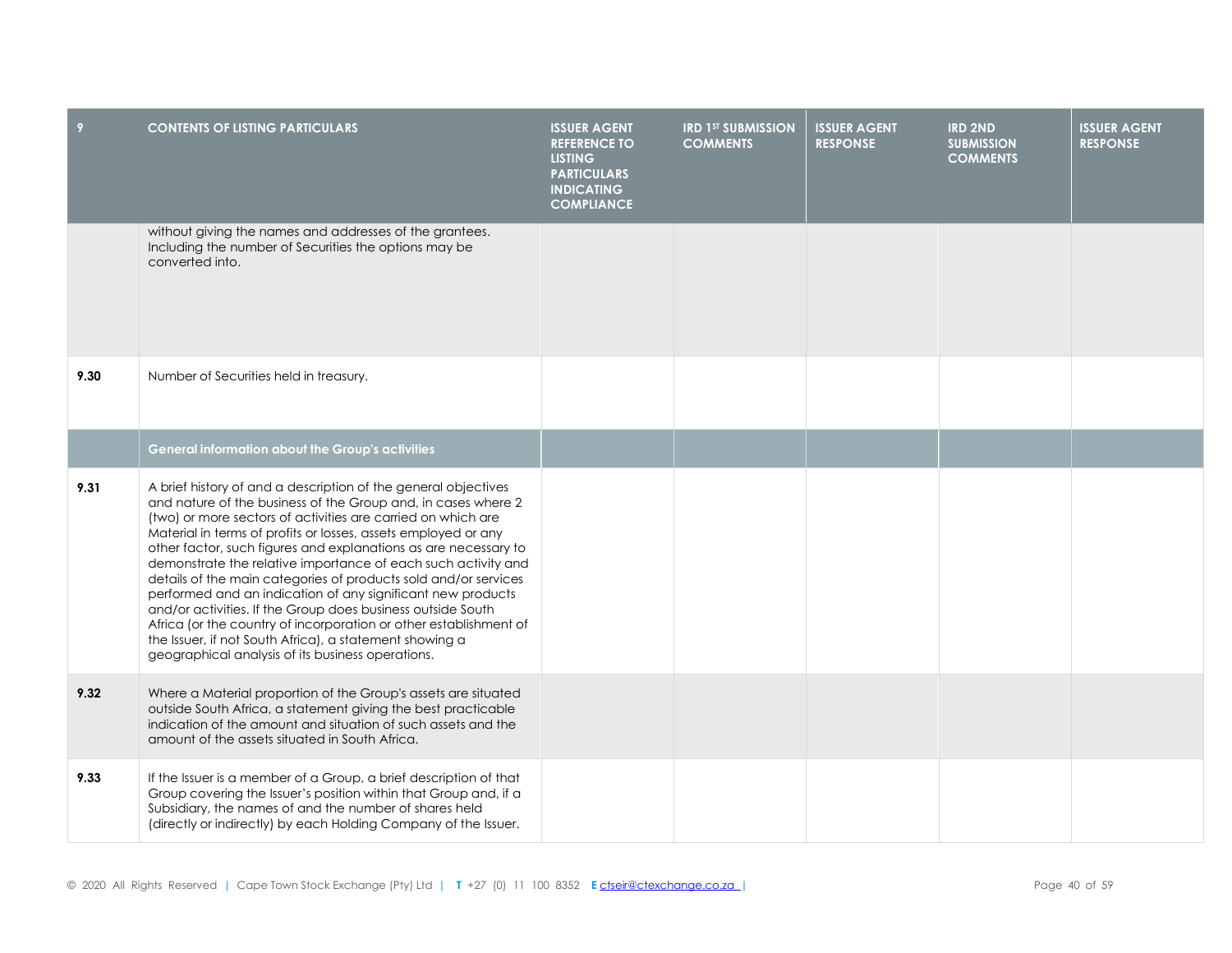| 9 | CONTENTS OF LISTING PARTICULARS | ISSUER AGENT REFERENCE TO LISTING PARTICULARS INDICATING COMPLIANCE | IRD 1ST SUBMISSION COMMENTS | ISSUER AGENT RESPONSE | IRD 2ND SUBMISSION COMMENTS | ISSUER AGENT RESPONSE |
|---|---|---|---|---|---|---|
| | without giving the names and addresses of the grantees. Including the number of Securities the options may be converted into. | | | | | |
| **9.30** | Number of Securities held in treasury. | | | | | |
| | **General information about the Group's activities** | | | | | |
| **9.31** | A brief history of and a description of the general objectives and nature of the business of the Group and, in cases where 2 (two) or more sectors of activities are carried on which are Material in terms of profits or losses, assets employed or any other factor, such figures and explanations as are necessary to demonstrate the relative importance of each such activity and details of the main categories of products sold and/or services performed and an indication of any significant new products and/or activities. If the Group does business outside South Africa (or the country of incorporation or other establishment of the Issuer, if not South Africa), a statement showing a geographical analysis of its business operations. | | | | | |
| **9.32** | Where a Material proportion of the Group's assets are situated outside South Africa, a statement giving the best practicable indication of the amount and situation of such assets and the amount of the assets situated in South Africa. | | | | | |
| **9.33** | If the Issuer is a member of a Group, a brief description of that Group covering the Issuer's position within that Group and, if a Subsidiary, the names of and the number of shares held (directly or indirectly) by each Holding Company of the Issuer. | | | | | |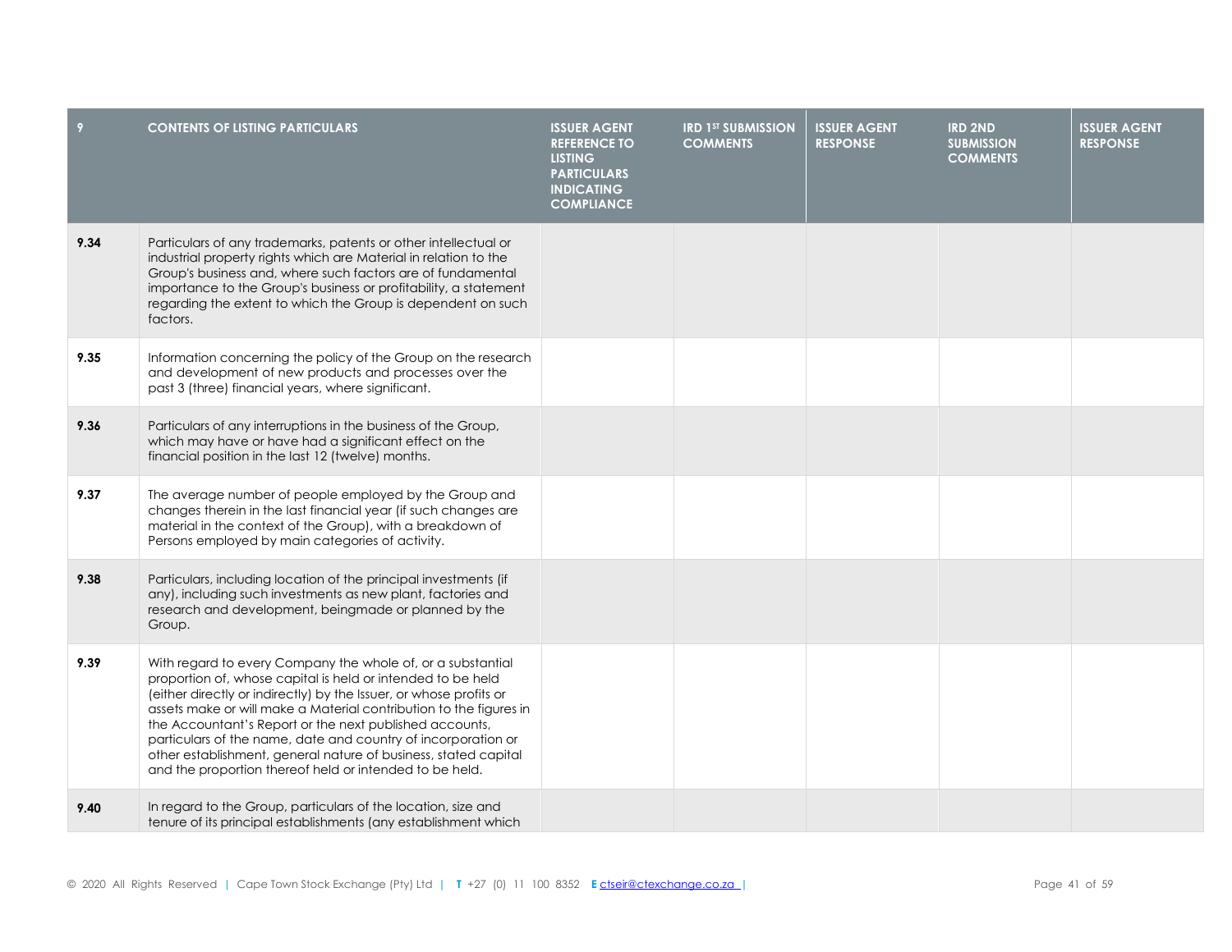| 9 | CONTENTS OF LISTING PARTICULARS | ISSUER AGENT REFERENCE TO LISTING PARTICULARS INDICATING COMPLIANCE | IRD 1ST SUBMISSION COMMENTS | ISSUER AGENT RESPONSE | IRD 2ND SUBMISSION COMMENTS | ISSUER AGENT RESPONSE |
|---|---|---|---|---|---|---|
| 9.34 | Particulars of any trademarks, patents or other intellectual or industrial property rights which are Material in relation to the Group's business and, where such factors are of fundamental importance to the Group's business or profitability, a statement regarding the extent to which the Group is dependent on such factors. | | | | | |
| 9.35 | Information concerning the policy of the Group on the research and development of new products and processes over the past 3 (three) financial years, where significant. | | | | | |
| 9.36 | Particulars of any interruptions in the business of the Group, which may have or have had a significant effect on the financial position in the last 12 (twelve) months. | | | | | |
| 9.37 | The average number of people employed by the Group and changes therein in the last financial year (if such changes are material in the context of the Group), with a breakdown of Persons employed by main categories of activity. | | | | | |
| 9.38 | Particulars, including location of the principal investments (if any), including such investments as new plant, factories and research and development, beingmade or planned by the Group. | | | | | |
| 9.39 | With regard to every Company the whole of, or a substantial proportion of, whose capital is held or intended to be held (either directly or indirectly) by the Issuer, or whose profits or assets make or will make a Material contribution to the figures in the Accountant's Report or the next published accounts, particulars of the name, date and country of incorporation or other establishment, general nature of business, stated capital and the proportion thereof held or intended to be held. | | | | | |
| 9.40 | In regard to the Group, particulars of the location, size and tenure of its principal establishments (any establishment which | | | | | |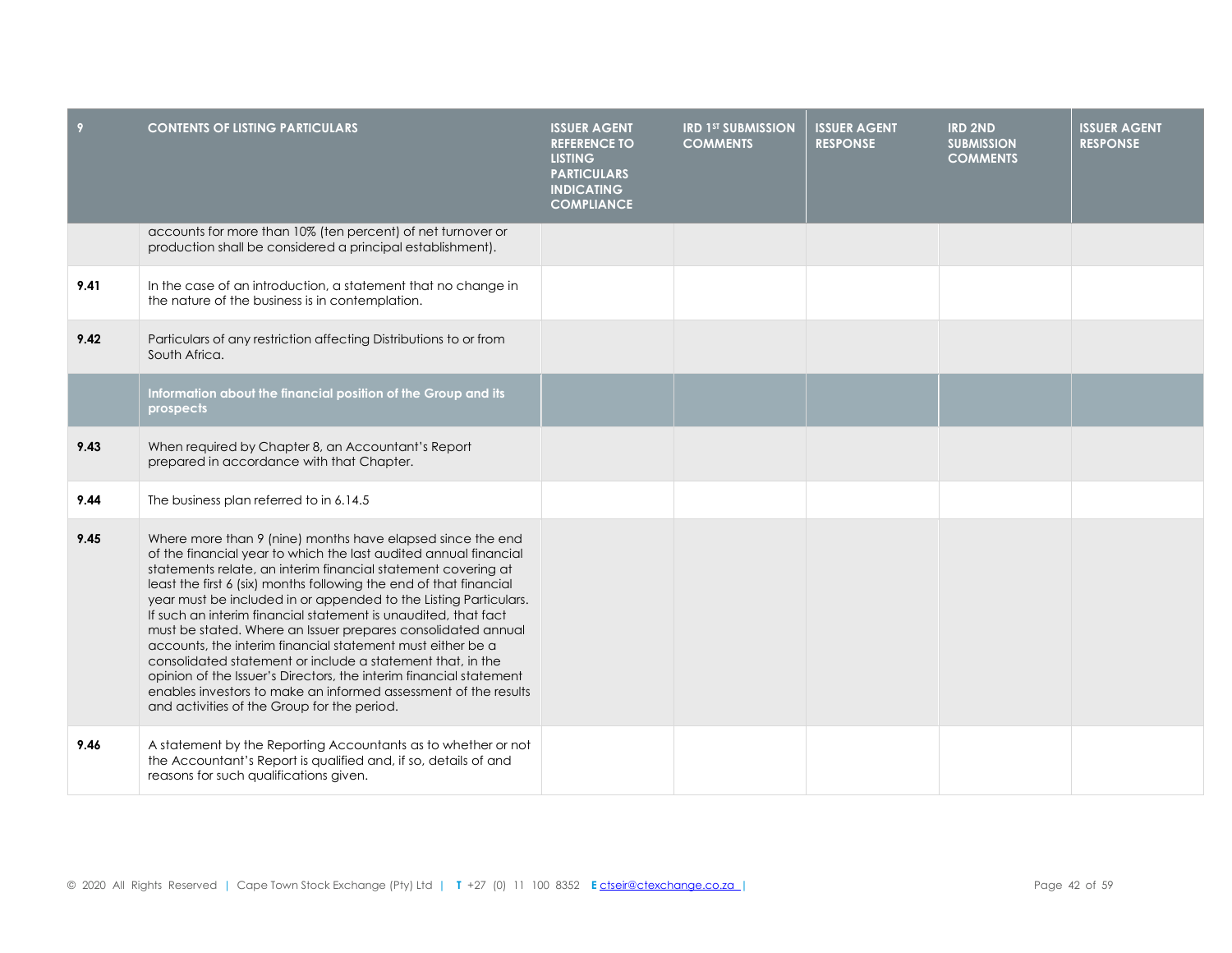| 9 | CONTENTS OF LISTING PARTICULARS | ISSUER AGENT REFERENCE TO LISTING PARTICULARS INDICATING COMPLIANCE | IRD 1ST SUBMISSION COMMENTS | ISSUER AGENT RESPONSE | IRD 2ND SUBMISSION COMMENTS | ISSUER AGENT RESPONSE |
|---|---|---|---|---|---|---|
| | accounts for more than 10% (ten percent) of net turnover or production shall be considered a principal establishment). | | | | | |
| **9.41** | In the case of an introduction, a statement that no change in the nature of the business is in contemplation. | | | | | |
| **9.42** | Particulars of any restriction affecting Distributions to or from South Africa. | | | | | |
| | **Information about the financial position of the Group and its prospects** | | | | | |
| **9.43** | When required by Chapter 8, an Accountant's Report prepared in accordance with that Chapter. | | | | | |
| **9.44** | The business plan referred to in 6.14.5 | | | | | |
| **9.45** | Where more than 9 (nine) months have elapsed since the end of the financial year to which the last audited annual financial statements relate, an interim financial statement covering at least the first 6 (six) months following the end of that financial year must be included in or appended to the Listing Particulars. If such an interim financial statement is unaudited, that fact must be stated. Where an Issuer prepares consolidated annual accounts, the interim financial statement must either be a consolidated statement or include a statement that, in the opinion of the Issuer's Directors, the interim financial statement enables investors to make an informed assessment of the results and activities of the Group for the period. | | | | | |
| **9.46** | A statement by the Reporting Accountants as to whether or not the Accountant's Report is qualified and, if so, details of and reasons for such qualifications given. | | | | | |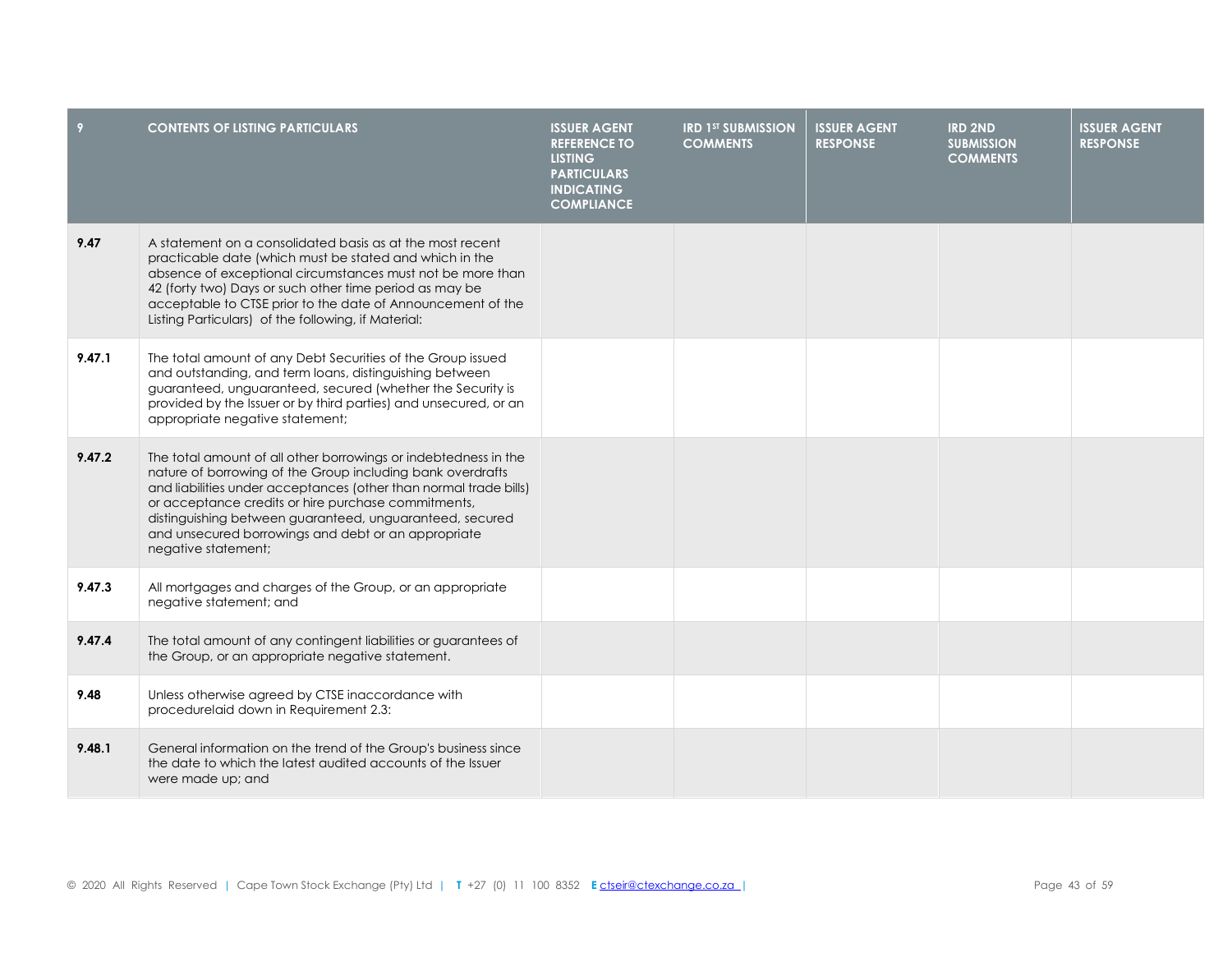| 9 | CONTENTS OF LISTING PARTICULARS | ISSUER AGENT REFERENCE TO LISTING PARTICULARS INDICATING COMPLIANCE | IRD 1ST SUBMISSION COMMENTS | ISSUER AGENT RESPONSE | IRD 2ND SUBMISSION COMMENTS | ISSUER AGENT RESPONSE |
|---|---|---|---|---|---|---|
| **9.47** | A statement on a consolidated basis as at the most recent practicable date (which must be stated and which in the absence of exceptional circumstances must not be more than 42 (forty two) Days or such other time period as may be acceptable to CTSE prior to the date of Announcement of the Listing Particulars) of the following, if Material: | | | | | |
| **9.47.1** | The total amount of any Debt Securities of the Group issued and outstanding, and term loans, distinguishing between guaranteed, unguaranteed, secured (whether the Security is provided by the Issuer or by third parties) and unsecured, or an appropriate negative statement; | | | | | |
| **9.47.2** | The total amount of all other borrowings or indebtedness in the nature of borrowing of the Group including bank overdrafts and liabilities under acceptances (other than normal trade bills) or acceptance credits or hire purchase commitments, distinguishing between guaranteed, unguaranteed, secured and unsecured borrowings and debt or an appropriate negative statement; | | | | | |
| **9.47.3** | All mortgages and charges of the Group, or an appropriate negative statement; and | | | | | |
| **9.47.4** | The total amount of any contingent liabilities or guarantees of the Group, or an appropriate negative statement. | | | | | |
| **9.48** | Unless otherwise agreed by CTSE inaccordance with procedurelaid down in Requirement 2.3: | | | | | |
| **9.48.1** | General information on the trend of the Group's business since the date to which the latest audited accounts of the Issuer were made up; and | | | | | |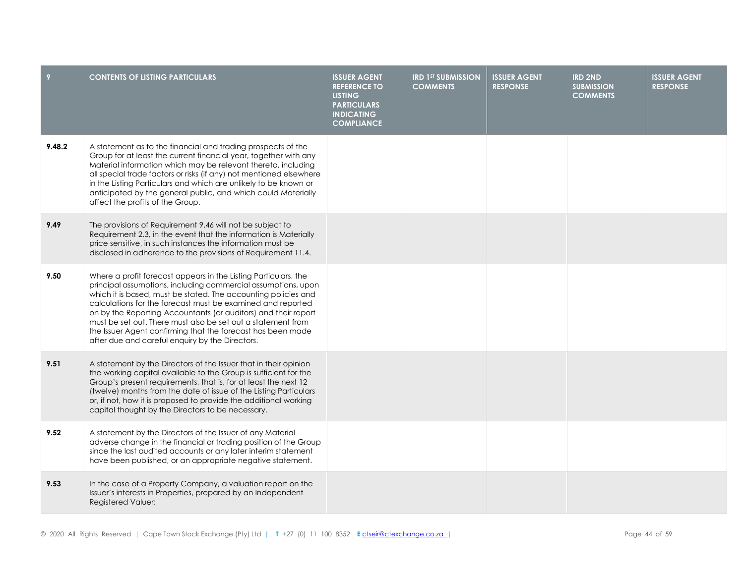| 9 | CONTENTS OF LISTING PARTICULARS | ISSUER AGENT REFERENCE TO LISTING PARTICULARS INDICATING COMPLIANCE | IRD 1ST SUBMISSION COMMENTS | ISSUER AGENT RESPONSE | IRD 2ND SUBMISSION COMMENTS | ISSUER AGENT RESPONSE |
|---|---|---|---|---|---|---|
| 9.48.2 | A statement as to the financial and trading prospects of the Group for at least the current financial year, together with any Material information which may be relevant thereto, including all special trade factors or risks (if any) not mentioned elsewhere in the Listing Particulars and which are unlikely to be known or anticipated by the general public, and which could Materially affect the profits of the Group. | | | | | |
| 9.49 | The provisions of Requirement 9.46 will not be subject to Requirement 2.3, in the event that the information is Materially price sensitive, in such instances the information must be disclosed in adherence to the provisions of Requirement 11.4. | | | | | |
| 9.50 | Where a profit forecast appears in the Listing Particulars, the principal assumptions, including commercial assumptions, upon which it is based, must be stated. The accounting policies and calculations for the forecast must be examined and reported on by the Reporting Accountants (or auditors) and their report must be set out. There must also be set out a statement from the Issuer Agent confirming that the forecast has been made after due and careful enquiry by the Directors. | | | | | |
| 9.51 | A statement by the Directors of the Issuer that in their opinion the working capital available to the Group is sufficient for the Group's present requirements, that is, for at least the next 12 (twelve) months from the date of issue of the Listing Particulars or, if not, how it is proposed to provide the additional working capital thought by the Directors to be necessary. | | | | | |
| 9.52 | A statement by the Directors of the Issuer of any Material adverse change in the financial or trading position of the Group since the last audited accounts or any later interim statement have been published, or an appropriate negative statement. | | | | | |
| 9.53 | In the case of a Property Company, a valuation report on the Issuer's interests in Properties, prepared by an Independent Registered Valuer: | | | | | |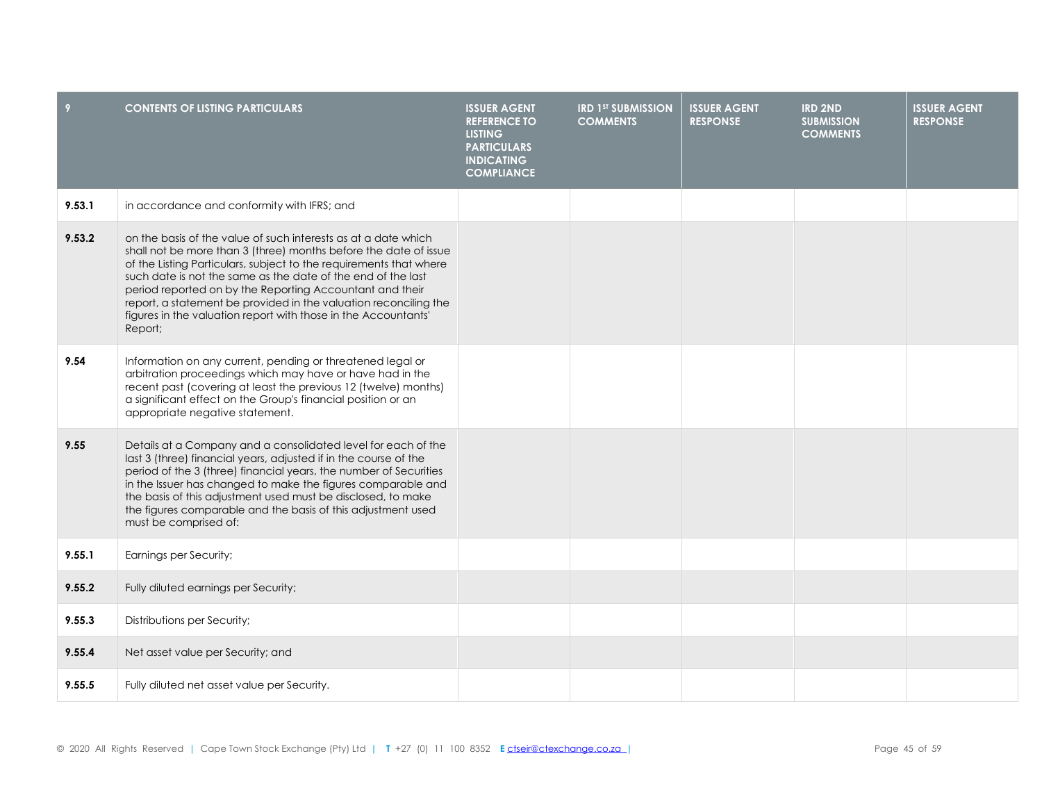| 9 | CONTENTS OF LISTING PARTICULARS | ISSUER AGENT REFERENCE TO LISTING PARTICULARS INDICATING COMPLIANCE | IRD 1ST SUBMISSION COMMENTS | ISSUER AGENT RESPONSE | IRD 2ND SUBMISSION COMMENTS | ISSUER AGENT RESPONSE |
|---|---|---|---|---|---|---|
| **9.53.1** | in accordance and conformity with IFRS; and | | | | | |
| **9.53.2** | on the basis of the value of such interests as at a date which shall not be more than 3 (three) months before the date of issue of the Listing Particulars, subject to the requirements that where such date is not the same as the date of the end of the last period reported on by the Reporting Accountant and their report, a statement be provided in the valuation reconciling the figures in the valuation report with those in the Accountants' Report; | | | | | |
| **9.54** | Information on any current, pending or threatened legal or arbitration proceedings which may have or have had in the recent past (covering at least the previous 12 (twelve) months) a significant effect on the Group's financial position or an appropriate negative statement. | | | | | |
| **9.55** | Details at a Company and a consolidated level for each of the last 3 (three) financial years, adjusted if in the course of the period of the 3 (three) financial years, the number of Securities in the Issuer has changed to make the figures comparable and the basis of this adjustment used must be disclosed, to make the figures comparable and the basis of this adjustment used must be comprised of: | | | | | |
| **9.55.1** | Earnings per Security; | | | | | |
| **9.55.2** | Fully diluted earnings per Security; | | | | | |
| **9.55.3** | Distributions per Security; | | | | | |
| **9.55.4** | Net asset value per Security; and | | | | | |
| **9.55.5** | Fully diluted net asset value per Security. | | | | | |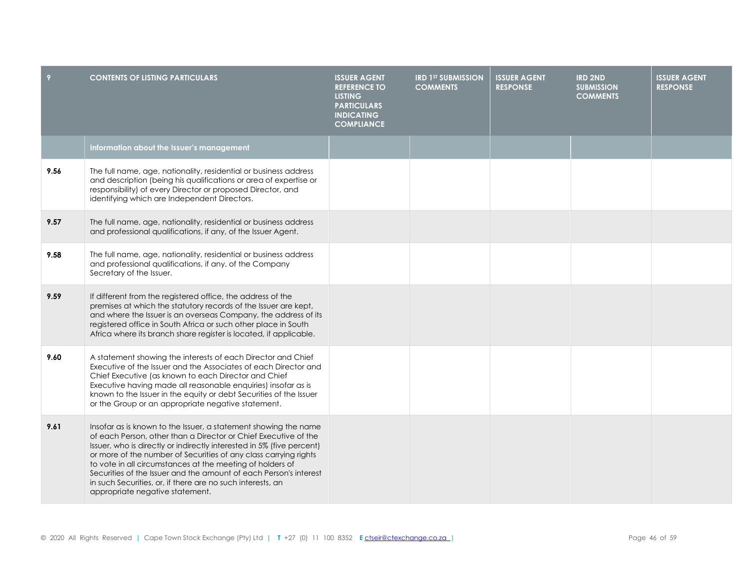| 9 | CONTENTS OF LISTING PARTICULARS | ISSUER AGENT REFERENCE TO LISTING PARTICULARS INDICATING COMPLIANCE | IRD 1ST SUBMISSION COMMENTS | ISSUER AGENT RESPONSE | IRD 2ND SUBMISSION COMMENTS | ISSUER AGENT RESPONSE |
|---|---|---|---|---|---|---|
| | **Information about the Issuer's management** | | | | | |
| **9.56** | The full name, age, nationality, residential or business address and description (being his qualifications or area of expertise or responsibility) of every Director or proposed Director, and identifying which are Independent Directors. | | | | | |
| **9.57** | The full name, age, nationality, residential or business address and professional qualifications, if any, of the Issuer Agent. | | | | | |
| **9.58** | The full name, age, nationality, residential or business address and professional qualifications, if any, of the Company Secretary of the Issuer. | | | | | |
| **9.59** | If different from the registered office, the address of the premises at which the statutory records of the Issuer are kept, and where the Issuer is an overseas Company, the address of its registered office in South Africa or such other place in South Africa where its branch share register is located, if applicable. | | | | | |
| **9.60** | A statement showing the interests of each Director and Chief Executive of the Issuer and the Associates of each Director and Chief Executive (as known to each Director and Chief Executive having made all reasonable enquiries) insofar as is known to the Issuer in the equity or debt Securities of the Issuer or the Group or an appropriate negative statement. | | | | | |
| **9.61** | Insofar as is known to the Issuer, a statement showing the name of each Person, other than a Director or Chief Executive of the Issuer, who is directly or indirectly interested in 5% (five percent) or more of the number of Securities of any class carrying rights to vote in all circumstances at the meeting of holders of Securities of the Issuer and the amount of each Person's interest in such Securities, or, if there are no such interests, an appropriate negative statement. | | | | | |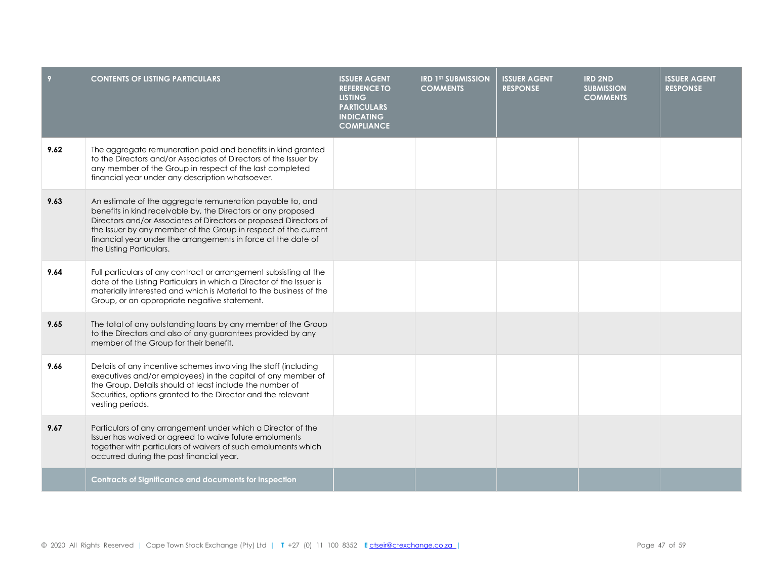| 9 | CONTENTS OF LISTING PARTICULARS | ISSUER AGENT REFERENCE TO LISTING PARTICULARS INDICATING COMPLIANCE | IRD 1ST SUBMISSION COMMENTS | ISSUER AGENT RESPONSE | IRD 2ND SUBMISSION COMMENTS | ISSUER AGENT RESPONSE |
| --- | --- | --- | --- | --- | --- | --- |
| **9.62** | The aggregate remuneration paid and benefits in kind granted to the Directors and/or Associates of Directors of the Issuer by any member of the Group in respect of the last completed financial year under any description whatsoever. | | | | | |
| **9.63** | An estimate of the aggregate remuneration payable to, and benefits in kind receivable by, the Directors or any proposed Directors and/or Associates of Directors or proposed Directors of the Issuer by any member of the Group in respect of the current financial year under the arrangements in force at the date of the Listing Particulars. | | | | | |
| **9.64** | Full particulars of any contract or arrangement subsisting at the date of the Listing Particulars in which a Director of the Issuer is materially interested and which is Material to the business of the Group, or an appropriate negative statement. | | | | | |
| **9.65** | The total of any outstanding loans by any member of the Group to the Directors and also of any guarantees provided by any member of the Group for their benefit. | | | | | |
| **9.66** | Details of any incentive schemes involving the staff (including executives and/or employees) in the capital of any member of the Group. Details should at least include the number of Securities, options granted to the Director and the relevant vesting periods. | | | | | |
| **9.67** | Particulars of any arrangement under which a Director of the Issuer has waived or agreed to waive future emoluments together with particulars of waivers of such emoluments which occurred during the past financial year. | | | | | |
| | **Contracts of Significance and documents for inspection** | | | | | |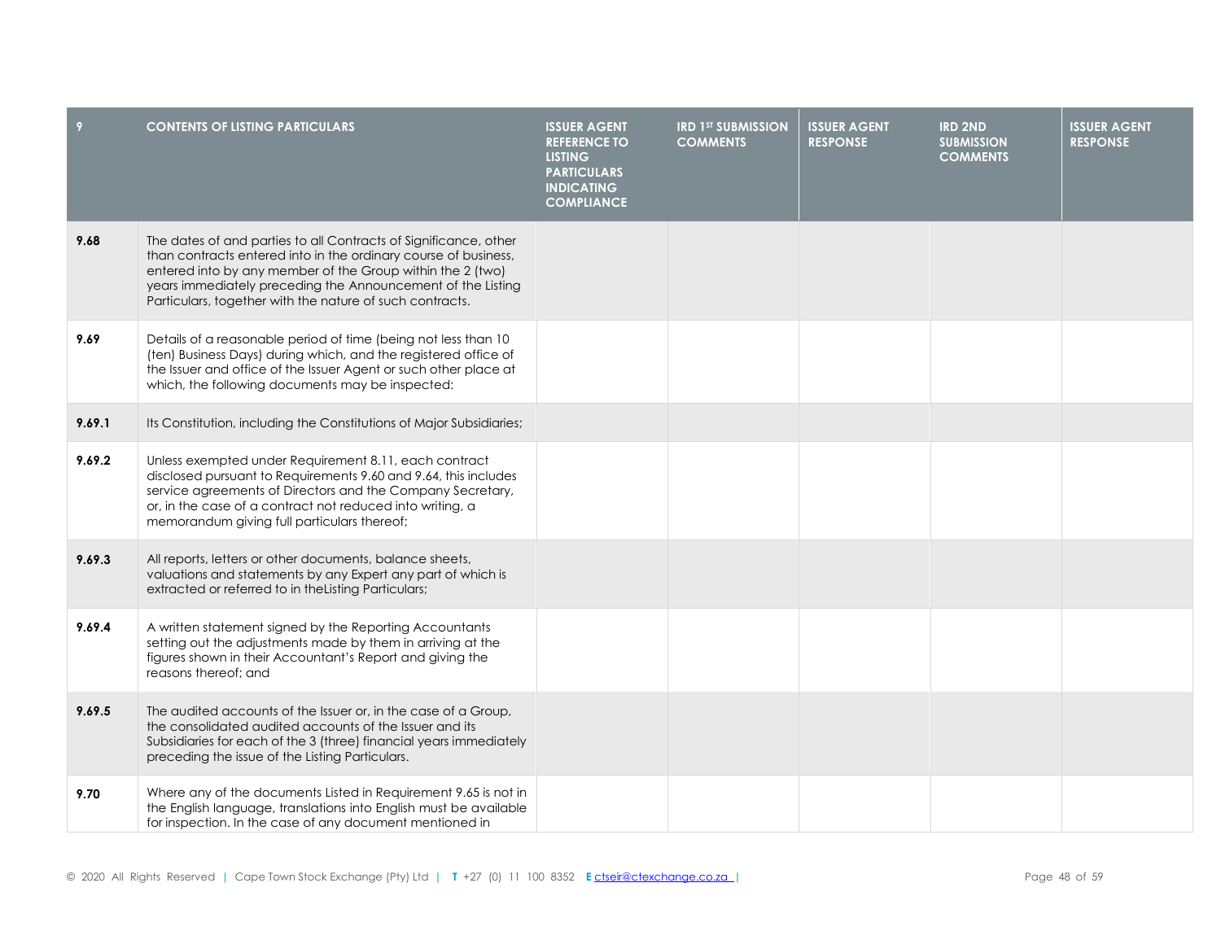| 9 | CONTENTS OF LISTING PARTICULARS | ISSUER AGENT REFERENCE TO LISTING PARTICULARS INDICATING COMPLIANCE | IRD 1ST SUBMISSION COMMENTS | ISSUER AGENT RESPONSE | IRD 2ND SUBMISSION COMMENTS | ISSUER AGENT RESPONSE |
|---|---|---|---|---|---|---|
| **9.68** | The dates of and parties to all Contracts of Significance, other than contracts entered into in the ordinary course of business, entered into by any member of the Group within the 2 (two) years immediately preceding the Announcement of the Listing Particulars, together with the nature of such contracts. | | | | | |
| **9.69** | Details of a reasonable period of time (being not less than 10 (ten) Business Days) during which, and the registered office of the Issuer and office of the Issuer Agent or such other place at which, the following documents may be inspected: | | | | | |
| **9.69.1** | Its Constitution, including the Constitutions of Major Subsidiaries; | | | | | |
| **9.69.2** | Unless exempted under Requirement 8.11, each contract disclosed pursuant to Requirements 9.60 and 9.64, this includes service agreements of Directors and the Company Secretary, or, in the case of a contract not reduced into writing, a memorandum giving full particulars thereof; | | | | | |
| **9.69.3** | All reports, letters or other documents, balance sheets, valuations and statements by any Expert any part of which is extracted or referred to in theListing Particulars; | | | | | |
| **9.69.4** | A written statement signed by the Reporting Accountants setting out the adjustments made by them in arriving at the figures shown in their Accountant's Report and giving the reasons thereof; and | | | | | |
| **9.69.5** | The audited accounts of the Issuer or, in the case of a Group, the consolidated audited accounts of the Issuer and its Subsidiaries for each of the 3 (three) financial years immediately preceding the issue of the Listing Particulars. | | | | | |
| **9.70** | Where any of the documents Listed in Requirement 9.65 is not in the English language, translations into English must be available for inspection. In the case of any document mentioned in | | | | | |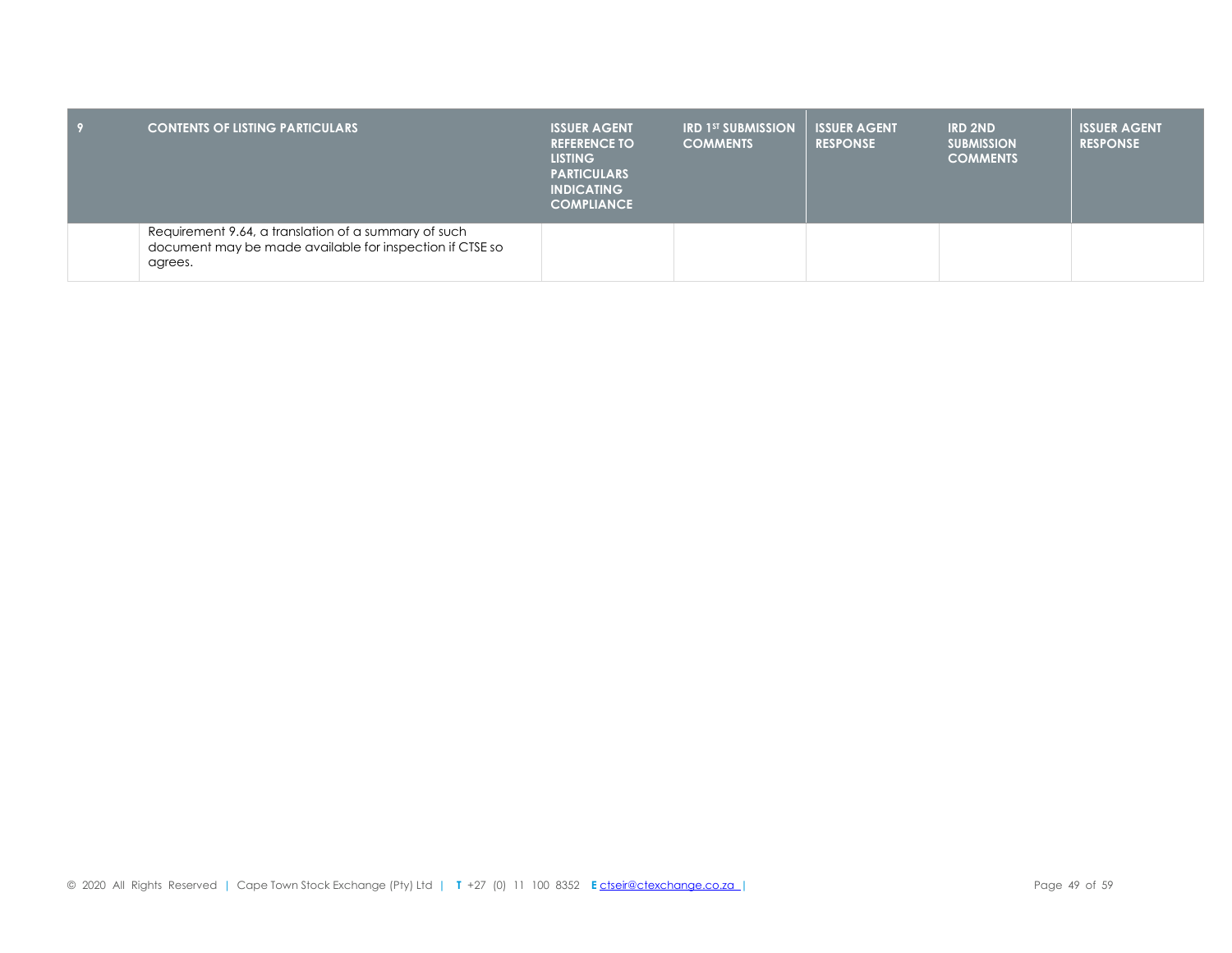| 9 | CONTENTS OF LISTING PARTICULARS | ISSUER AGENT REFERENCE TO LISTING PARTICULARS INDICATING COMPLIANCE | IRD 1ST SUBMISSION COMMENTS | ISSUER AGENT RESPONSE | IRD 2ND SUBMISSION COMMENTS | ISSUER AGENT RESPONSE |
|---|---|---|---|---|---|---|
| | Requirement 9.64, a translation of a summary of such document may be made available for inspection if CTSE so agrees. | | | | | |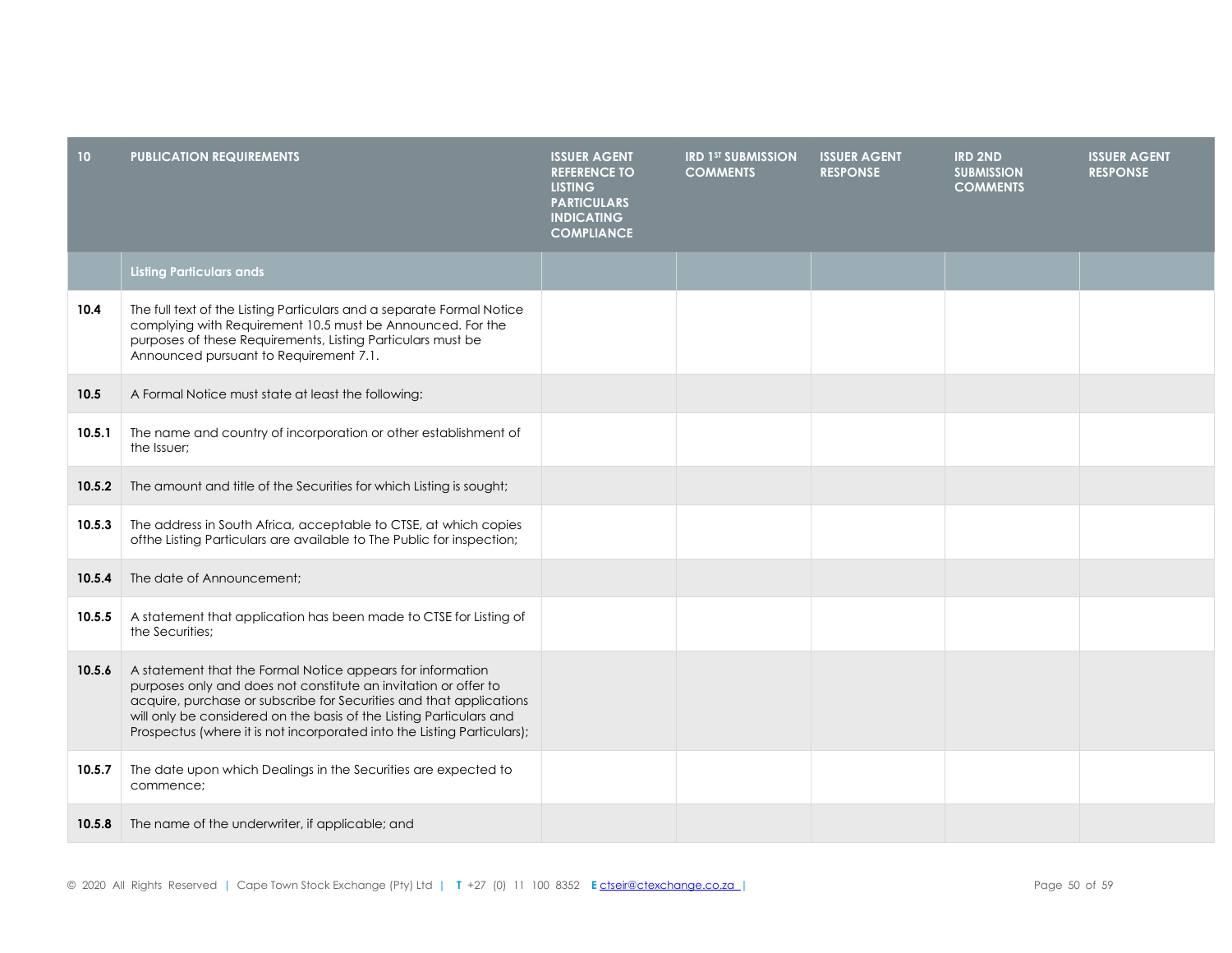| 10 | PUBLICATION REQUIREMENTS | ISSUER AGENT REFERENCE TO LISTING PARTICULARS INDICATING COMPLIANCE | IRD 1ST SUBMISSION COMMENTS | ISSUER AGENT RESPONSE | IRD 2ND SUBMISSION COMMENTS | ISSUER AGENT RESPONSE |
|---|---|---|---|---|---|---|
| | **Listing Particulars ands** | | | | | |
| **10.4** | The full text of the Listing Particulars and a separate Formal Notice complying with Requirement 10.5 must be Announced. For the purposes of these Requirements, Listing Particulars must be Announced pursuant to Requirement 7.1. | | | | | |
| **10.5** | A Formal Notice must state at least the following: | | | | | |
| **10.5.1** | The name and country of incorporation or other establishment of the Issuer; | | | | | |
| **10.5.2** | The amount and title of the Securities for which Listing is sought; | | | | | |
| **10.5.3** | The address in South Africa, acceptable to CTSE, at which copies ofthe Listing Particulars are available to The Public for inspection; | | | | | |
| **10.5.4** | The date of Announcement; | | | | | |
| **10.5.5** | A statement that application has been made to CTSE for Listing of the Securities; | | | | | |
| **10.5.6** | A statement that the Formal Notice appears for information purposes only and does not constitute an invitation or offer to acquire, purchase or subscribe for Securities and that applications will only be considered on the basis of the Listing Particulars and Prospectus (where it is not incorporated into the Listing Particulars); | | | | | |
| **10.5.7** | The date upon which Dealings in the Securities are expected to commence; | | | | | |
| **10.5.8** | The name of the underwriter, if applicable; and | | | | | |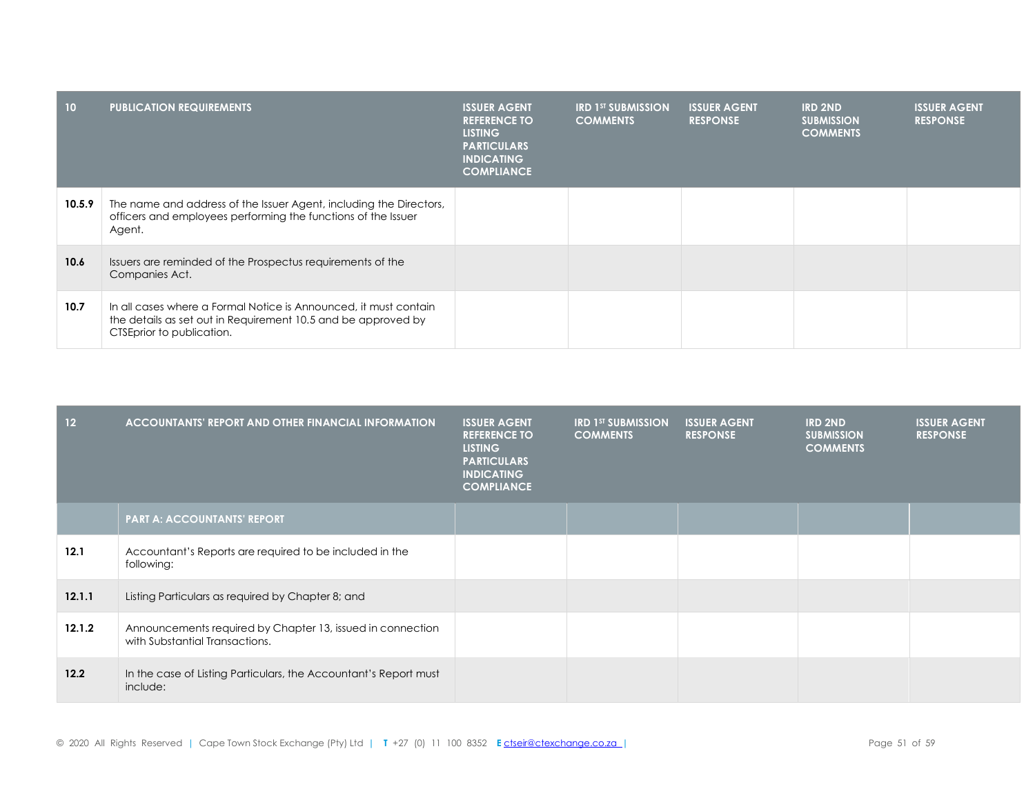| 10 | PUBLICATION REQUIREMENTS | ISSUER AGENT REFERENCE TO LISTING PARTICULARS INDICATING COMPLIANCE | IRD 1ST SUBMISSION COMMENTS | ISSUER AGENT RESPONSE | IRD 2ND SUBMISSION COMMENTS | ISSUER AGENT RESPONSE |
|---|---|---|---|---|---|---|
| **10.5.9** | The name and address of the Issuer Agent, including the Directors, officers and employees performing the functions of the Issuer Agent. | | | | | |
| **10.6** | Issuers are reminded of the Prospectus requirements of the Companies Act. | | | | | |
| **10.7** | In all cases where a Formal Notice is Announced, it must contain the details as set out in Requirement 10.5 and be approved by CTSEprior to publication. | | | | | |

| 12 | ACCOUNTANTS' REPORT AND OTHER FINANCIAL INFORMATION | ISSUER AGENT REFERENCE TO LISTING PARTICULARS INDICATING COMPLIANCE | IRD 1ST SUBMISSION COMMENTS | ISSUER AGENT RESPONSE | IRD 2ND SUBMISSION COMMENTS | ISSUER AGENT RESPONSE |
|---|---|---|---|---|---|---|
| | **PART A: ACCOUNTANTS' REPORT** | | | | | |
| **12.1** | Accountant's Reports are required to be included in the following: | | | | | |
| **12.1.1** | Listing Particulars as required by Chapter 8; and | | | | | |
| **12.1.2** | Announcements required by Chapter 13, issued in connection with Substantial Transactions. | | | | | |
| **12.2** | In the case of Listing Particulars, the Accountant's Report must include: | | | | | |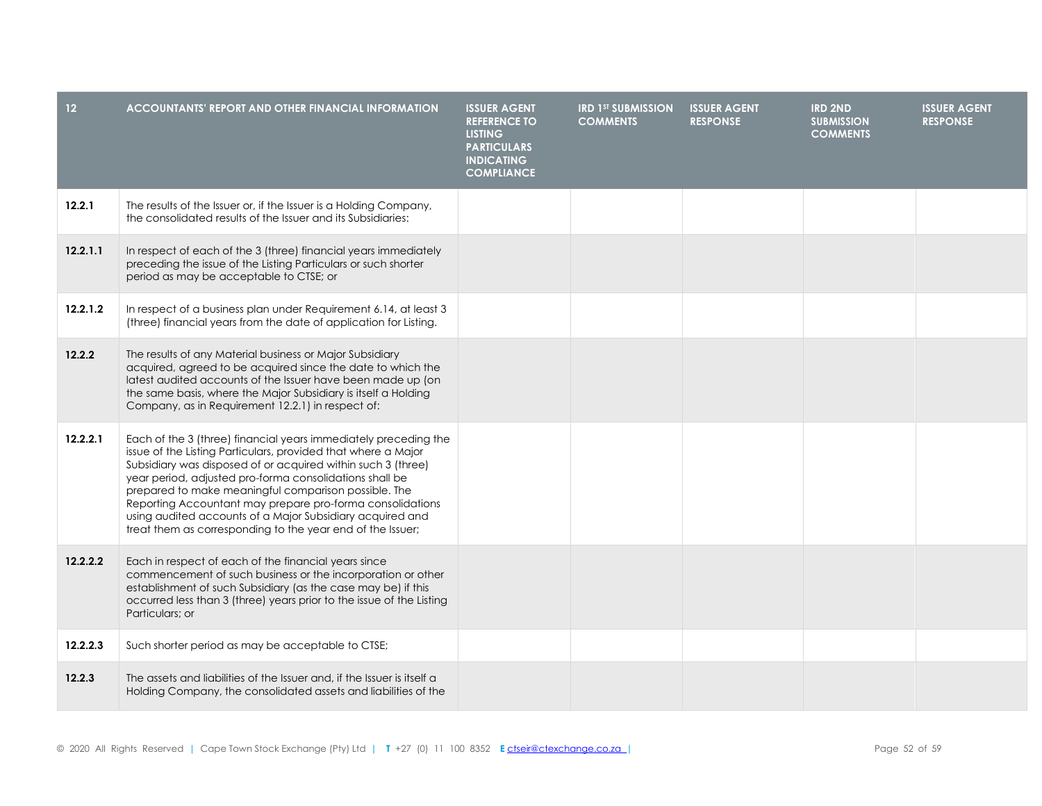| 12 | ACCOUNTANTS' REPORT AND OTHER FINANCIAL INFORMATION | ISSUER AGENT REFERENCE TO LISTING PARTICULARS INDICATING COMPLIANCE | IRD 1ST SUBMISSION COMMENTS | ISSUER AGENT RESPONSE | IRD 2ND SUBMISSION COMMENTS | ISSUER AGENT RESPONSE |
|---|---|---|---|---|---|---|
| **12.2.1** | The results of the Issuer or, if the Issuer is a Holding Company, the consolidated results of the Issuer and its Subsidiaries: | | | | | |
| **12.2.1.1** | In respect of each of the 3 (three) financial years immediately preceding the issue of the Listing Particulars or such shorter period as may be acceptable to CTSE; or | | | | | |
| **12.2.1.2** | In respect of a business plan under Requirement 6.14, at least 3 (three) financial years from the date of application for Listing. | | | | | |
| **12.2.2** | The results of any Material business or Major Subsidiary acquired, agreed to be acquired since the date to which the latest audited accounts of the Issuer have been made up (on the same basis, where the Major Subsidiary is itself a Holding Company, as in Requirement 12.2.1) in respect of: | | | | | |
| **12.2.2.1** | Each of the 3 (three) financial years immediately preceding the issue of the Listing Particulars, provided that where a Major Subsidiary was disposed of or acquired within such 3 (three) year period, adjusted pro-forma consolidations shall be prepared to make meaningful comparison possible. The Reporting Accountant may prepare pro-forma consolidations using audited accounts of a Major Subsidiary acquired and treat them as corresponding to the year end of the Issuer; | | | | | |
| **12.2.2.2** | Each in respect of each of the financial years since commencement of such business or the incorporation or other establishment of such Subsidiary (as the case may be) if this occurred less than 3 (three) years prior to the issue of the Listing Particulars; or | | | | | |
| **12.2.2.3** | Such shorter period as may be acceptable to CTSE; | | | | | |
| **12.2.3** | The assets and liabilities of the Issuer and, if the Issuer is itself a Holding Company, the consolidated assets and liabilities of the | | | | | |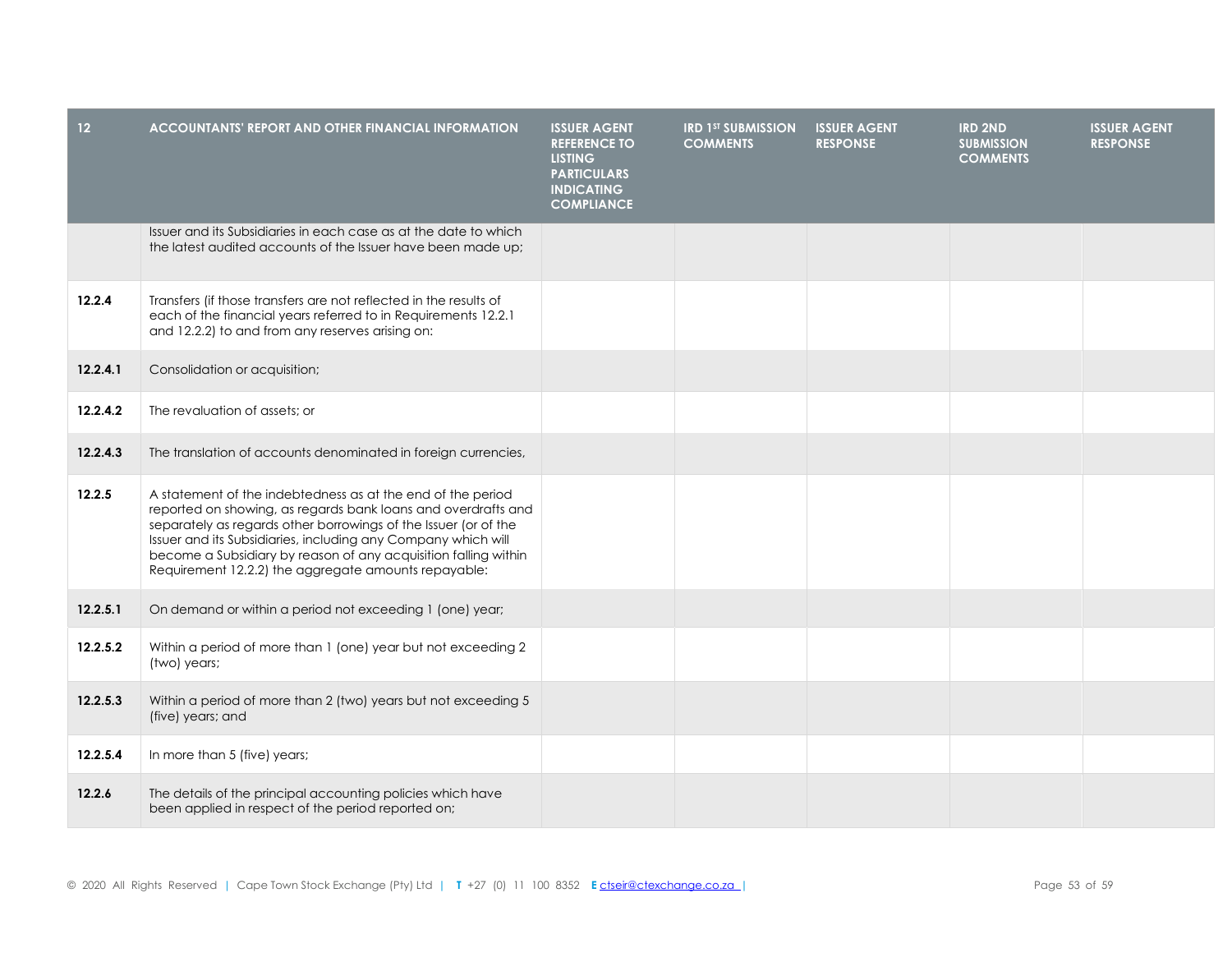| 12 | ACCOUNTANTS' REPORT AND OTHER FINANCIAL INFORMATION | ISSUER AGENT REFERENCE TO LISTING PARTICULARS INDICATING COMPLIANCE | IRD 1ST SUBMISSION COMMENTS | ISSUER AGENT RESPONSE | IRD 2ND SUBMISSION COMMENTS | ISSUER AGENT RESPONSE |
|---|---|---|---|---|---|---|
| | Issuer and its Subsidiaries in each case as at the date to which the latest audited accounts of the Issuer have been made up; | | | | | |
| **12.2.4** | Transfers (if those transfers are not reflected in the results of each of the financial years referred to in Requirements 12.2.1 and 12.2.2) to and from any reserves arising on: | | | | | |
| **12.2.4.1** | Consolidation or acquisition; | | | | | |
| **12.2.4.2** | The revaluation of assets; or | | | | | |
| **12.2.4.3** | The translation of accounts denominated in foreign currencies, | | | | | |
| **12.2.5** | A statement of the indebtedness as at the end of the period reported on showing, as regards bank loans and overdrafts and separately as regards other borrowings of the Issuer (or of the Issuer and its Subsidiaries, including any Company which will become a Subsidiary by reason of any acquisition falling within Requirement 12.2.2) the aggregate amounts repayable: | | | | | |
| **12.2.5.1** | On demand or within a period not exceeding 1 (one) year; | | | | | |
| **12.2.5.2** | Within a period of more than 1 (one) year but not exceeding 2 (two) years; | | | | | |
| **12.2.5.3** | Within a period of more than 2 (two) years but not exceeding 5 (five) years; and | | | | | |
| **12.2.5.4** | In more than 5 (five) years; | | | | | |
| **12.2.6** | The details of the principal accounting policies which have been applied in respect of the period reported on; | | | | | |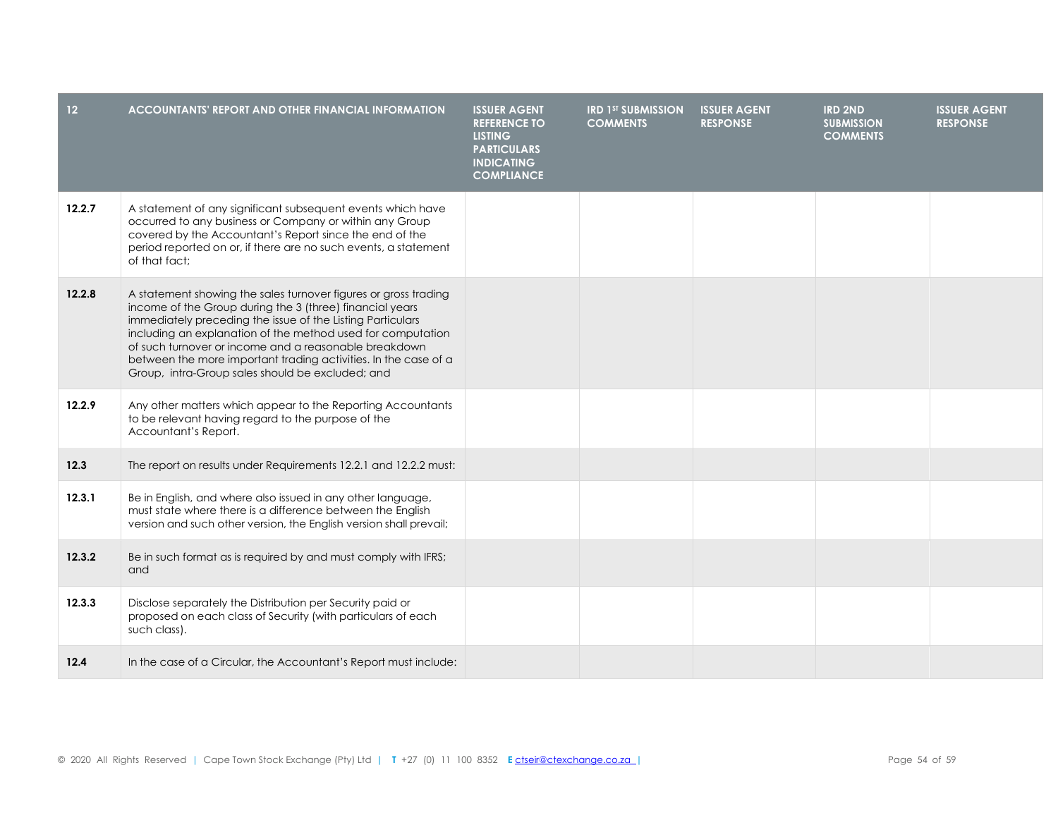| 12 | ACCOUNTANTS' REPORT AND OTHER FINANCIAL INFORMATION | ISSUER AGENT REFERENCE TO LISTING PARTICULARS INDICATING COMPLIANCE | IRD 1ST SUBMISSION COMMENTS | ISSUER AGENT RESPONSE | IRD 2ND SUBMISSION COMMENTS | ISSUER AGENT RESPONSE |
|---|---|---|---|---|---|---|
| **12.2.7** | A statement of any significant subsequent events which have occurred to any business or Company or within any Group covered by the Accountant's Report since the end of the period reported on or, if there are no such events, a statement of that fact; | | | | | |
| **12.2.8** | A statement showing the sales turnover figures or gross trading income of the Group during the 3 (three) financial years immediately preceding the issue of the Listing Particulars including an explanation of the method used for computation of such turnover or income and a reasonable breakdown between the more important trading activities. In the case of a Group, intra-Group sales should be excluded; and | | | | | |
| **12.2.9** | Any other matters which appear to the Reporting Accountants to be relevant having regard to the purpose of the Accountant's Report. | | | | | |
| **12.3** | The report on results under Requirements 12.2.1 and 12.2.2 must: | | | | | |
| **12.3.1** | Be in English, and where also issued in any other language, must state where there is a difference between the English version and such other version, the English version shall prevail; | | | | | |
| **12.3.2** | Be in such format as is required by and must comply with IFRS; and | | | | | |
| **12.3.3** | Disclose separately the Distribution per Security paid or proposed on each class of Security (with particulars of each such class). | | | | | |
| **12.4** | In the case of a Circular, the Accountant's Report must include: | | | | | |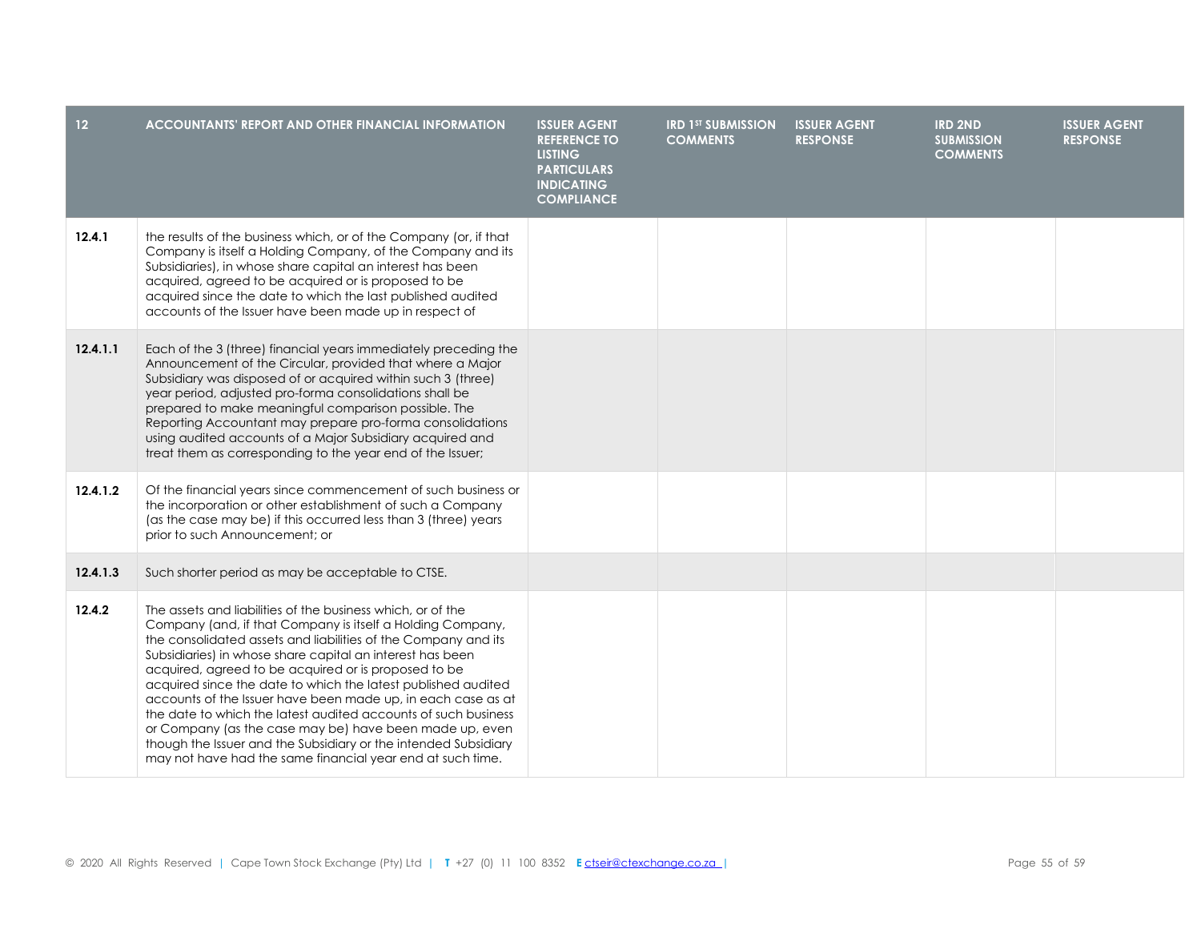| 12 | ACCOUNTANTS' REPORT AND OTHER FINANCIAL INFORMATION | ISSUER AGENT REFERENCE TO LISTING PARTICULARS INDICATING COMPLIANCE | IRD 1ST SUBMISSION COMMENTS | ISSUER AGENT RESPONSE | IRD 2ND SUBMISSION COMMENTS | ISSUER AGENT RESPONSE |
|---|---|---|---|---|---|---|
| **12.4.1** | the results of the business which, or of the Company (or, if that Company is itself a Holding Company, of the Company and its Subsidiaries), in whose share capital an interest has been acquired, agreed to be acquired or is proposed to be acquired since the date to which the last published audited accounts of the Issuer have been made up in respect of | | | | | |
| **12.4.1.1** | Each of the 3 (three) financial years immediately preceding the Announcement of the Circular, provided that where a Major Subsidiary was disposed of or acquired within such 3 (three) year period, adjusted pro-forma consolidations shall be prepared to make meaningful comparison possible. The Reporting Accountant may prepare pro-forma consolidations using audited accounts of a Major Subsidiary acquired and treat them as corresponding to the year end of the Issuer; | | | | | |
| **12.4.1.2** | Of the financial years since commencement of such business or the incorporation or other establishment of such a Company (as the case may be) if this occurred less than 3 (three) years prior to such Announcement; or | | | | | |
| **12.4.1.3** | Such shorter period as may be acceptable to CTSE. | | | | | |
| **12.4.2** | The assets and liabilities of the business which, or of the Company (and, if that Company is itself a Holding Company, the consolidated assets and liabilities of the Company and its Subsidiaries) in whose share capital an interest has been acquired, agreed to be acquired or is proposed to be acquired since the date to which the latest published audited accounts of the Issuer have been made up, in each case as at the date to which the latest audited accounts of such business or Company (as the case may be) have been made up, even though the Issuer and the Subsidiary or the intended Subsidiary may not have had the same financial year end at such time. | | | | | |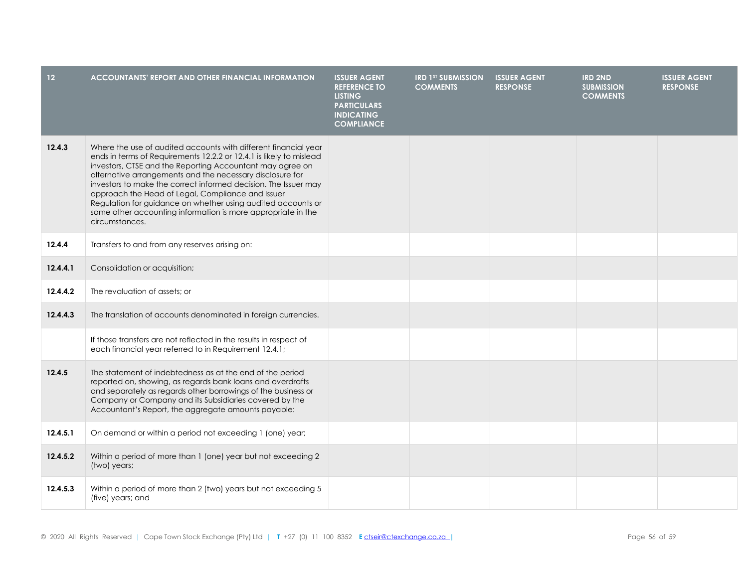| 12 | ACCOUNTANTS' REPORT AND OTHER FINANCIAL INFORMATION | ISSUER AGENT REFERENCE TO LISTING PARTICULARS INDICATING COMPLIANCE | IRD 1ST SUBMISSION COMMENTS | ISSUER AGENT RESPONSE | IRD 2ND SUBMISSION COMMENTS | ISSUER AGENT RESPONSE |
|---|---|---|---|---|---|---|
| **12.4.3** | Where the use of audited accounts with different financial year ends in terms of Requirements 12.2.2 or 12.4.1 is likely to mislead investors, CTSE and the Reporting Accountant may agree on alternative arrangements and the necessary disclosure for investors to make the correct informed decision. The Issuer may approach the Head of Legal, Compliance and Issuer Regulation for guidance on whether using audited accounts or some other accounting information is more appropriate in the circumstances. | | | | | |
| **12.4.4** | Transfers to and from any reserves arising on: | | | | | |
| **12.4.4.1** | Consolidation or acquisition; | | | | | |
| **12.4.4.2** | The revaluation of assets; or | | | | | |
| **12.4.4.3** | The translation of accounts denominated in foreign currencies. | | | | | |
| | If those transfers are not reflected in the results in respect of each financial year referred to in Requirement 12.4.1; | | | | | |
| **12.4.5** | The statement of indebtedness as at the end of the period reported on, showing, as regards bank loans and overdrafts and separately as regards other borrowings of the business or Company or Company and its Subsidiaries covered by the Accountant's Report, the aggregate amounts payable: | | | | | |
| **12.4.5.1** | On demand or within a period not exceeding 1 (one) year; | | | | | |
| **12.4.5.2** | Within a period of more than 1 (one) year but not exceeding 2 (two) years; | | | | | |
| **12.4.5.3** | Within a period of more than 2 (two) years but not exceeding 5 (five) years; and | | | | | |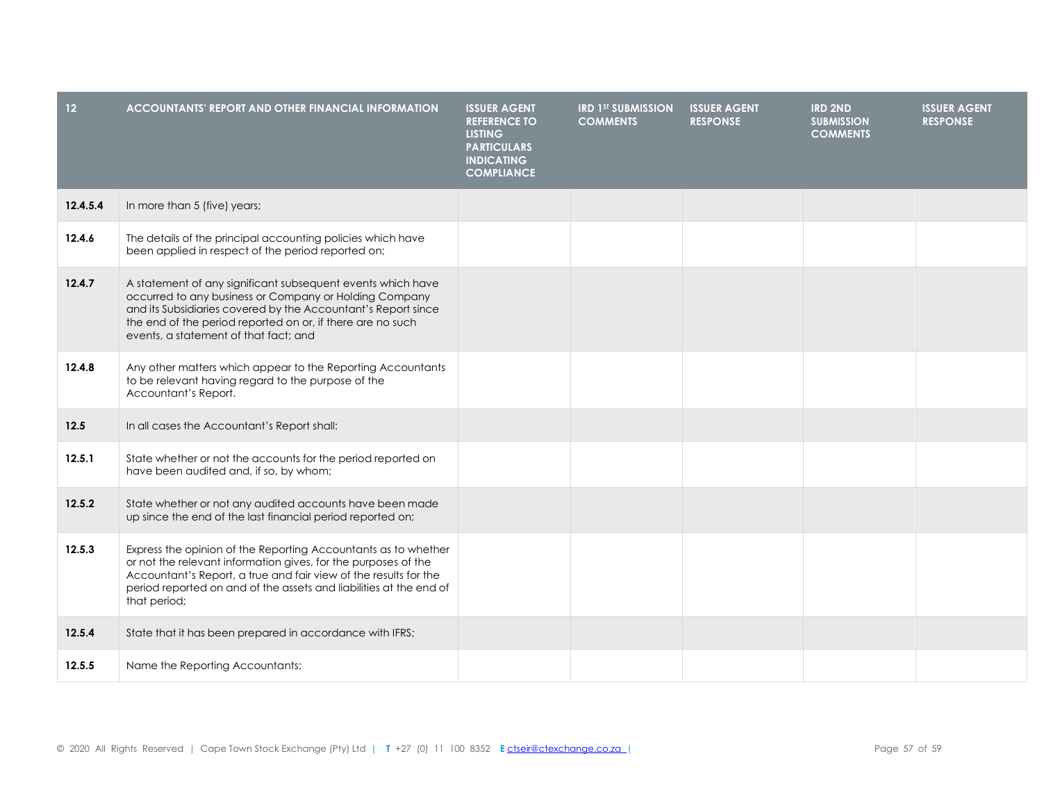| 12 | ACCOUNTANTS' REPORT AND OTHER FINANCIAL INFORMATION | ISSUER AGENT REFERENCE TO LISTING PARTICULARS INDICATING COMPLIANCE | IRD 1ST SUBMISSION COMMENTS | ISSUER AGENT RESPONSE | IRD 2ND SUBMISSION COMMENTS | ISSUER AGENT RESPONSE |
|---|---|---|---|---|---|---|
| 12.4.5.4 | In more than 5 (five) years; | | | | | |
| 12.4.6 | The details of the principal accounting policies which have been applied in respect of the period reported on; | | | | | |
| 12.4.7 | A statement of any significant subsequent events which have occurred to any business or Company or Holding Company and its Subsidiaries covered by the Accountant's Report since the end of the period reported on or, if there are no such events, a statement of that fact; and | | | | | |
| 12.4.8 | Any other matters which appear to the Reporting Accountants to be relevant having regard to the purpose of the Accountant's Report. | | | | | |
| 12.5 | In all cases the Accountant's Report shall: | | | | | |
| 12.5.1 | State whether or not the accounts for the period reported on have been audited and, if so, by whom; | | | | | |
| 12.5.2 | State whether or not any audited accounts have been made up since the end of the last financial period reported on; | | | | | |
| 12.5.3 | Express the opinion of the Reporting Accountants as to whether or not the relevant information gives, for the purposes of the Accountant's Report, a true and fair view of the results for the period reported on and of the assets and liabilities at the end of that period; | | | | | |
| 12.5.4 | State that it has been prepared in accordance with IFRS; | | | | | |
| 12.5.5 | Name the Reporting Accountants; | | | | | |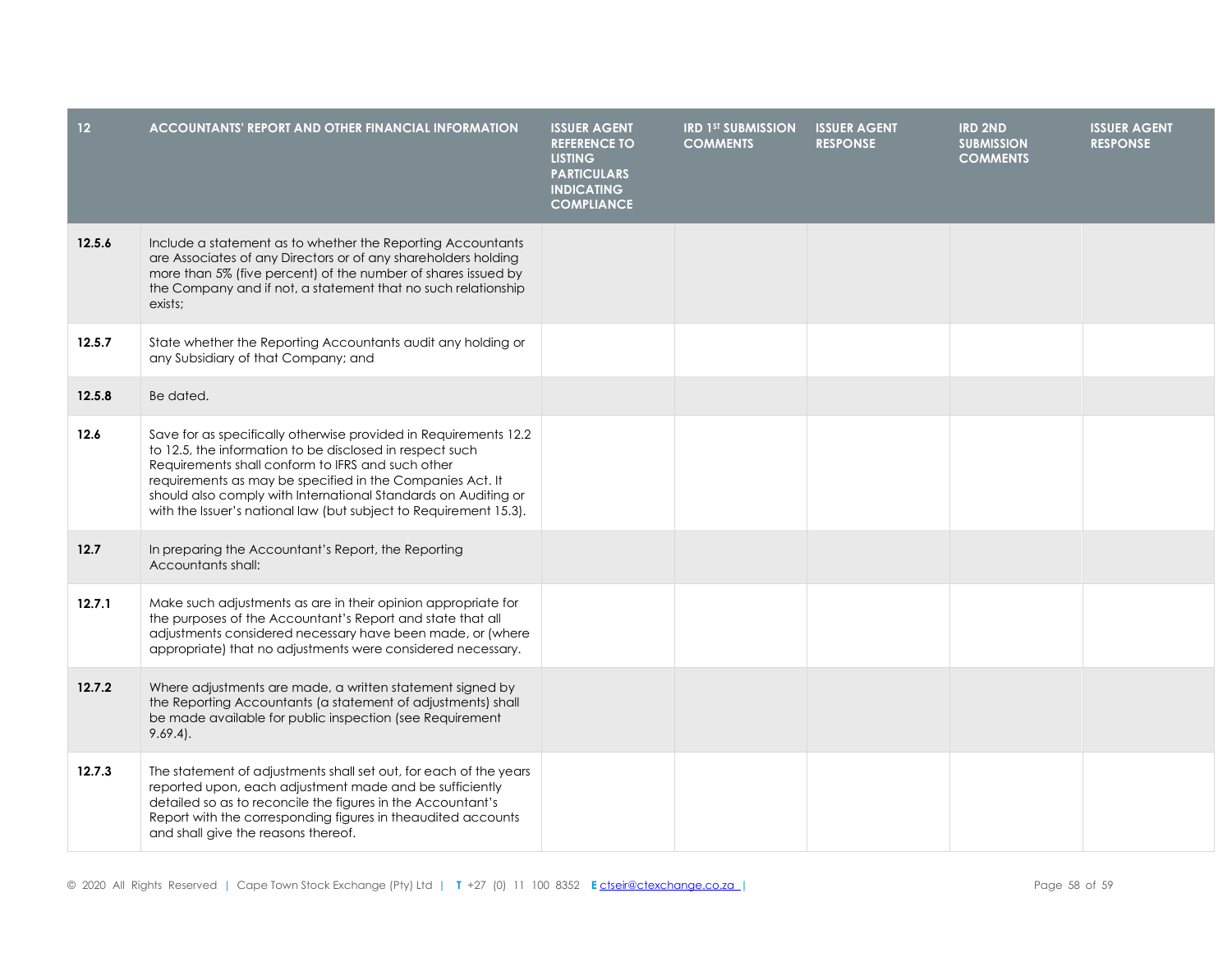| 12 | ACCOUNTANTS' REPORT AND OTHER FINANCIAL INFORMATION | ISSUER AGENT REFERENCE TO LISTING PARTICULARS INDICATING COMPLIANCE | IRD 1ST SUBMISSION COMMENTS | ISSUER AGENT RESPONSE | IRD 2ND SUBMISSION COMMENTS | ISSUER AGENT RESPONSE |
|---|---|---|---|---|---|---|
| **12.5.6** | Include a statement as to whether the Reporting Accountants are Associates of any Directors or of any shareholders holding more than 5% (five percent) of the number of shares issued by the Company and if not, a statement that no such relationship exists; | | | | | |
| **12.5.7** | State whether the Reporting Accountants audit any holding or any Subsidiary of that Company; and | | | | | |
| **12.5.8** | Be dated. | | | | | |
| **12.6** | Save for as specifically otherwise provided in Requirements 12.2 to 12.5, the information to be disclosed in respect such Requirements shall conform to IFRS and such other requirements as may be specified in the Companies Act. It should also comply with International Standards on Auditing or with the Issuer's national law (but subject to Requirement 15.3). | | | | | |
| **12.7** | In preparing the Accountant's Report, the Reporting Accountants shall: | | | | | |
| **12.7.1** | Make such adjustments as are in their opinion appropriate for the purposes of the Accountant's Report and state that all adjustments considered necessary have been made, or (where appropriate) that no adjustments were considered necessary. | | | | | |
| **12.7.2** | Where adjustments are made, a written statement signed by the Reporting Accountants (a statement of adjustments) shall be made available for public inspection (see Requirement 9.69.4). | | | | | |
| **12.7.3** | The statement of adjustments shall set out, for each of the years reported upon, each adjustment made and be sufficiently detailed so as to reconcile the figures in the Accountant's Report with the corresponding figures in theaudited accounts and shall give the reasons thereof. | | | | | |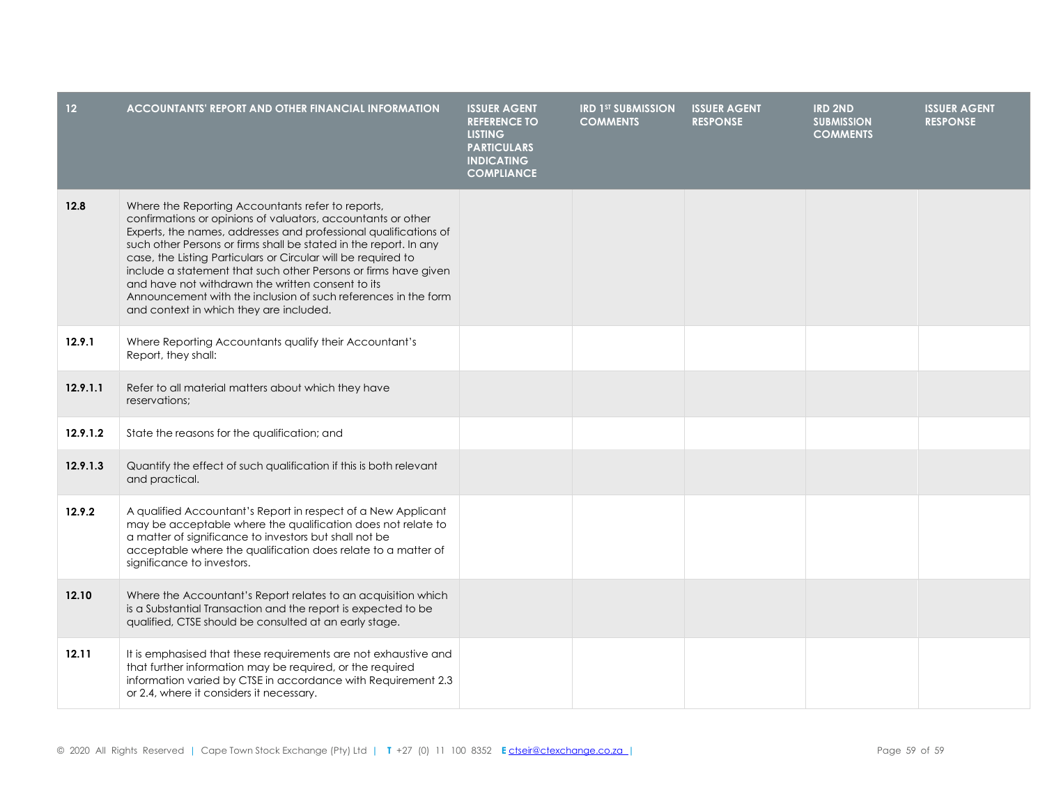| 12 | ACCOUNTANTS' REPORT AND OTHER FINANCIAL INFORMATION | ISSUER AGENT REFERENCE TO LISTING PARTICULARS INDICATING COMPLIANCE | IRD 1ST SUBMISSION COMMENTS | ISSUER AGENT RESPONSE | IRD 2ND SUBMISSION COMMENTS | ISSUER AGENT RESPONSE |
|---|---|---|---|---|---|---|
| **12.8** | Where the Reporting Accountants refer to reports, confirmations or opinions of valuators, accountants or other Experts, the names, addresses and professional qualifications of such other Persons or firms shall be stated in the report. In any case, the Listing Particulars or Circular will be required to include a statement that such other Persons or firms have given and have not withdrawn the written consent to its Announcement with the inclusion of such references in the form and context in which they are included. | | | | | |
| **12.9.1** | Where Reporting Accountants qualify their Accountant's Report, they shall: | | | | | |
| **12.9.1.1** | Refer to all material matters about which they have reservations; | | | | | |
| **12.9.1.2** | State the reasons for the qualification; and | | | | | |
| **12.9.1.3** | Quantify the effect of such qualification if this is both relevant and practical. | | | | | |
| **12.9.2** | A qualified Accountant's Report in respect of a New Applicant may be acceptable where the qualification does not relate to a matter of significance to investors but shall not be acceptable where the qualification does relate to a matter of significance to investors. | | | | | |
| **12.10** | Where the Accountant's Report relates to an acquisition which is a Substantial Transaction and the report is expected to be qualified, CTSE should be consulted at an early stage. | | | | | |
| **12.11** | It is emphasised that these requirements are not exhaustive and that further information may be required, or the required information varied by CTSE in accordance with Requirement 2.3 or 2.4, where it considers it necessary. | | | | | |